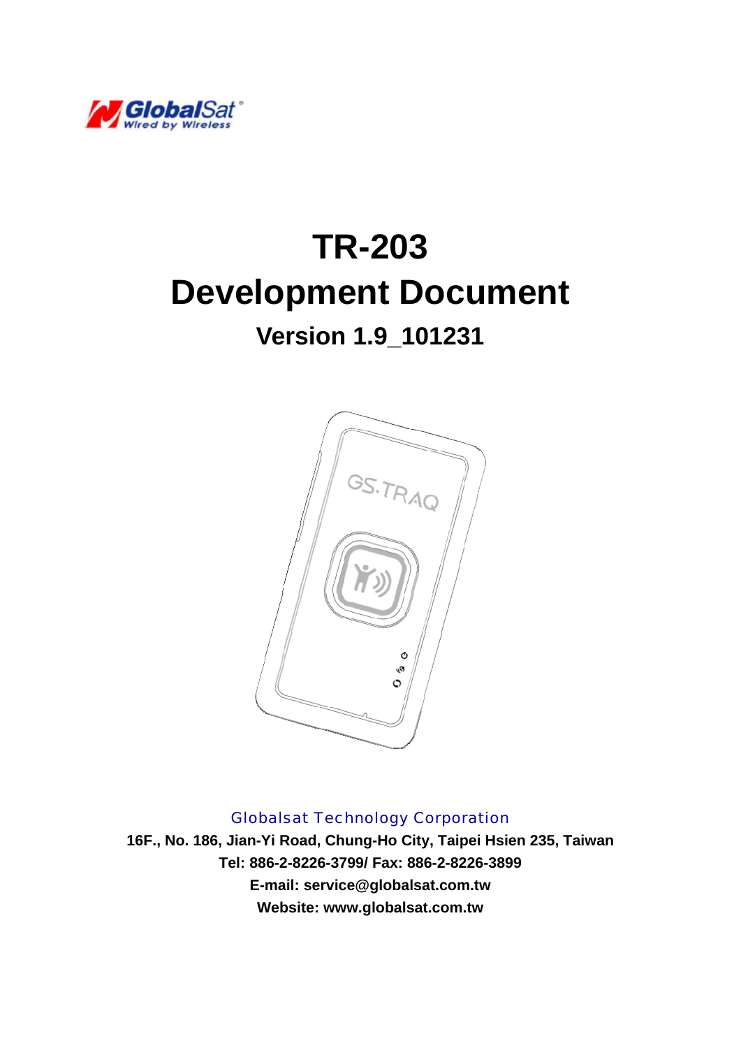# TR-203
# Development Document
## Version 1.9_101231

Globalsat Technology Corporation

**16F., No. 186, Jian-Yi Road, Chung-Ho City, Taipei Hsien 235, Taiwan**
**Tel: 886-2-8226-3799/ Fax: 886-2-8226-3899**
**E-mail: service@globalsat.com.tw**
**Website: www.globalsat.com.tw**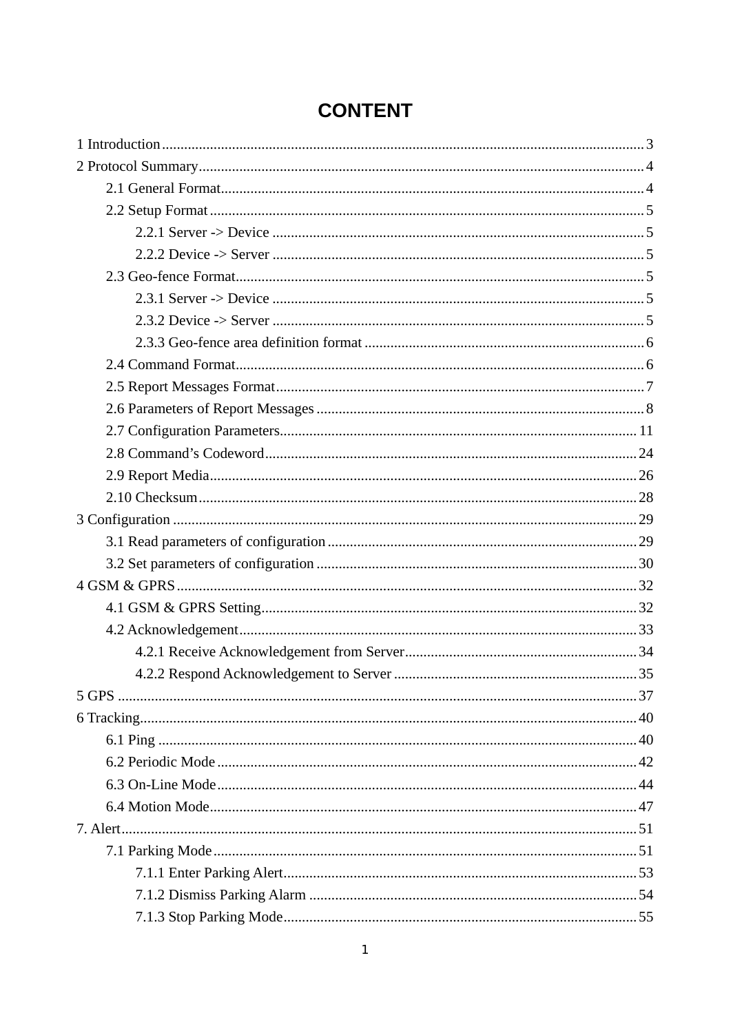# CONTENT

1 Introduction ........................................................ 3
2 Protocol Summary ........................................................ 4
    2.1 General Format ........................................................ 4
    2.2 Setup Format ........................................................ 5
        2.2.1 Server -> Device ........................................................ 5
        2.2.2 Device -> Server ........................................................ 5
    2.3 Geo-fence Format ........................................................ 5
        2.3.1 Server -> Device ........................................................ 5
        2.3.2 Device -> Server ........................................................ 5
        2.3.3 Geo-fence area definition format ........................................................ 6
    2.4 Command Format ........................................................ 6
    2.5 Report Messages Format ........................................................ 7
    2.6 Parameters of Report Messages ........................................................ 8
    2.7 Configuration Parameters ........................................................ 11
    2.8 Command’s Codeword ........................................................ 24
    2.9 Report Media ........................................................ 26
    2.10 Checksum ........................................................ 28
3 Configuration ........................................................ 29
    3.1 Read parameters of configuration ........................................................ 29
    3.2 Set parameters of configuration ........................................................ 30
4 GSM & GPRS ........................................................ 32
    4.1 GSM & GPRS Setting ........................................................ 32
    4.2 Acknowledgement ........................................................ 33
        4.2.1 Receive Acknowledgement from Server ........................................................ 34
        4.2.2 Respond Acknowledgement to Server ........................................................ 35
5 GPS ........................................................ 37
6 Tracking ........................................................ 40
    6.1 Ping ........................................................ 40
    6.2 Periodic Mode ........................................................ 42
    6.3 On-Line Mode ........................................................ 44
    6.4 Motion Mode ........................................................ 47
7. Alert ........................................................ 51
    7.1 Parking Mode ........................................................ 51
        7.1.1 Enter Parking Alert ........................................................ 53
        7.1.2 Dismiss Parking Alarm ........................................................ 54
        7.1.3 Stop Parking Mode ........................................................ 55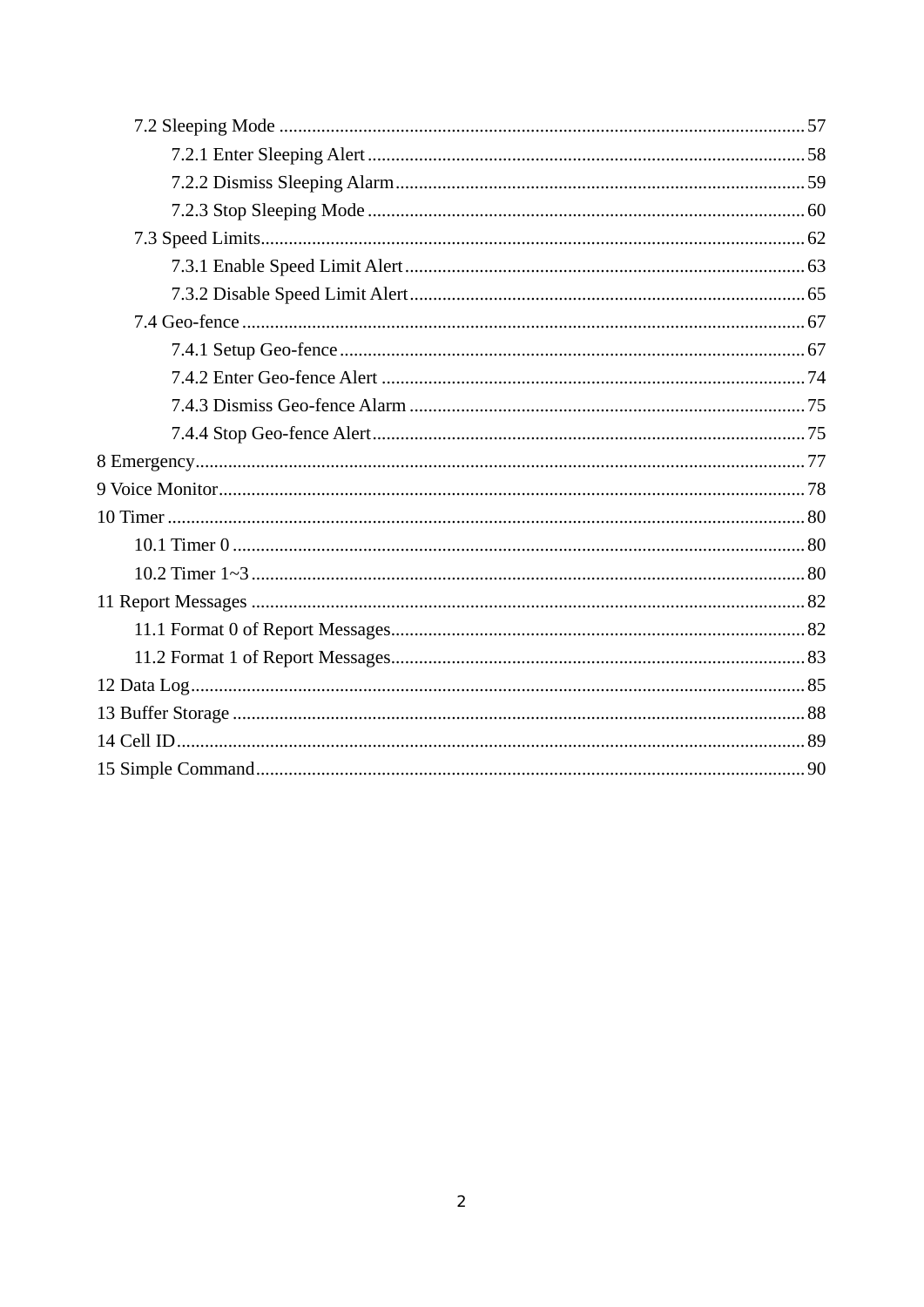7.2 Sleeping Mode ........................................................................................................... 57

7.2.1 Enter Sleeping Alert ............................................................................................ 58

7.2.2 Dismiss Sleeping Alarm ....................................................................................... 59

7.2.3 Stop Sleeping Mode ............................................................................................ 60

7.3 Speed Limits.................................................................................................................. 62

7.3.1 Enable Speed Limit Alert ..................................................................................... 63

7.3.2 Disable Speed Limit Alert .................................................................................... 65

7.4 Geo-fence ...................................................................................................................... 67

7.4.1 Setup Geo-fence .................................................................................................. 67

7.4.2 Enter Geo-fence Alert .......................................................................................... 74

7.4.3 Dismiss Geo-fence Alarm .................................................................................... 75

7.4.4 Stop Geo-fence Alert ........................................................................................... 75

8 Emergency.............................................................................................................................. 77

9 Voice Monitor......................................................................................................................... 78

10 Timer .................................................................................................................................... 80

10.1 Timer 0 ........................................................................................................................ 80

10.2 Timer 1~3 .................................................................................................................... 80

11 Report Messages .................................................................................................................. 82

11.1 Format 0 of Report Messages...................................................................................... 82

11.2 Format 1 of Report Messages...................................................................................... 83

12 Data Log................................................................................................................................ 85

13 Buffer Storage ...................................................................................................................... 88

14 Cell ID................................................................................................................................... 89

15 Simple Command.................................................................................................................. 90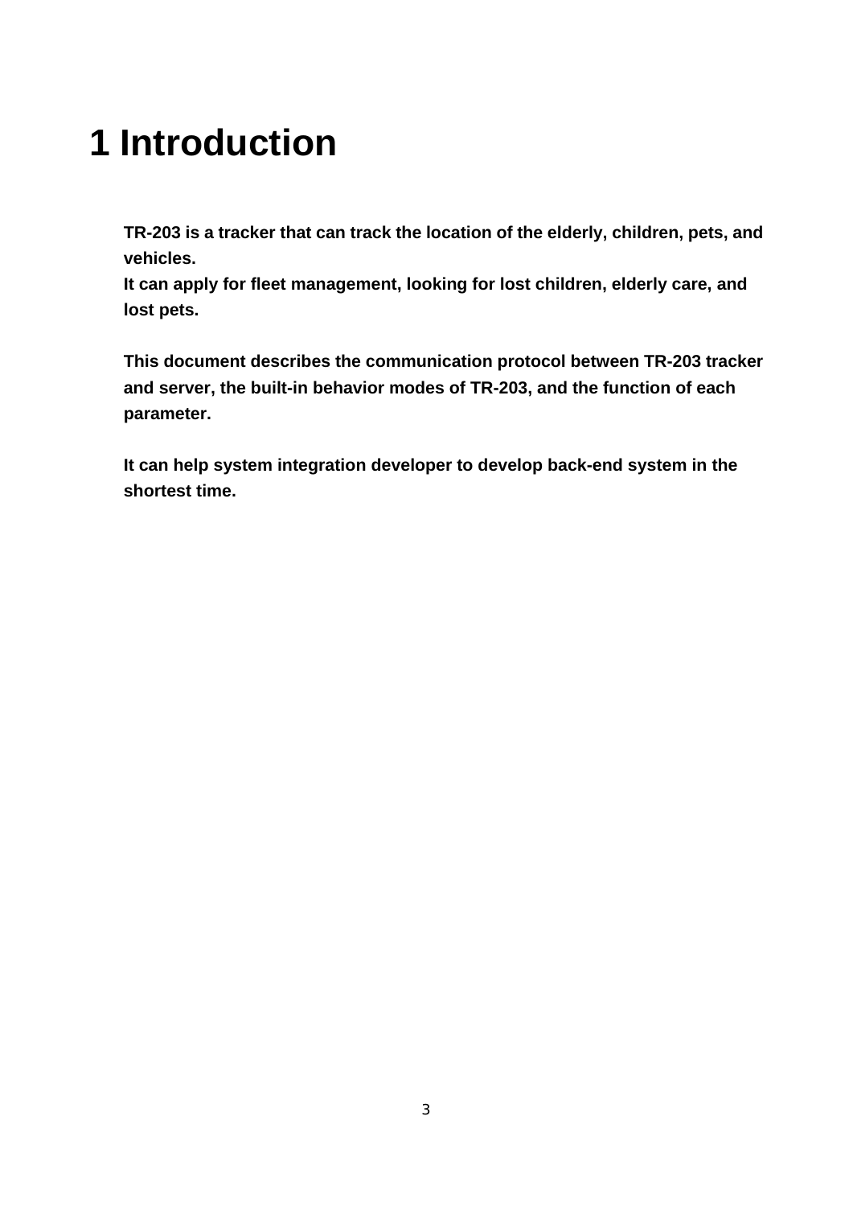# 1 Introduction

**TR-203 is a tracker that can track the location of the elderly, children, pets, and vehicles.**
**It can apply for fleet management, looking for lost children, elderly care, and lost pets.**

**This document describes the communication protocol between TR-203 tracker and server, the built-in behavior modes of TR-203, and the function of each parameter.**

**It can help system integration developer to develop back-end system in the shortest time.**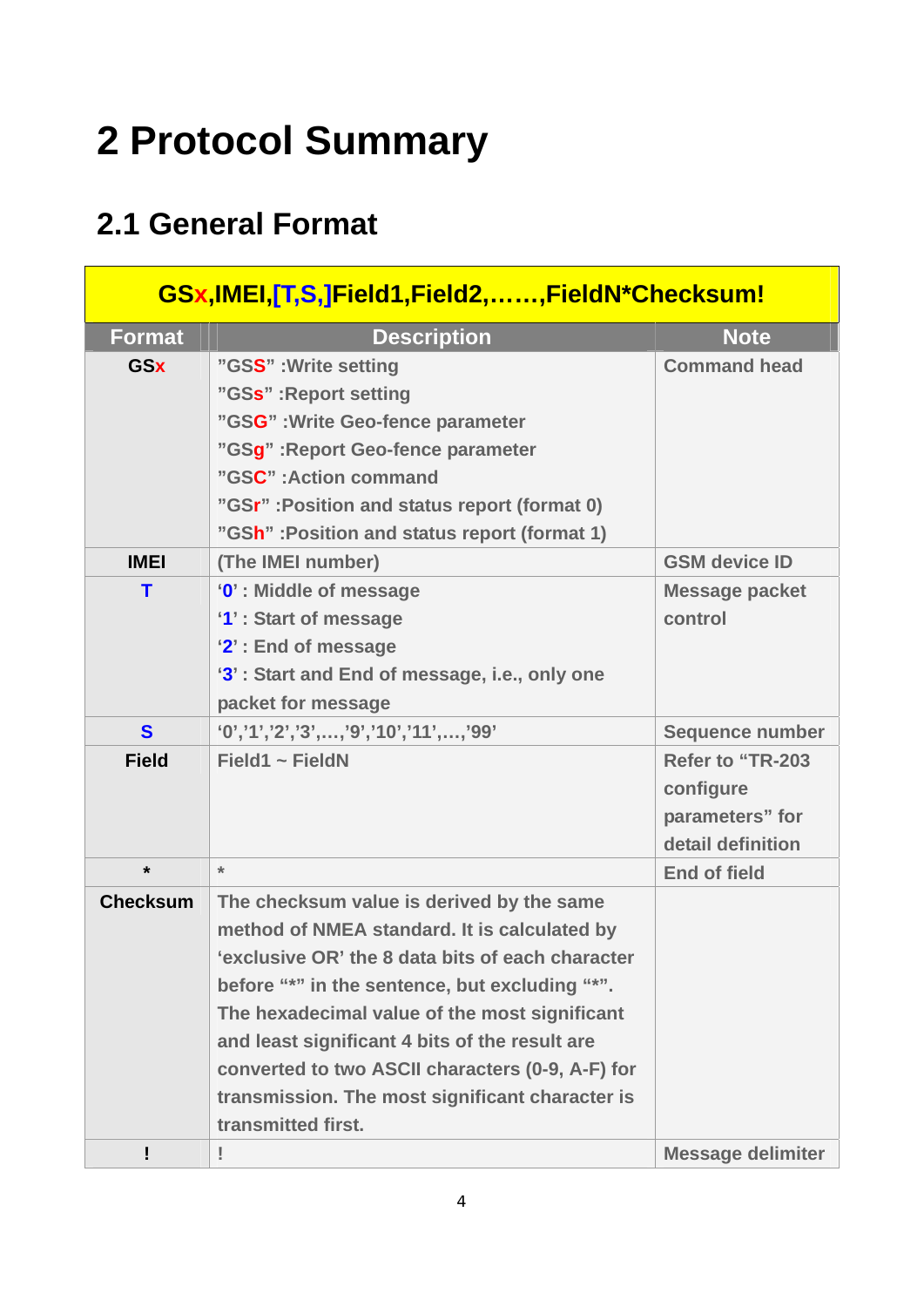# 2 Protocol Summary

## 2.1 General Format

| GSx,IMEI,[T,S,]Field1,Field2,……,FieldN*Checksum! | | |
|---|---|---|
| **Format** | **Description** | **Note** |
| **GSx** | "GSS" :Write setting<br>"GSs" :Report setting<br>"GSG" :Write Geo-fence parameter<br>"GSg" :Report Geo-fence parameter<br>"GSC" :Action command<br>"GSr" :Position and status report (format 0)<br>"GSh" :Position and status report (format 1) | Command head |
| **IMEI** | (The IMEI number) | GSM device ID |
| **T** | '0' : Middle of message<br>'1' : Start of message<br>'2' : End of message<br>'3' : Start and End of message, i.e., only one packet for message | Message packet control |
| **S** | '0','1','2','3',…,'9','10','11',…,'99' | Sequence number |
| **Field** | Field1 ~ FieldN | Refer to "TR-203 configure parameters" for detail definition |
| **\*** | * | End of field |
| **Checksum** | The checksum value is derived by the same method of NMEA standard. It is calculated by 'exclusive OR' the 8 data bits of each character before "*" in the sentence, but excluding "*". The hexadecimal value of the most significant and least significant 4 bits of the result are converted to two ASCII characters (0-9, A-F) for transmission. The most significant character is transmitted first. | |
| **!** | ! | Message delimiter |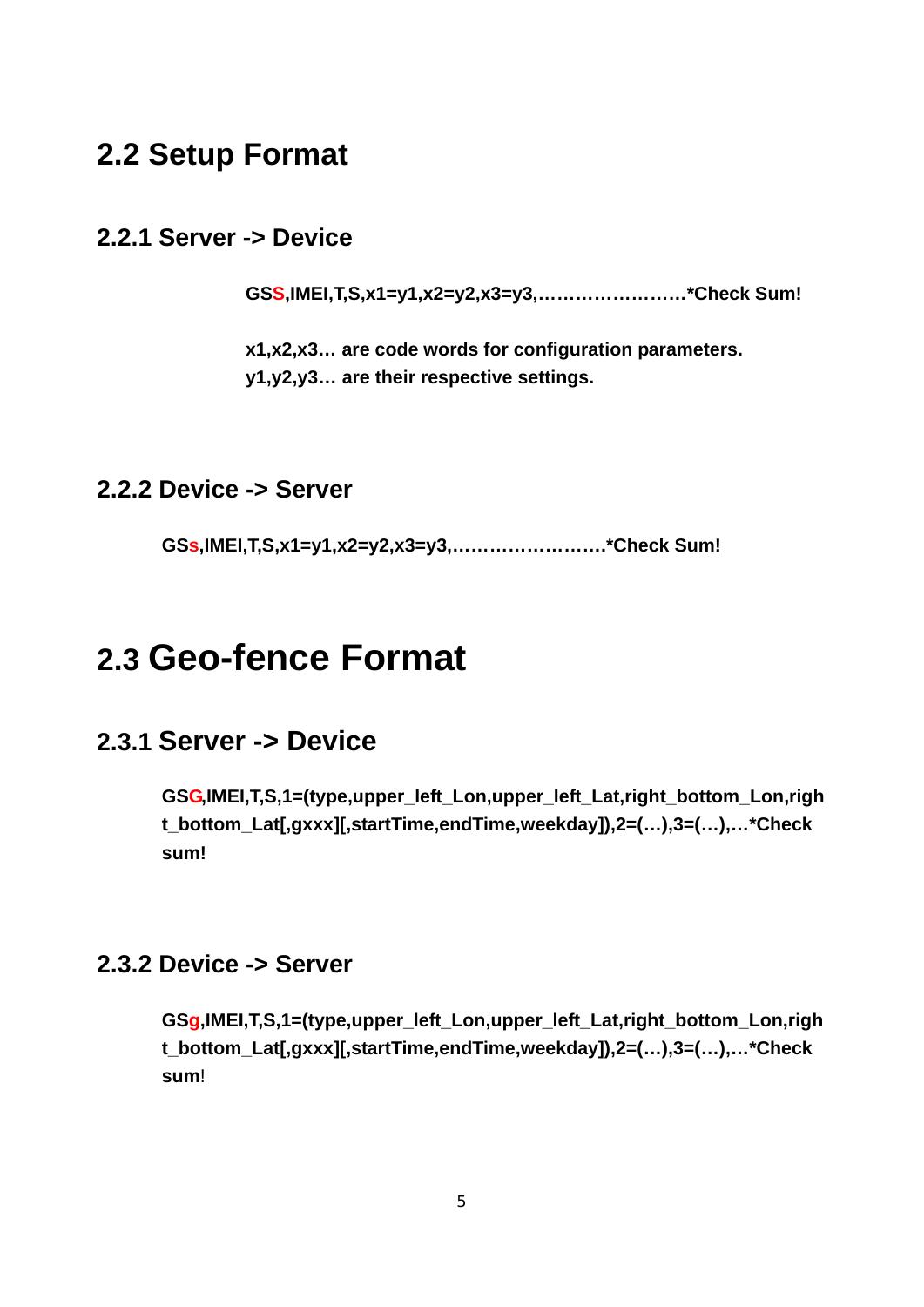## 2.2 Setup Format

### 2.2.1 Server -> Device

**GSS,IMEI,T,S,x1=y1,x2=y2,x3=y3,…………………….*Check Sum!**

**x1,x2,x3… are code words for configuration parameters.**
**y1,y2,y3… are their respective settings.**

### 2.2.2 Device -> Server

**GSs,IMEI,T,S,x1=y1,x2=y2,x3=y3,…………………….*Check Sum!**

## 2.3 Geo-fence Format

### 2.3.1 Server -> Device

**GSG,IMEI,T,S,1=(type,upper_left_Lon,upper_left_Lat,right_bottom_Lon,right_bottom_Lat[,gxxx][,startTime,endTime,weekday]),2=(…),3=(…),…*Check sum!**

### 2.3.2 Device -> Server

**GSg,IMEI,T,S,1=(type,upper_left_Lon,upper_left_Lat,right_bottom_Lon,right_bottom_Lat[,gxxx][,startTime,endTime,weekday]),2=(…),3=(…),…*Check sum!**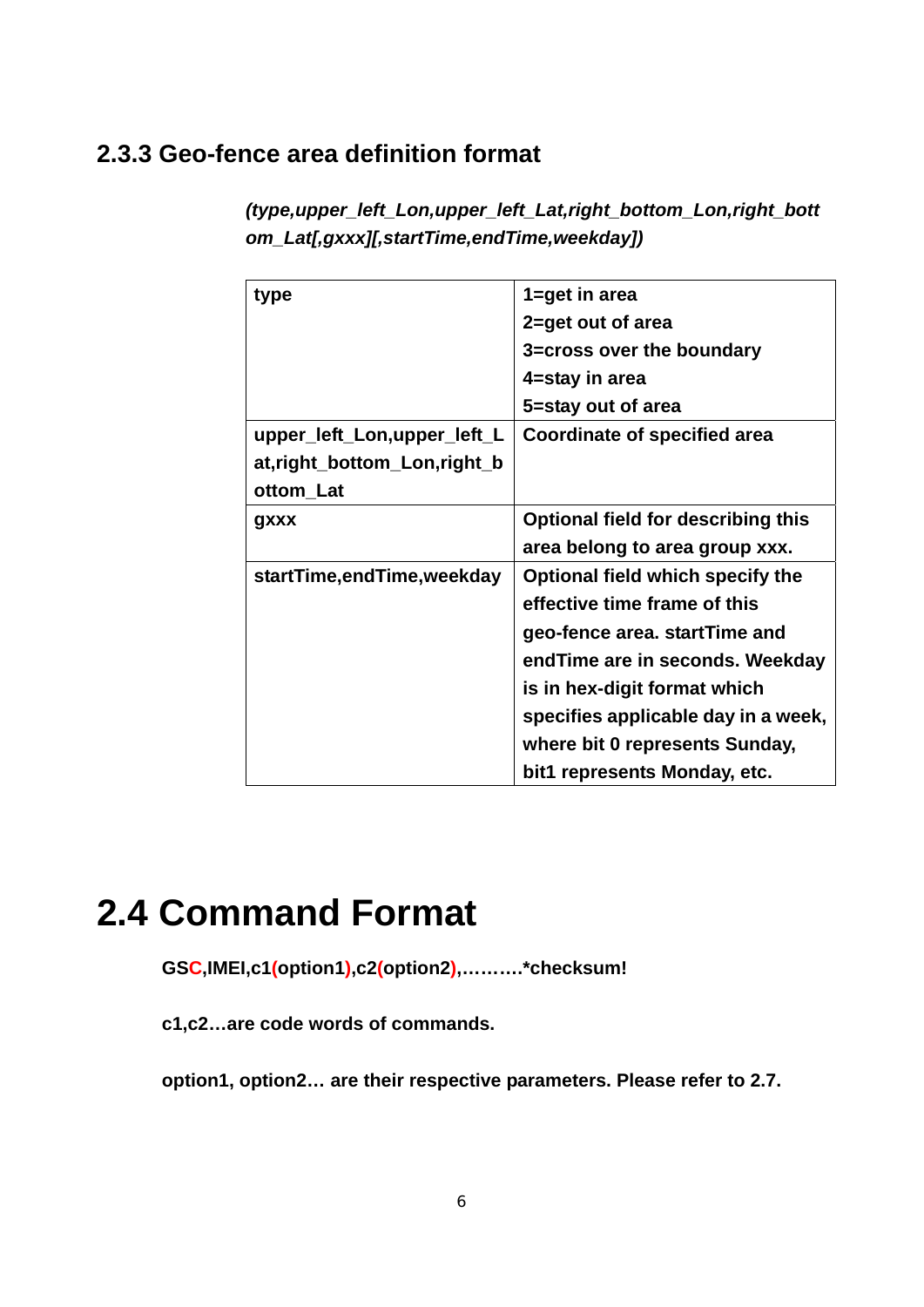### 2.3.3 Geo-fence area definition format

***(type,upper_left_Lon,upper_left_Lat,right_bottom_Lon,right_bottom_Lat[,gxxx][,startTime,endTime,weekday])***

| type | 1=get in area<br>2=get out of area<br>3=cross over the boundary<br>4=stay in area<br>5=stay out of area |
|---|---|
| upper_left_Lon,upper_left_Lat,right_bottom_Lon,right_bottom_Lat | Coordinate of specified area |
| gxxx | Optional field for describing this area belong to area group xxx. |
| startTime,endTime,weekday | Optional field which specify the effective time frame of this geo-fence area. startTime and endTime are in seconds. Weekday is in hex-digit format which specifies applicable day in a week, where bit 0 represents Sunday, bit1 represents Monday, etc. |

# 2.4 Command Format

**GSC,IMEI,c1(option1),c2(option2),……….*checksum!**

**c1,c2…are code words of commands.**

**option1, option2… are their respective parameters. Please refer to 2.7.**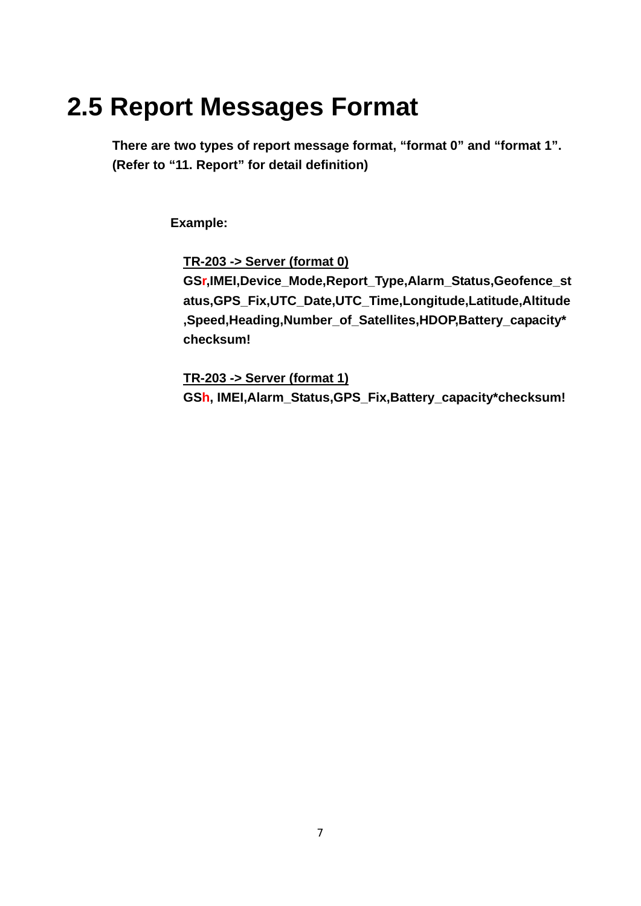# 2.5 Report Messages Format

**There are two types of report message format, "format 0" and "format 1". (Refer to "11. Report" for detail definition)**

**Example:**

**<u>TR-203 -> Server (format 0)</u>**
**GSr,IMEI,Device_Mode,Report_Type,Alarm_Status,Geofence_status,GPS_Fix,UTC_Date,UTC_Time,Longitude,Latitude,Altitude,Speed,Heading,Number_of_Satellites,HDOP,Battery_capacity*checksum!**

**<u>TR-203 -> Server (format 1)</u>**
**GSh, IMEI,Alarm_Status,GPS_Fix,Battery_capacity*checksum!**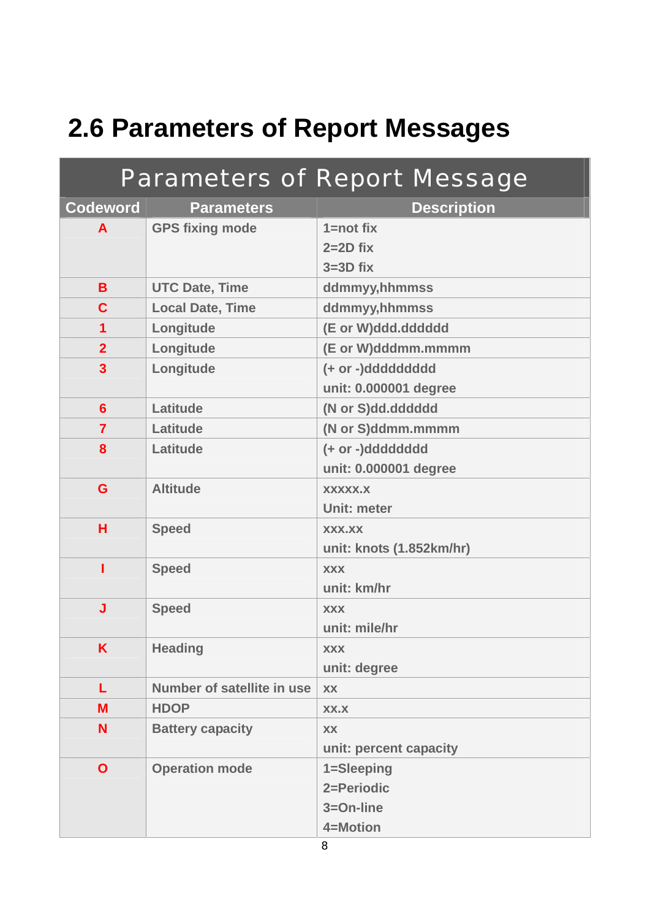## 2.6 Parameters of Report Messages

| Parameters of Report Message | | |
|---|---|---|
| **Codeword** | **Parameters** | **Description** |
| A | GPS fixing mode | 1=not fix<br>2=2D fix<br>3=3D fix |
| B | UTC Date, Time | ddmmyy,hhmmss |
| C | Local Date, Time | ddmmyy,hhmmss |
| 1 | Longitude | (E or W)ddd.dddddd |
| 2 | Longitude | (E or W)dddmm.mmmm |
| 3 | Longitude | (+ or -)ddddddddd<br>unit: 0.000001 degree |
| 6 | Latitude | (N or S)dd.dddddd |
| 7 | Latitude | (N or S)ddmm.mmmm |
| 8 | Latitude | (+ or -)dddddddd<br>unit: 0.000001 degree |
| G | Altitude | xxxxx.x<br>Unit: meter |
| H | Speed | xxx.xx<br>unit: knots (1.852km/hr) |
| I | Speed | xxx<br>unit: km/hr |
| J | Speed | xxx<br>unit: mile/hr |
| K | Heading | xxx<br>unit: degree |
| L | Number of satellite in use | xx |
| M | HDOP | xx.x |
| N | Battery capacity | xx<br>unit: percent capacity |
| O | Operation mode | 1=Sleeping<br>2=Periodic<br>3=On-line<br>4=Motion |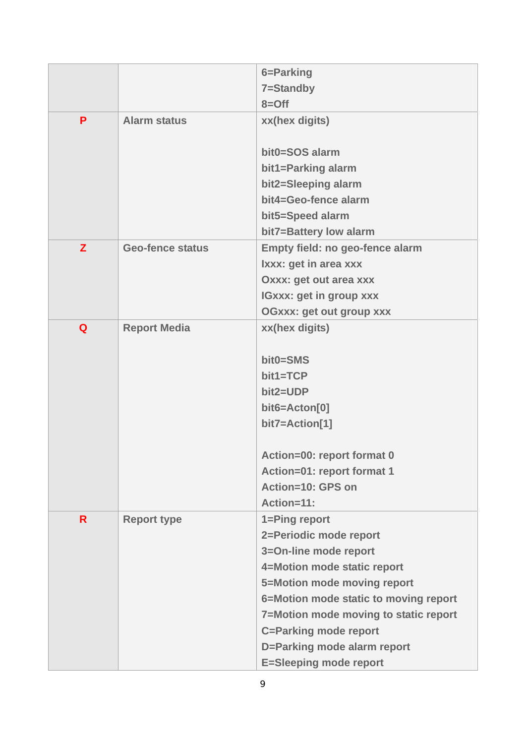| | | |
|---|---|---|
| | | 6=Parking<br>7=Standby<br>8=Off |
| P | Alarm status | xx(hex digits)<br><br>bit0=SOS alarm<br>bit1=Parking alarm<br>bit2=Sleeping alarm<br>bit4=Geo-fence alarm<br>bit5=Speed alarm<br>bit7=Battery low alarm |
| Z | Geo-fence status | Empty field: no geo-fence alarm<br>Ixxx: get in area xxx<br>Oxxx: get out area xxx<br>IGxxx: get in group xxx<br>OGxxx: get out group xxx |
| Q | Report Media | xx(hex digits)<br><br>bit0=SMS<br>bit1=TCP<br>bit2=UDP<br>bit6=Acton[0]<br>bit7=Action[1]<br><br>Action=00: report format 0<br>Action=01: report format 1<br>Action=10: GPS on<br>Action=11: |
| R | Report type | 1=Ping report<br>2=Periodic mode report<br>3=On-line mode report<br>4=Motion mode static report<br>5=Motion mode moving report<br>6=Motion mode static to moving report<br>7=Motion mode moving to static report<br>C=Parking mode report<br>D=Parking mode alarm report<br>E=Sleeping mode report |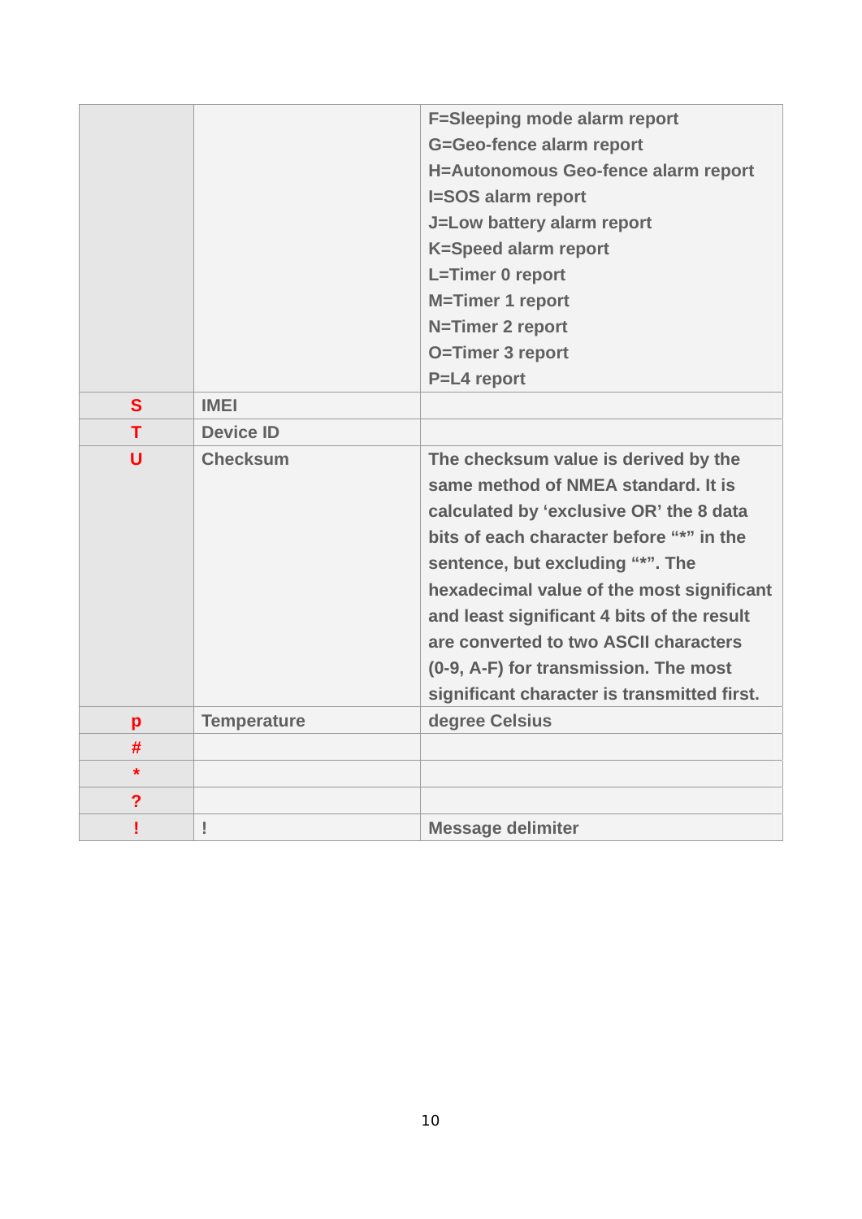| | | |
|---|---|---|
| | | F=Sleeping mode alarm report<br>G=Geo-fence alarm report<br>H=Autonomous Geo-fence alarm report<br>I=SOS alarm report<br>J=Low battery alarm report<br>K=Speed alarm report<br>L=Timer 0 report<br>M=Timer 1 report<br>N=Timer 2 report<br>O=Timer 3 report<br>P=L4 report |
| S | IMEI | |
| T | Device ID | |
| U | Checksum | The checksum value is derived by the same method of NMEA standard. It is calculated by 'exclusive OR' the 8 data bits of each character before "*" in the sentence, but excluding "*". The hexadecimal value of the most significant and least significant 4 bits of the result are converted to two ASCII characters (0-9, A-F) for transmission. The most significant character is transmitted first. |
| p | Temperature | degree Celsius |
| # | | |
| * | | |
| ? | | |
| ! | ! | Message delimiter |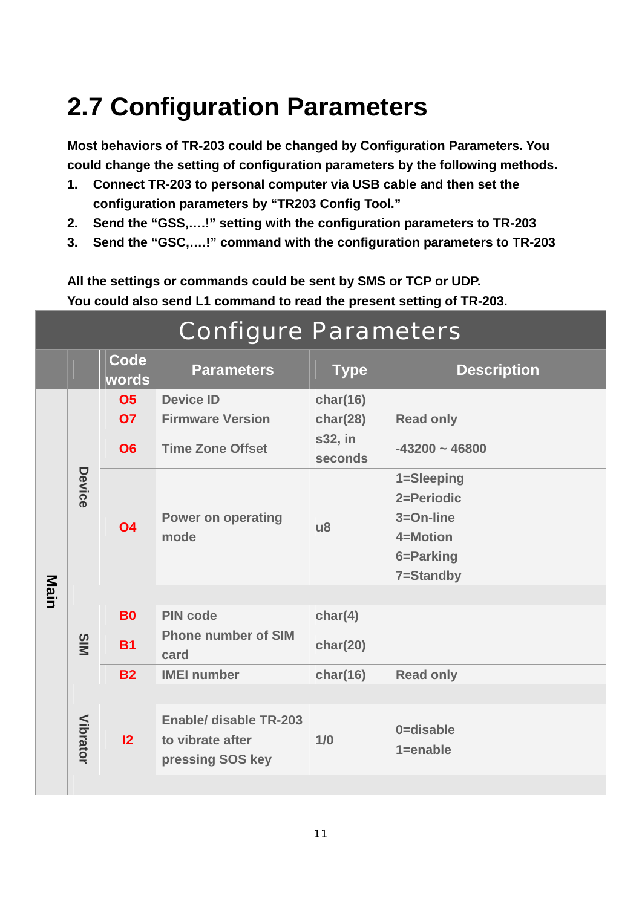# 2.7 Configuration Parameters

**Most behaviors of TR-203 could be changed by Configuration Parameters. You could change the setting of configuration parameters by the following methods.**

1. **Connect TR-203 to personal computer via USB cable and then set the configuration parameters by "TR203 Config Tool."**
2. **Send the "GSS,….!" setting with the configuration parameters to TR-203**
3. **Send the "GSC,….!" command with the configuration parameters to TR-203**

**All the settings or commands could be sent by SMS or TCP or UDP.**
**You could also send L1 command to read the present setting of TR-203.**

| Configure Parameters | | | | | |
|---|---|---|---|---|---|
| | | Code words | Parameters | Type | Description |
| Main | Device | O5 | Device ID | char(16) | |
| | | O7 | Firmware Version | char(28) | Read only |
| | | O6 | Time Zone Offset | s32, in seconds | -43200 ~ 46800 |
| | | O4 | Power on operating mode | u8 | 1=Sleeping<br>2=Periodic<br>3=On-line<br>4=Motion<br>6=Parking<br>7=Standby |
| | | | | | |
| | SIM | B0 | PIN code | char(4) | |
| | | B1 | Phone number of SIM card | char(20) | |
| | | B2 | IMEI number | char(16) | Read only |
| | | | | | |
| | Vibrator | I2 | Enable/ disable TR-203 to vibrate after pressing SOS key | 1/0 | 0=disable<br>1=enable |
| | | | | | |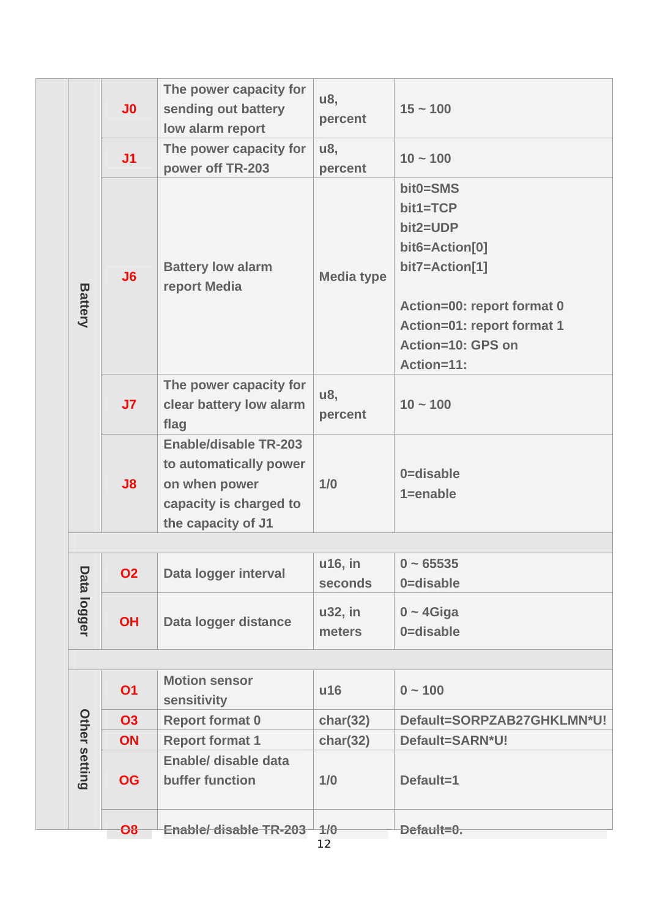| | | | | | |
|---|---|---|---|---|---|
| | Battery | J0 | The power capacity for sending out battery low alarm report | u8, percent | 15 ~ 100 |
| | | J1 | The power capacity for power off TR-203 | u8, percent | 10 ~ 100 |
| | | J6 | Battery low alarm report Media | Media type | bit0=SMS<br>bit1=TCP<br>bit2=UDP<br>bit6=Action[0]<br>bit7=Action[1]<br><br>Action=00: report format 0<br>Action=01: report format 1<br>Action=10: GPS on<br>Action=11: |
| | | J7 | The power capacity for clear battery low alarm flag | u8, percent | 10 ~ 100 |
| | | J8 | Enable/disable TR-203 to automatically power on when power capacity is charged to the capacity of J1 | 1/0 | 0=disable<br>1=enable |
| | | | | | |
| | Data logger | O2 | Data logger interval | u16, in seconds | 0 ~ 65535<br>0=disable |
| | | OH | Data logger distance | u32, in meters | 0 ~ 4Giga<br>0=disable |
| | | | | | |
| | Other setting | O1 | Motion sensor sensitivity | u16 | 0 ~ 100 |
| | | O3 | Report format 0 | char(32) | Default=SORPZAB27GHKLMN*U! |
| | | ON | Report format 1 | char(32) | Default=SARN*U! |
| | | OG | Enable/ disable data buffer function | 1/0 | Default=1 |
| | | O8 | Enable/ disable TR-203 | 1/0 | Default=0. |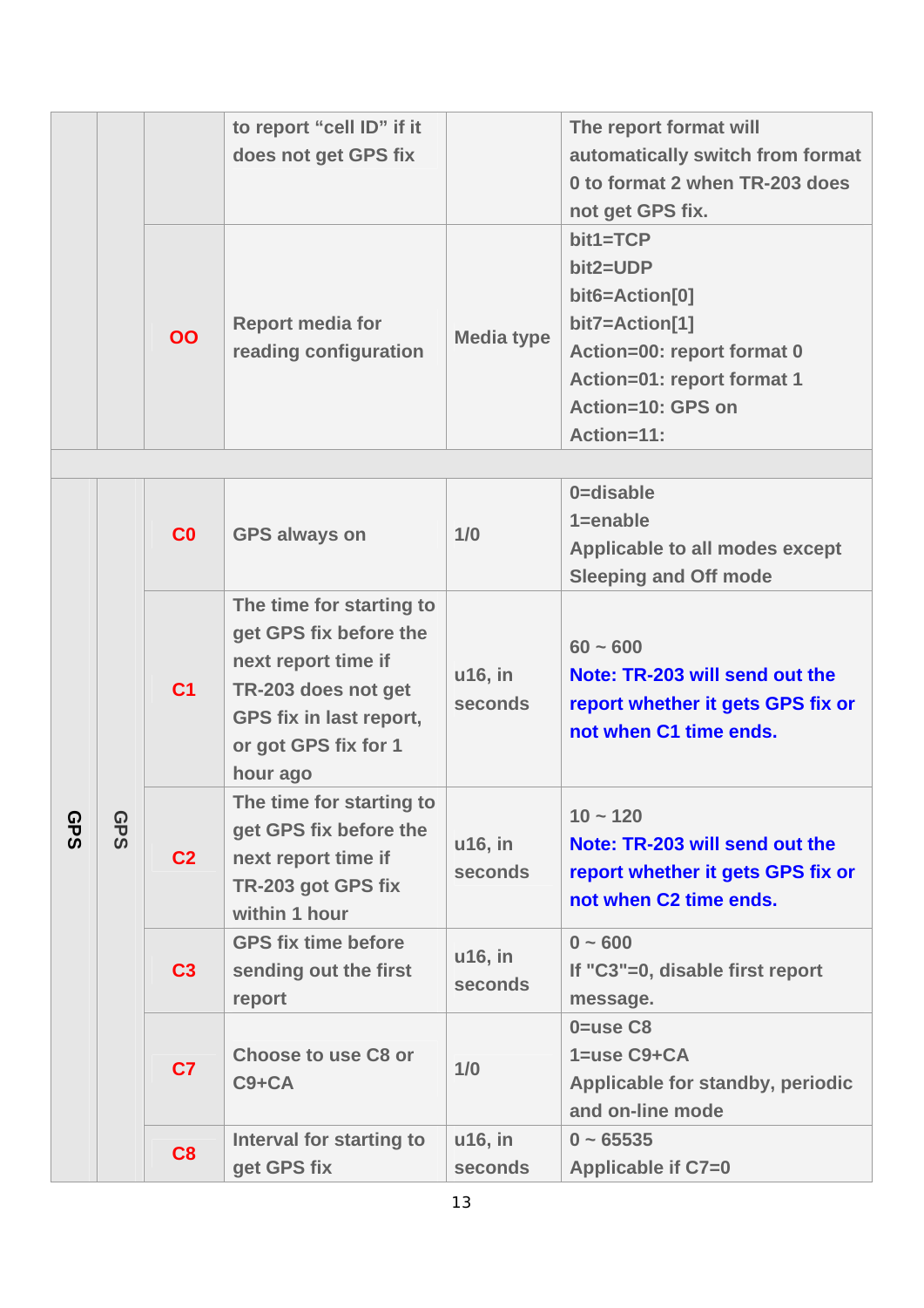| | | | | | |
|---|---|---|---|---|---|
| | | | to report "cell ID" if it does not get GPS fix | | The report format will automatically switch from format 0 to format 2 when TR-203 does not get GPS fix. |
| | | OO | Report media for reading configuration | Media type | bit1=TCP<br>bit2=UDP<br>bit6=Action[0]<br>bit7=Action[1]<br>Action=00: report format 0<br>Action=01: report format 1<br>Action=10: GPS on<br>Action=11: |
| | | | | | |
| GPS | GPS | C0 | GPS always on | 1/0 | 0=disable<br>1=enable<br>Applicable to all modes except Sleeping and Off mode |
| | | C1 | The time for starting to get GPS fix before the next report time if TR-203 does not get GPS fix in last report, or got GPS fix for 1 hour ago | u16, in seconds | 60 ~ 600<br>**Note: TR-203 will send out the report whether it gets GPS fix or not when C1 time ends.** |
| | | C2 | The time for starting to get GPS fix before the next report time if TR-203 got GPS fix within 1 hour | u16, in seconds | 10 ~ 120<br>**Note: TR-203 will send out the report whether it gets GPS fix or not when C2 time ends.** |
| | | C3 | GPS fix time before sending out the first report | u16, in seconds | 0 ~ 600<br>If "C3"=0, disable first report message. |
| | | C7 | Choose to use C8 or C9+CA | 1/0 | 0=use C8<br>1=use C9+CA<br>Applicable for standby, periodic and on-line mode |
| | | C8 | Interval for starting to get GPS fix | u16, in seconds | 0 ~ 65535<br>Applicable if C7=0 |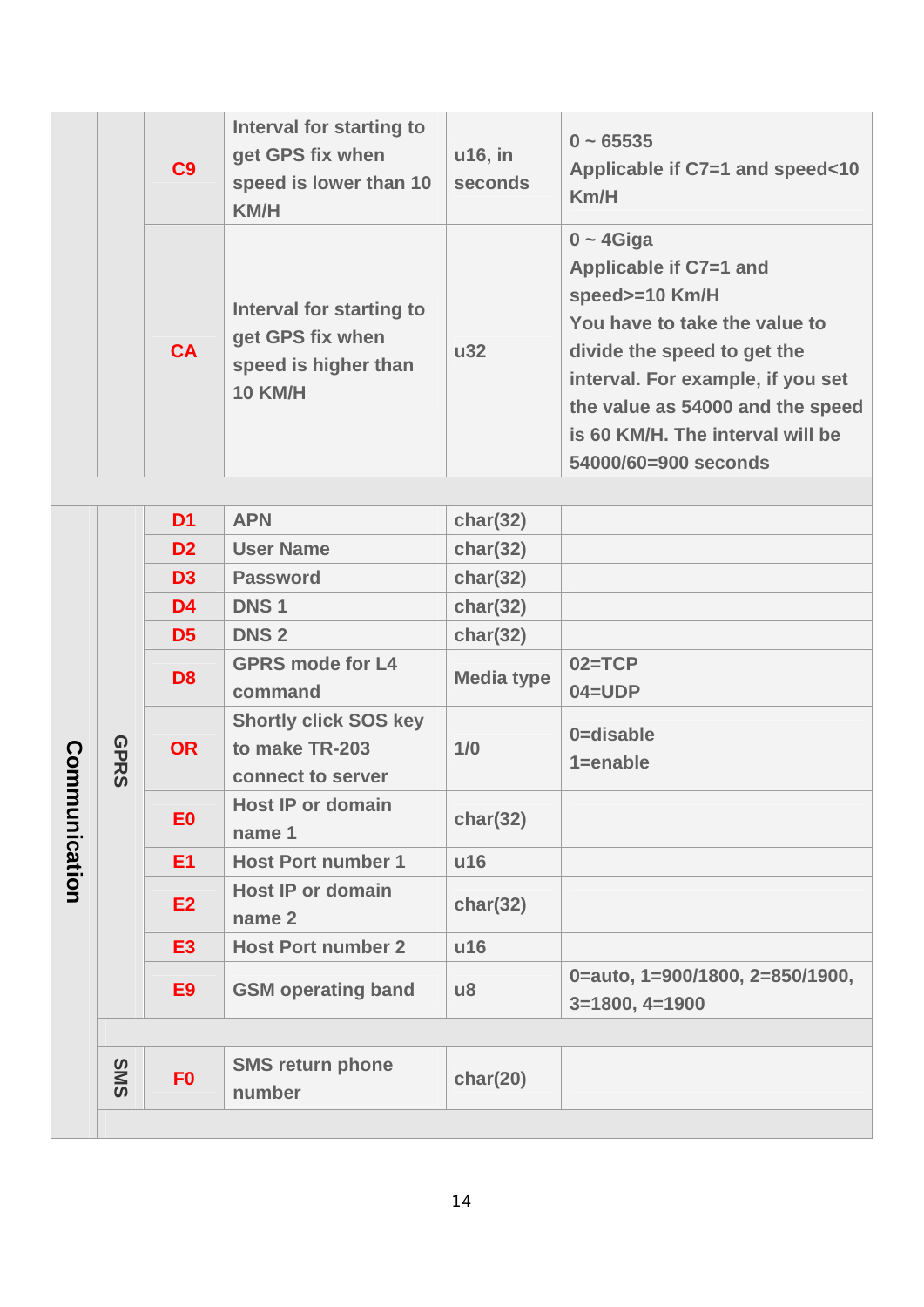|  |  |  |  |  |  |
|---|---|---|---|---|---|
|  |  | C9 | Interval for starting to get GPS fix when speed is lower than 10 KM/H | u16, in seconds | 0 ~ 65535<br>Applicable if C7=1 and speed<10 Km/H |
|  |  | CA | Interval for starting to get GPS fix when speed is higher than 10 KM/H | u32 | 0 ~ 4Giga<br>Applicable if C7=1 and speed>=10 Km/H<br>You have to take the value to divide the speed to get the interval. For example, if you set the value as 54000 and the speed is 60 KM/H. The interval will be 54000/60=900 seconds |
|  |  |  |  |  |  |
| Communication | GPRS | D1 | APN | char(32) |  |
|  |  | D2 | User Name | char(32) |  |
|  |  | D3 | Password | char(32) |  |
|  |  | D4 | DNS 1 | char(32) |  |
|  |  | D5 | DNS 2 | char(32) |  |
|  |  | D8 | GPRS mode for L4 command | Media type | 02=TCP<br>04=UDP |
|  |  | OR | Shortly click SOS key to make TR-203 connect to server | 1/0 | 0=disable<br>1=enable |
|  |  | E0 | Host IP or domain name 1 | char(32) |  |
|  |  | E1 | Host Port number 1 | u16 |  |
|  |  | E2 | Host IP or domain name 2 | char(32) |  |
|  |  | E3 | Host Port number 2 | u16 |  |
|  |  | E9 | GSM operating band | u8 | 0=auto, 1=900/1800, 2=850/1900, 3=1800, 4=1900 |
|  |  |  |  |  |  |
|  | SMS | F0 | SMS return phone number | char(20) |  |
|  |  |  |  |  |  |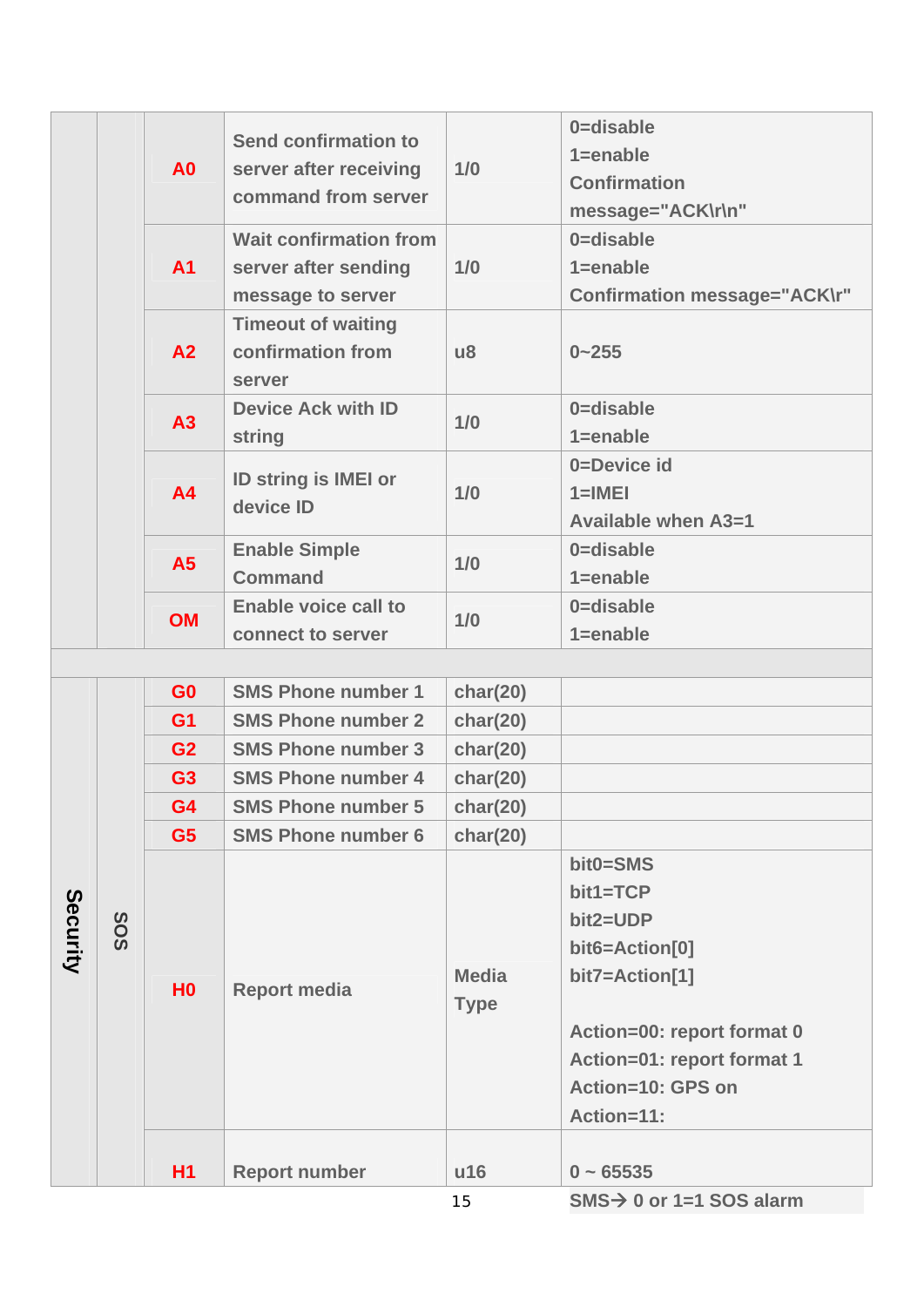| | | | | | |
|---|---|---|---|---|---|
| | | A0 | Send confirmation to server after receiving command from server | 1/0 | 0=disable<br>1=enable<br>Confirmation message="ACK\r\n" |
| | | A1 | Wait confirmation from server after sending message to server | 1/0 | 0=disable<br>1=enable<br>Confirmation message="ACK\r" |
| | | A2 | Timeout of waiting confirmation from server | u8 | 0~255 |
| | | A3 | Device Ack with ID string | 1/0 | 0=disable<br>1=enable |
| | | A4 | ID string is IMEI or device ID | 1/0 | 0=Device id<br>1=IMEI<br>Available when A3=1 |
| | | A5 | Enable Simple Command | 1/0 | 0=disable<br>1=enable |
| | | OM | Enable voice call to connect to server | 1/0 | 0=disable<br>1=enable |
| | | | | | |
| Security | SOS | G0 | SMS Phone number 1 | char(20) | |
| | | G1 | SMS Phone number 2 | char(20) | |
| | | G2 | SMS Phone number 3 | char(20) | |
| | | G3 | SMS Phone number 4 | char(20) | |
| | | G4 | SMS Phone number 5 | char(20) | |
| | | G5 | SMS Phone number 6 | char(20) | |
| | | H0 | Report media | Media Type | bit0=SMS<br>bit1=TCP<br>bit2=UDP<br>bit6=Action[0]<br>bit7=Action[1]<br><br>Action=00: report format 0<br>Action=01: report format 1<br>Action=10: GPS on<br>Action=11: |
| | | H1 | Report number | u16 | 0 ~ 65535<br>SMS→ 0 or 1=1 SOS alarm |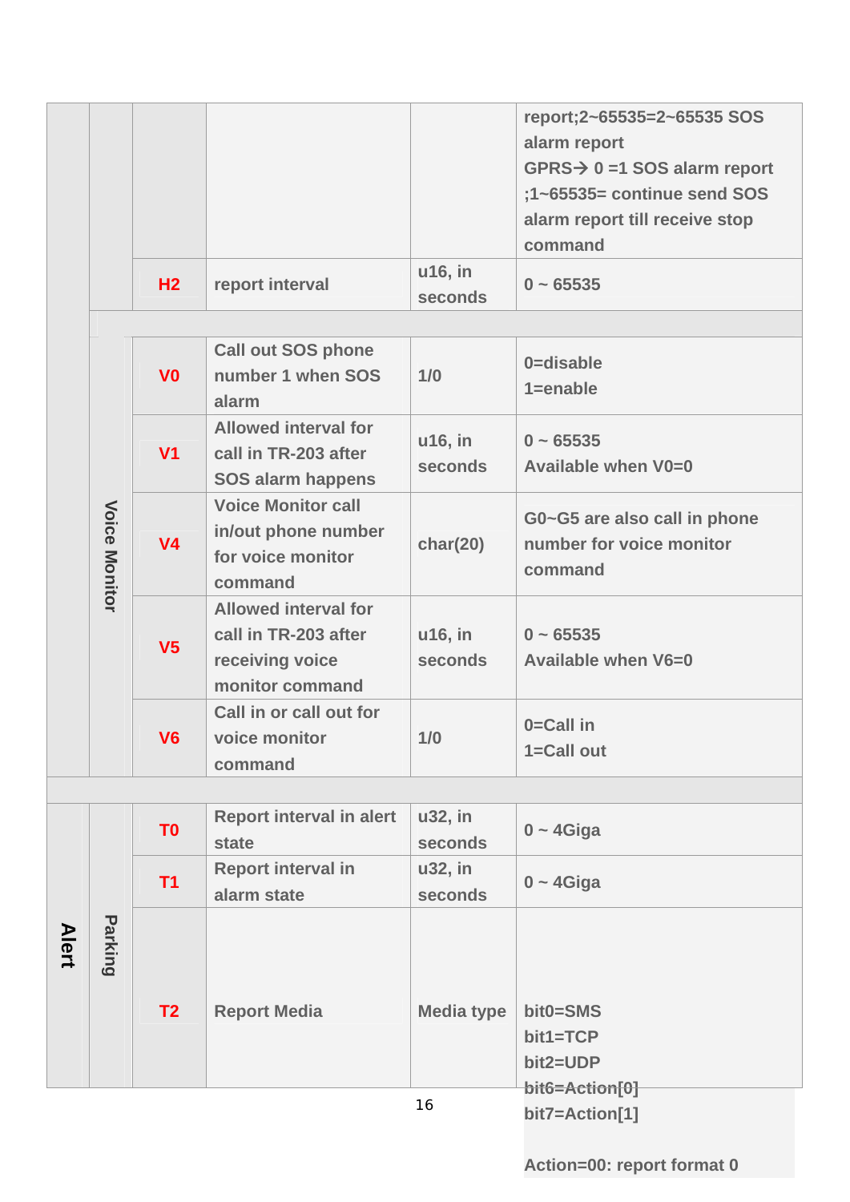| | | | | | |
|---|---|---|---|---|---|
| | | | | | report;2~65535=2~65535 SOS alarm report<br>GPRS→ 0 =1 SOS alarm report ;1~65535= continue send SOS alarm report till receive stop command |
| | | H2 | report interval | u16, in seconds | 0 ~ 65535 |
| | | | | | |
| | Voice Monitor | V0 | Call out SOS phone number 1 when SOS alarm | 1/0 | 0=disable<br>1=enable |
| | | V1 | Allowed interval for call in TR-203 after SOS alarm happens | u16, in seconds | 0 ~ 65535<br>Available when V0=0 |
| | | V4 | Voice Monitor call in/out phone number for voice monitor command | char(20) | G0~G5 are also call in phone number for voice monitor command |
| | | V5 | Allowed interval for call in TR-203 after receiving voice monitor command | u16, in seconds | 0 ~ 65535<br>Available when V6=0 |
| | | V6 | Call in or call out for voice monitor command | 1/0 | 0=Call in<br>1=Call out |
| | | | | | |
| Alert | Parking | T0 | Report interval in alert state | u32, in seconds | 0 ~ 4Giga |
| | | T1 | Report interval in alarm state | u32, in seconds | 0 ~ 4Giga |
| | | T2 | Report Media | Media type | bit0=SMS<br>bit1=TCP<br>bit2=UDP<br>bit6=Action[0]<br>bit7=Action[1]<br><br>Action=00: report format 0 |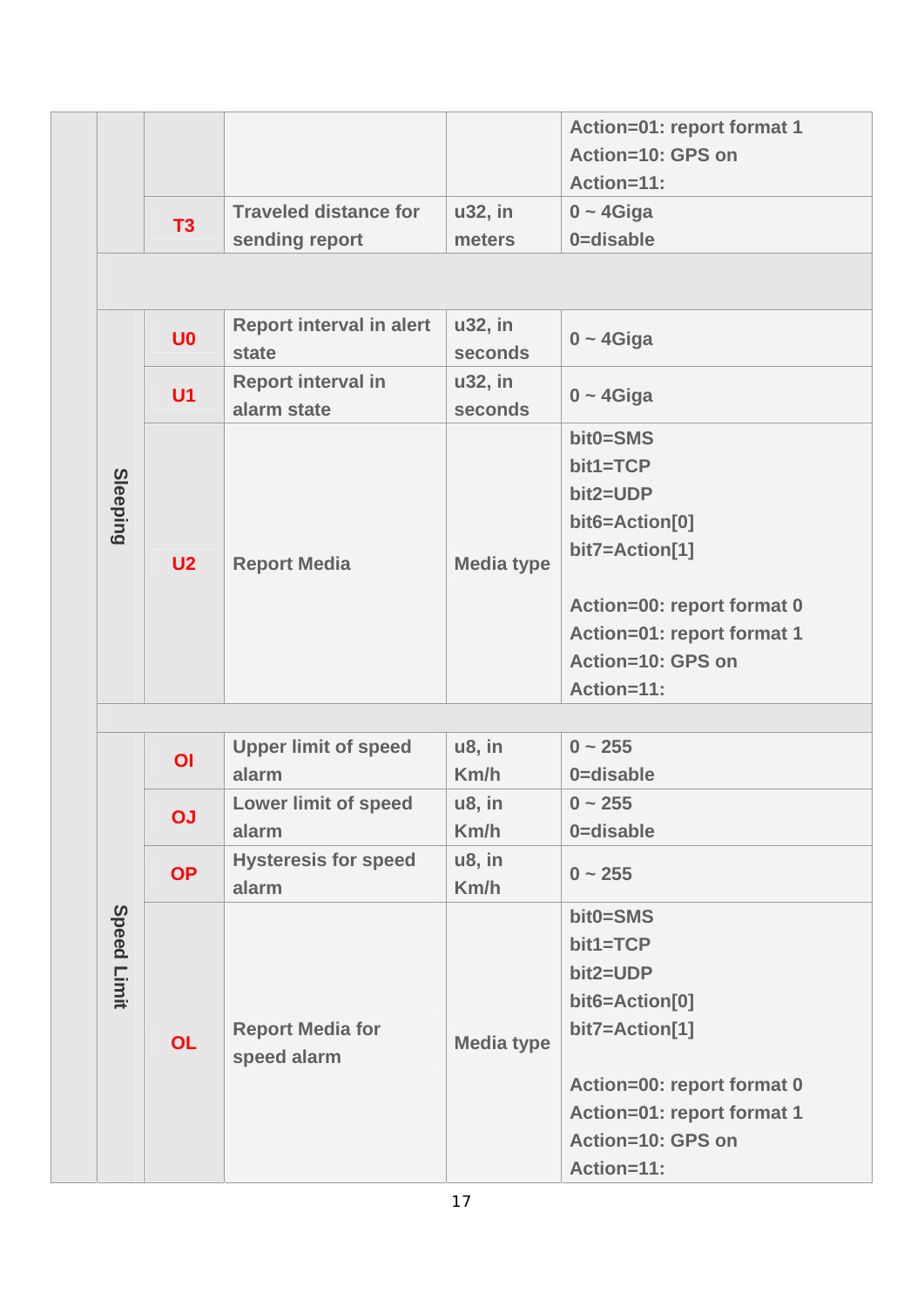| | | | | | |
|---|---|---|---|---|---|
| | | | | | Action=01: report format 1<br>Action=10: GPS on<br>Action=11: |
| | | T3 | Traveled distance for sending report | u32, in meters | 0 ~ 4Giga<br>0=disable |
| | | | | | |
| | Sleeping | U0 | Report interval in alert state | u32, in seconds | 0 ~ 4Giga |
| | | U1 | Report interval in alarm state | u32, in seconds | 0 ~ 4Giga |
| | | U2 | Report Media | Media type | bit0=SMS<br>bit1=TCP<br>bit2=UDP<br>bit6=Action[0]<br>bit7=Action[1]<br><br>Action=00: report format 0<br>Action=01: report format 1<br>Action=10: GPS on<br>Action=11: |
| | | | | | |
| | Speed Limit | OI | Upper limit of speed alarm | u8, in Km/h | 0 ~ 255<br>0=disable |
| | | OJ | Lower limit of speed alarm | u8, in Km/h | 0 ~ 255<br>0=disable |
| | | OP | Hysteresis for speed alarm | u8, in Km/h | 0 ~ 255 |
| | | OL | Report Media for speed alarm | Media type | bit0=SMS<br>bit1=TCP<br>bit2=UDP<br>bit6=Action[0]<br>bit7=Action[1]<br><br>Action=00: report format 0<br>Action=01: report format 1<br>Action=10: GPS on<br>Action=11: |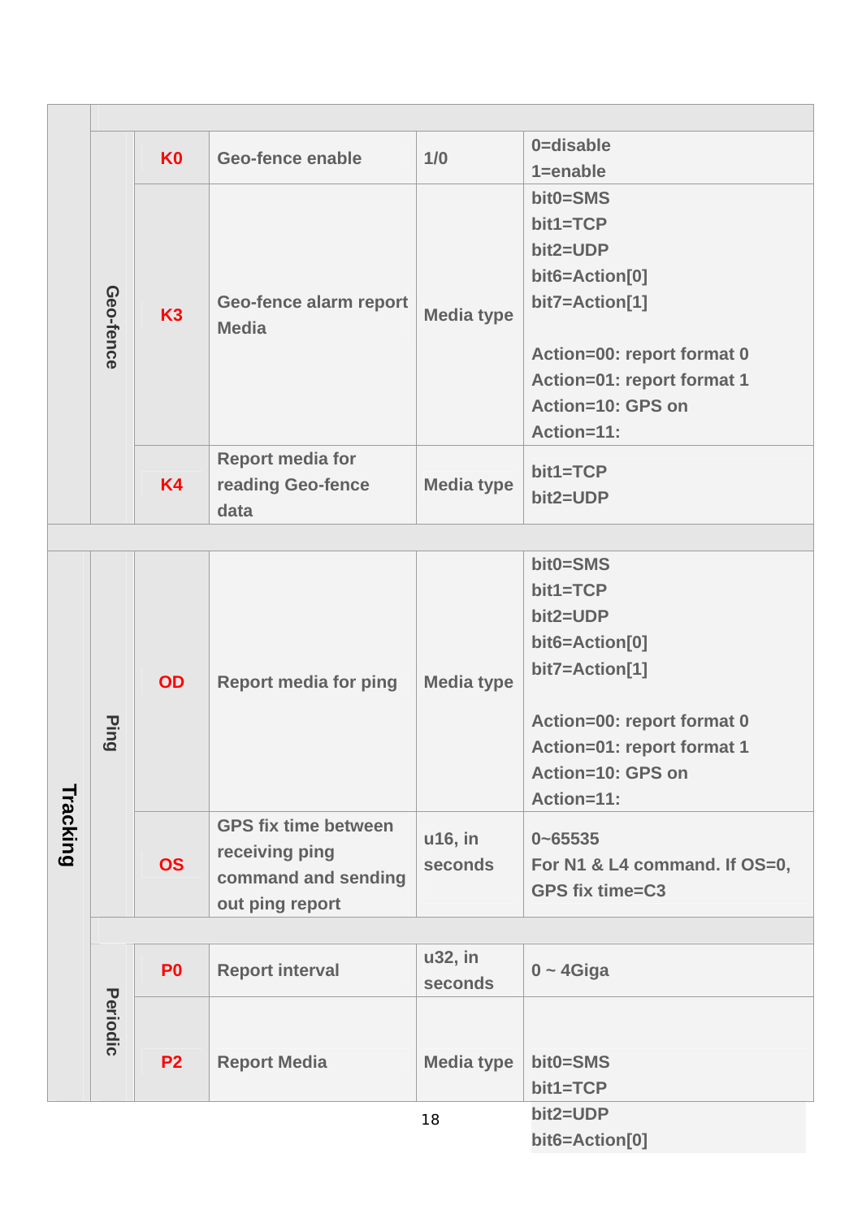| | | | | | |
|---|---|---|---|---|---|
| | | | | | |
| | Geo-fence | K0 | Geo-fence enable | 1/0 | 0=disable<br>1=enable |
| | | K3 | Geo-fence alarm report Media | Media type | bit0=SMS<br>bit1=TCP<br>bit2=UDP<br>bit6=Action[0]<br>bit7=Action[1]<br><br>Action=00: report format 0<br>Action=01: report format 1<br>Action=10: GPS on<br>Action=11: |
| | | K4 | Report media for reading Geo-fence data | Media type | bit1=TCP<br>bit2=UDP |
| | | | | | |
| Tracking | Ping | OD | Report media for ping | Media type | bit0=SMS<br>bit1=TCP<br>bit2=UDP<br>bit6=Action[0]<br>bit7=Action[1]<br><br>Action=00: report format 0<br>Action=01: report format 1<br>Action=10: GPS on<br>Action=11: |
| | | OS | GPS fix time between receiving ping command and sending out ping report | u16, in seconds | 0~65535<br>For N1 & L4 command. If OS=0, GPS fix time=C3 |
| | | | | | |
| | Periodic | P0 | Report interval | u32, in seconds | 0 ~ 4Giga |
| | | P2 | Report Media | Media type | bit0=SMS<br>bit1=TCP<br>bit2=UDP<br>bit6=Action[0] |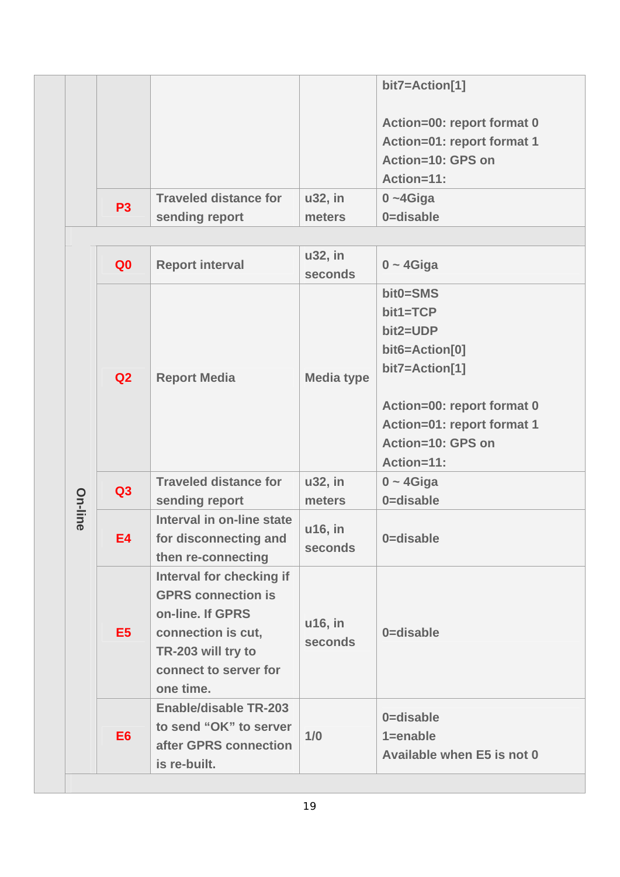| | | | | |
|---|---|---|---|---|
| | | | | bit7=Action[1]<br><br>Action=00: report format 0<br>Action=01: report format 1<br>Action=10: GPS on<br>Action=11: |
| | P3 | Traveled distance for sending report | u32, in meters | 0 ~4Giga<br>0=disable |
| | | | | |
| On-line | Q0 | Report interval | u32, in seconds | 0 ~ 4Giga |
| | Q2 | Report Media | Media type | bit0=SMS<br>bit1=TCP<br>bit2=UDP<br>bit6=Action[0]<br>bit7=Action[1]<br><br>Action=00: report format 0<br>Action=01: report format 1<br>Action=10: GPS on<br>Action=11: |
| | Q3 | Traveled distance for sending report | u32, in meters | 0 ~ 4Giga<br>0=disable |
| | E4 | Interval in on-line state for disconnecting and then re-connecting | u16, in seconds | 0=disable |
| | E5 | Interval for checking if GPRS connection is on-line. If GPRS connection is cut, TR-203 will try to connect to server for one time. | u16, in seconds | 0=disable |
| | E6 | Enable/disable TR-203 to send "OK" to server after GPRS connection is re-built. | 1/0 | 0=disable<br>1=enable<br>Available when E5 is not 0 |
| | | | | |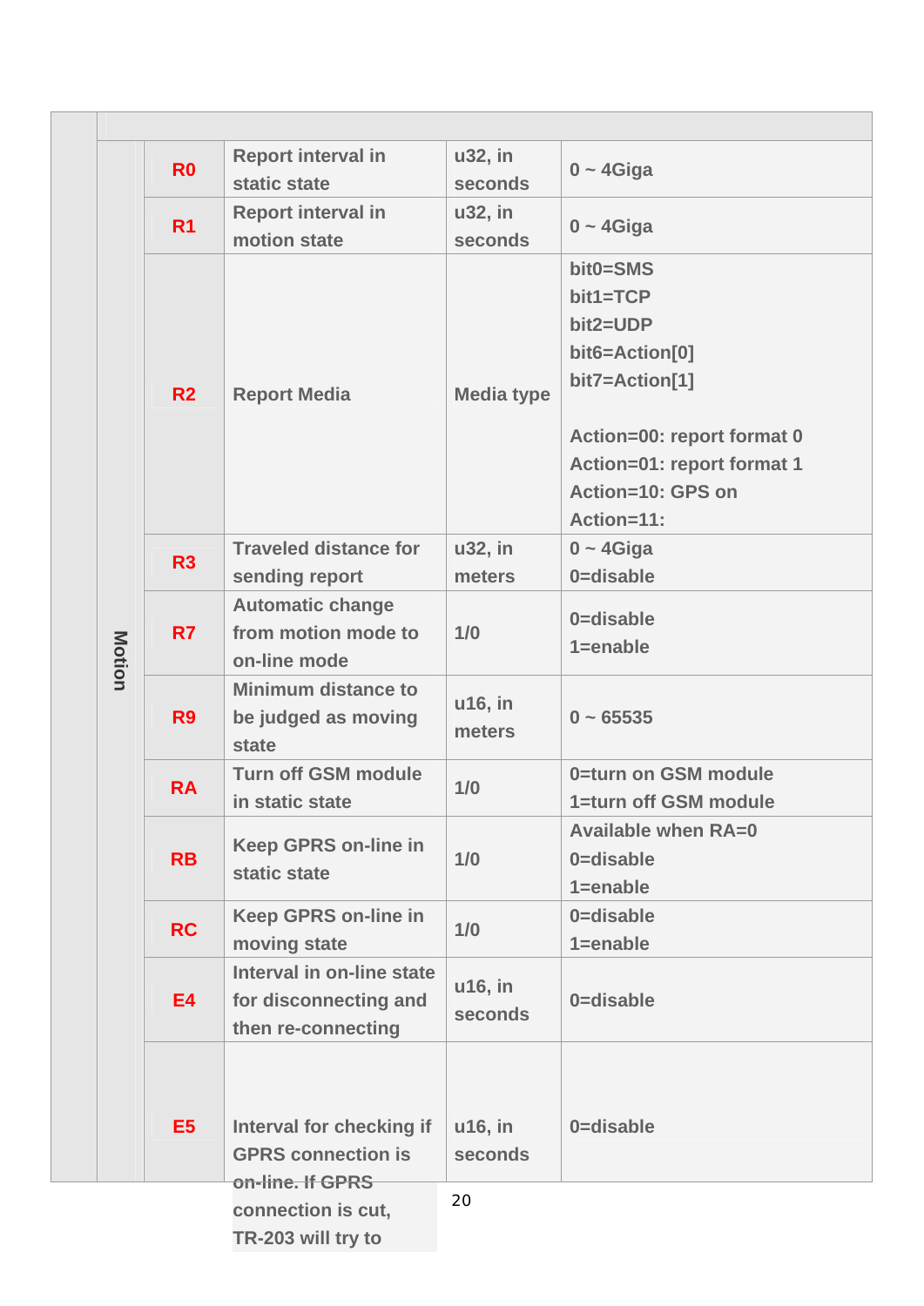| | | | | |
|---|---|---|---|---|
| Motion | R0 | Report interval in static state | u32, in seconds | 0 ~ 4Giga |
| | R1 | Report interval in motion state | u32, in seconds | 0 ~ 4Giga |
| | R2 | Report Media | Media type | bit0=SMS<br>bit1=TCP<br>bit2=UDP<br>bit6=Action[0]<br>bit7=Action[1]<br><br>Action=00: report format 0<br>Action=01: report format 1<br>Action=10: GPS on<br>Action=11: |
| | R3 | Traveled distance for sending report | u32, in meters | 0 ~ 4Giga<br>0=disable |
| | R7 | Automatic change from motion mode to on-line mode | 1/0 | 0=disable<br>1=enable |
| | R9 | Minimum distance to be judged as moving state | u16, in meters | 0 ~ 65535 |
| | RA | Turn off GSM module in static state | 1/0 | 0=turn on GSM module<br>1=turn off GSM module |
| | RB | Keep GPRS on-line in static state | 1/0 | Available when RA=0<br>0=disable<br>1=enable |
| | RC | Keep GPRS on-line in moving state | 1/0 | 0=disable<br>1=enable |
| | E4 | Interval in on-line state for disconnecting and then re-connecting | u16, in seconds | 0=disable |
| | E5 | Interval for checking if GPRS connection is on-line. If GPRS connection is cut, TR-203 will try to | u16, in seconds | 0=disable |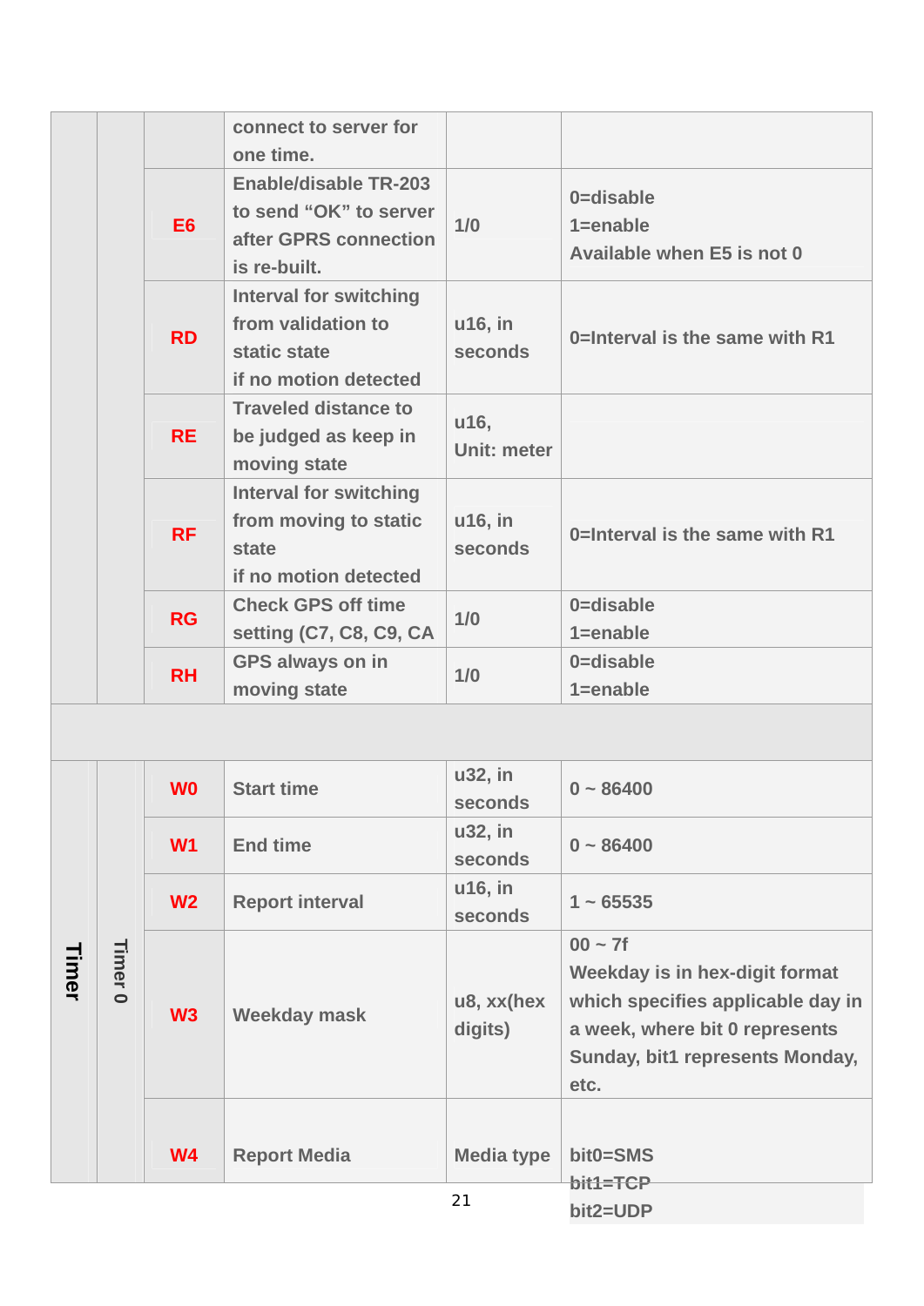| | | | | | |
|---|---|---|---|---|---|
| | | | connect to server for one time. | | |
| | | E6 | Enable/disable TR-203 to send "OK" to server after GPRS connection is re-built. | 1/0 | 0=disable<br>1=enable<br>Available when E5 is not 0 |
| | | RD | Interval for switching from validation to static state if no motion detected | u16, in seconds | 0=Interval is the same with R1 |
| | | RE | Traveled distance to be judged as keep in moving state | u16, Unit: meter | |
| | | RF | Interval for switching from moving to static state if no motion detected | u16, in seconds | 0=Interval is the same with R1 |
| | | RG | Check GPS off time setting (C7, C8, C9, CA | 1/0 | 0=disable<br>1=enable |
| | | RH | GPS always on in moving state | 1/0 | 0=disable<br>1=enable |
| | | | | | |
| Timer | Timer 0 | W0 | Start time | u32, in seconds | 0 ~ 86400 |
| | | W1 | End time | u32, in seconds | 0 ~ 86400 |
| | | W2 | Report interval | u16, in seconds | 1 ~ 65535 |
| | | W3 | Weekday mask | u8, xx(hex digits) | 00 ~ 7f<br>Weekday is in hex-digit format which specifies applicable day in a week, where bit 0 represents Sunday, bit1 represents Monday, etc. |
| | | W4 | Report Media | Media type | bit0=SMS<br>bit1=TCP<br>bit2=UDP |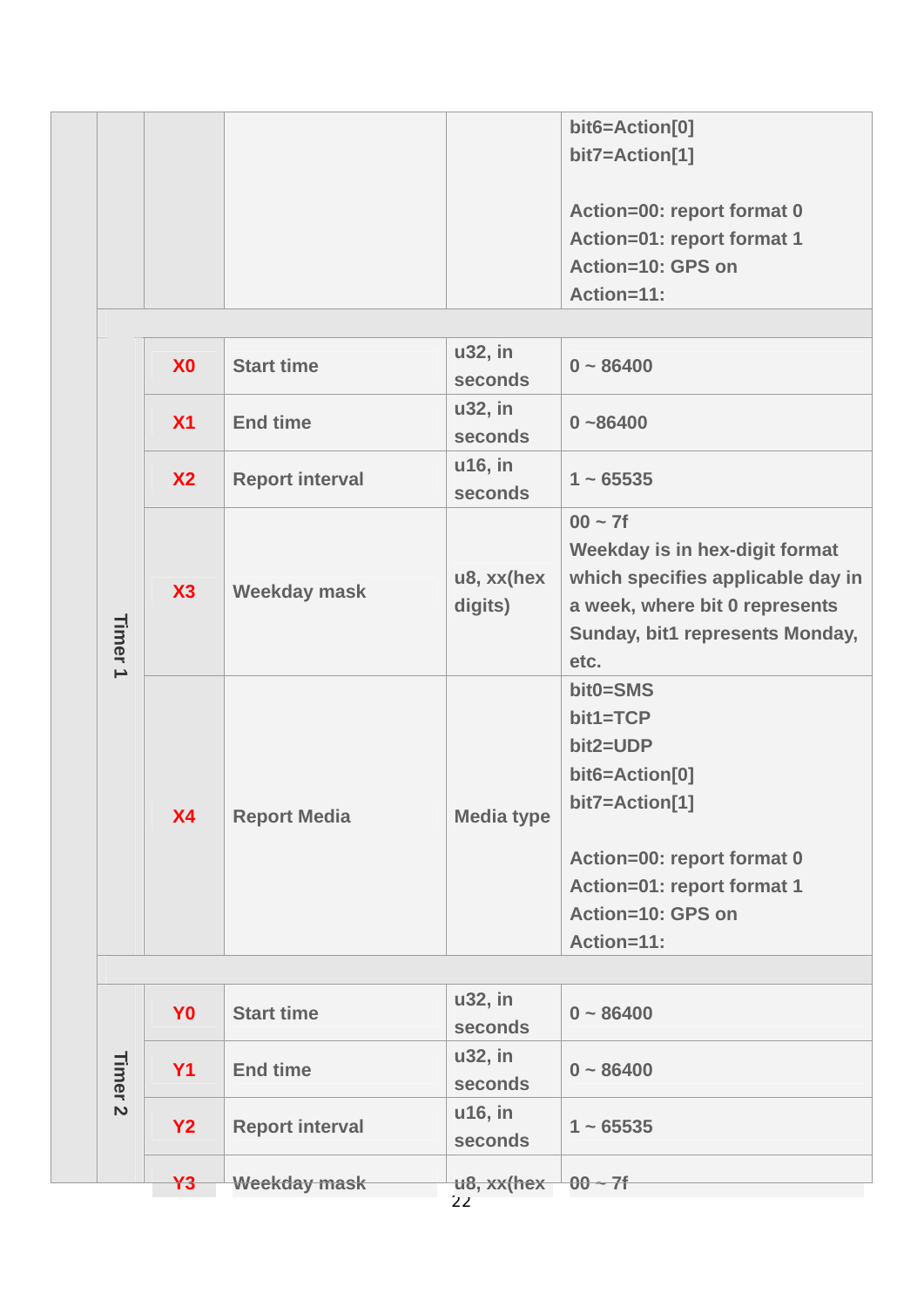| | | | | | |
|---|---|---|---|---|---|
| | | | | | bit6=Action[0]<br>bit7=Action[1]<br><br>Action=00: report format 0<br>Action=01: report format 1<br>Action=10: GPS on<br>Action=11: |
| | | | | | |
| | Timer 1 | X0 | Start time | u32, in seconds | 0 ~ 86400 |
| | | X1 | End time | u32, in seconds | 0 ~86400 |
| | | X2 | Report interval | u16, in seconds | 1 ~ 65535 |
| | | X3 | Weekday mask | u8, xx(hex digits) | 00 ~ 7f<br>Weekday is in hex-digit format which specifies applicable day in a week, where bit 0 represents Sunday, bit1 represents Monday, etc. |
| | | X4 | Report Media | Media type | bit0=SMS<br>bit1=TCP<br>bit2=UDP<br>bit6=Action[0]<br>bit7=Action[1]<br><br>Action=00: report format 0<br>Action=01: report format 1<br>Action=10: GPS on<br>Action=11: |
| | | | | | |
| | Timer 2 | Y0 | Start time | u32, in seconds | 0 ~ 86400 |
| | | Y1 | End time | u32, in seconds | 0 ~ 86400 |
| | | Y2 | Report interval | u16, in seconds | 1 ~ 65535 |
| | | Y3 | Weekday mask | u8, xx(hex | 00 ~ 7f |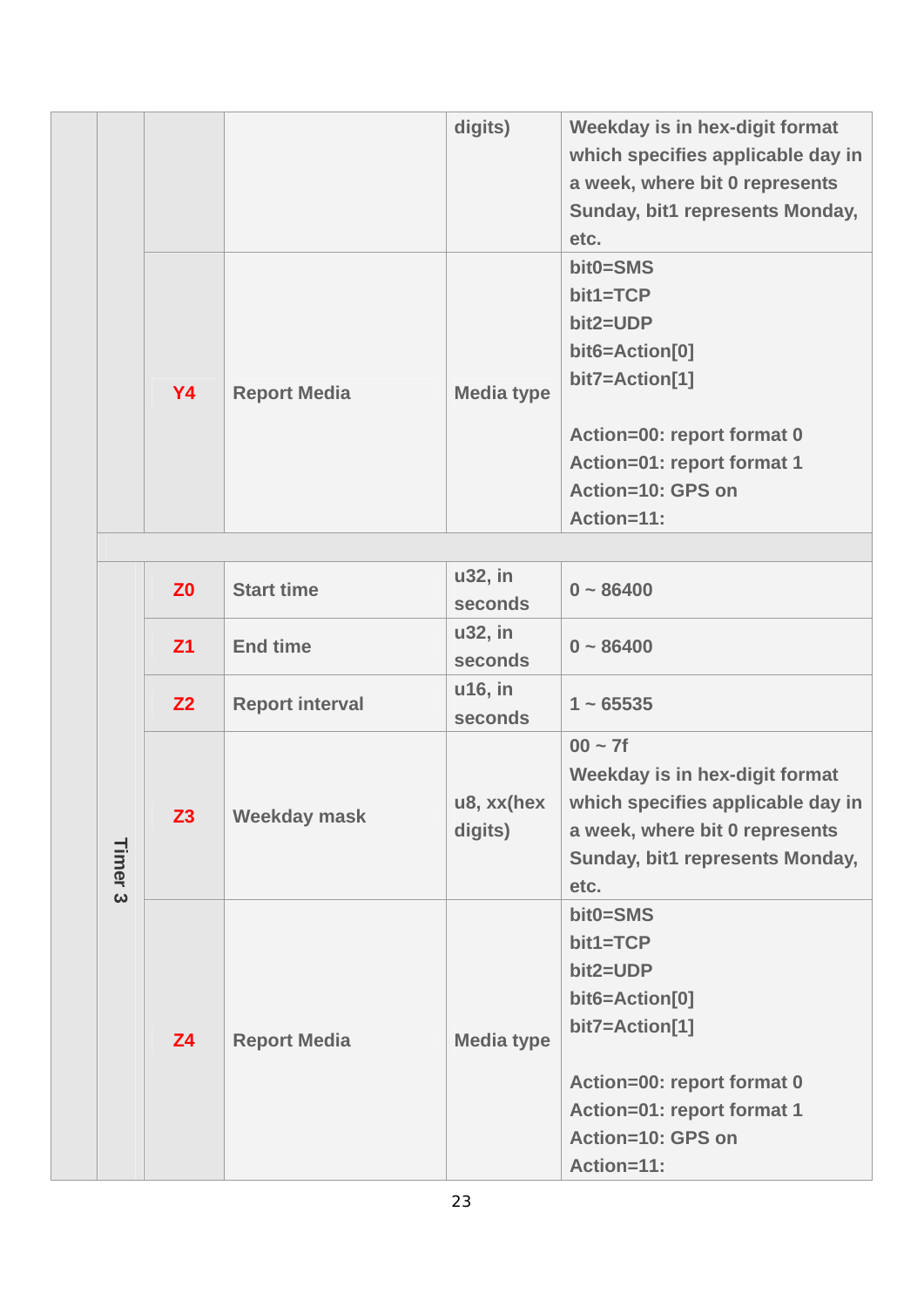| | | | | | |
|---|---|---|---|---|---|
| | | | | digits) | Weekday is in hex-digit format which specifies applicable day in a week, where bit 0 represents Sunday, bit1 represents Monday, etc. |
| | | Y4 | Report Media | Media type | bit0=SMS<br>bit1=TCP<br>bit2=UDP<br>bit6=Action[0]<br>bit7=Action[1]<br><br>Action=00: report format 0<br>Action=01: report format 1<br>Action=10: GPS on<br>Action=11: |
| | | | | | |
| | Timer 3 | Z0 | Start time | u32, in seconds | 0 ~ 86400 |
| | | Z1 | End time | u32, in seconds | 0 ~ 86400 |
| | | Z2 | Report interval | u16, in seconds | 1 ~ 65535 |
| | | Z3 | Weekday mask | u8, xx(hex digits) | 00 ~ 7f<br>Weekday is in hex-digit format which specifies applicable day in a week, where bit 0 represents Sunday, bit1 represents Monday, etc. |
| | | Z4 | Report Media | Media type | bit0=SMS<br>bit1=TCP<br>bit2=UDP<br>bit6=Action[0]<br>bit7=Action[1]<br><br>Action=00: report format 0<br>Action=01: report format 1<br>Action=10: GPS on<br>Action=11: |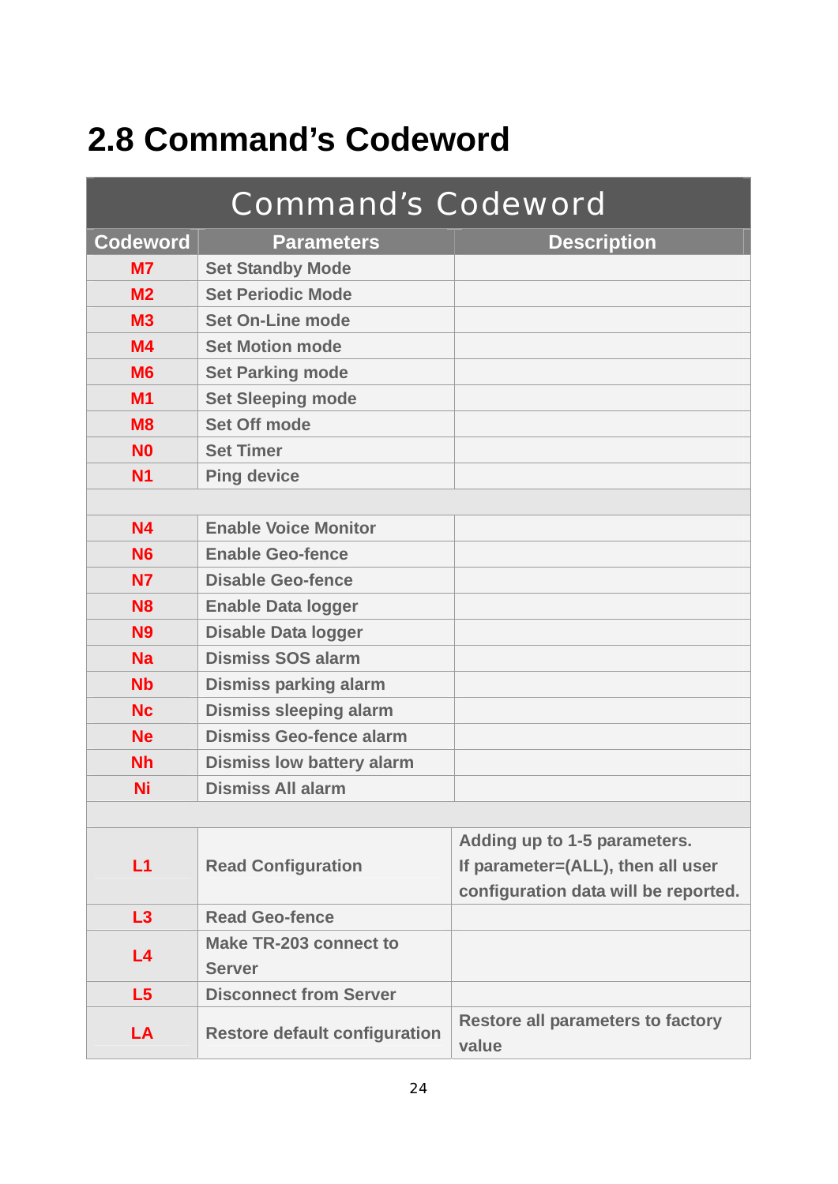## 2.8 Command's Codeword

| Command's Codeword | | |
|---|---|---|
| **Codeword** | **Parameters** | **Description** |
| **M7** | Set Standby Mode | |
| **M2** | Set Periodic Mode | |
| **M3** | Set On-Line mode | |
| **M4** | Set Motion mode | |
| **M6** | Set Parking mode | |
| **M1** | Set Sleeping mode | |
| **M8** | Set Off mode | |
| **N0** | Set Timer | |
| **N1** | Ping device | |
| | | |
| **N4** | Enable Voice Monitor | |
| **N6** | Enable Geo-fence | |
| **N7** | Disable Geo-fence | |
| **N8** | Enable Data logger | |
| **N9** | Disable Data logger | |
| **Na** | Dismiss SOS alarm | |
| **Nb** | Dismiss parking alarm | |
| **Nc** | Dismiss sleeping alarm | |
| **Ne** | Dismiss Geo-fence alarm | |
| **Nh** | Dismiss low battery alarm | |
| **Ni** | Dismiss All alarm | |
| | | |
| **L1** | Read Configuration | Adding up to 1-5 parameters. If parameter=(ALL), then all user configuration data will be reported. |
| **L3** | Read Geo-fence | |
| **L4** | Make TR-203 connect to Server | |
| **L5** | Disconnect from Server | |
| **LA** | Restore default configuration | Restore all parameters to factory value |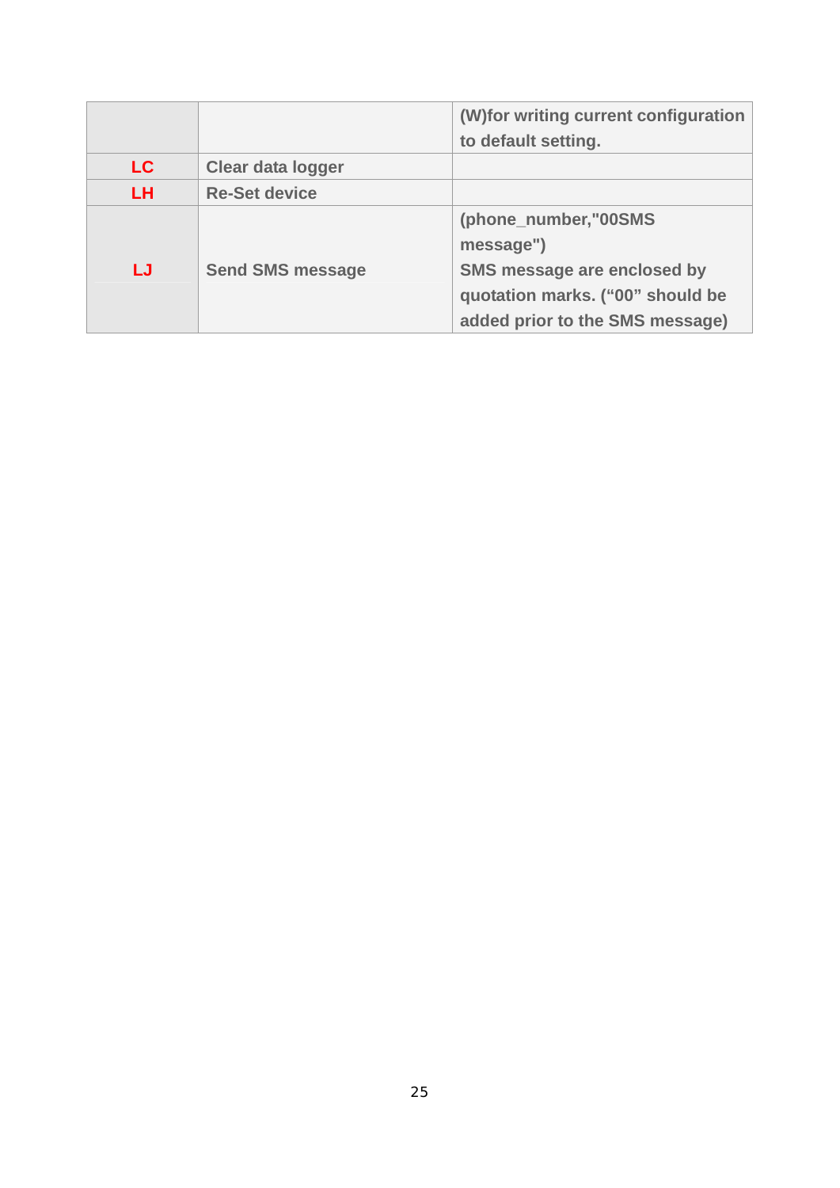| | | |
|---|---|---|
| | | (W)for writing current configuration to default setting. |
| **LC** | **Clear data logger** | |
| **LH** | **Re-Set device** | |
| **LJ** | **Send SMS message** | **(phone_number,"00SMS message")**<br>**SMS message are enclosed by quotation marks. ("00" should be added prior to the SMS message)** |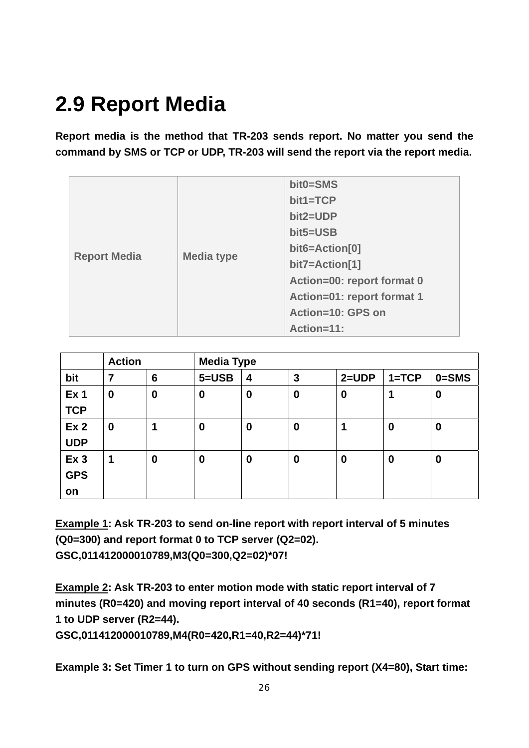## 2.9 Report Media

**Report media is the method that TR-203 sends report. No matter you send the command by SMS or TCP or UDP, TR-203 will send the report via the report media.**

| Report Media | Media type | bit0=SMS<br>bit1=TCP<br>bit2=UDP<br>bit5=USB<br>bit6=Action[0]<br>bit7=Action[1]<br>Action=00: report format 0<br>Action=01: report format 1<br>Action=10: GPS on<br>Action=11: |
|---|---|---|

| | Action | | Media Type | | | | | |
|---|---|---|---|---|---|---|---|---|
| bit | 7 | 6 | 5=USB | 4 | 3 | 2=UDP | 1=TCP | 0=SMS |
| Ex 1 TCP | 0 | 0 | 0 | 0 | 0 | 0 | 1 | 0 |
| Ex 2 UDP | 0 | 1 | 0 | 0 | 0 | 1 | 0 | 0 |
| Ex 3 GPS on | 1 | 0 | 0 | 0 | 0 | 0 | 0 | 0 |

**Example 1: Ask TR-203 to send on-line report with report interval of 5 minutes (Q0=300) and report format 0 to TCP server (Q2=02).**
**GSC,011412000010789,M3(Q0=300,Q2=02)*07!**

**Example 2: Ask TR-203 to enter motion mode with static report interval of 7 minutes (R0=420) and moving report interval of 40 seconds (R1=40), report format 1 to UDP server (R2=44).**
**GSC,011412000010789,M4(R0=420,R1=40,R2=44)*71!**

**Example 3: Set Timer 1 to turn on GPS without sending report (X4=80), Start time:**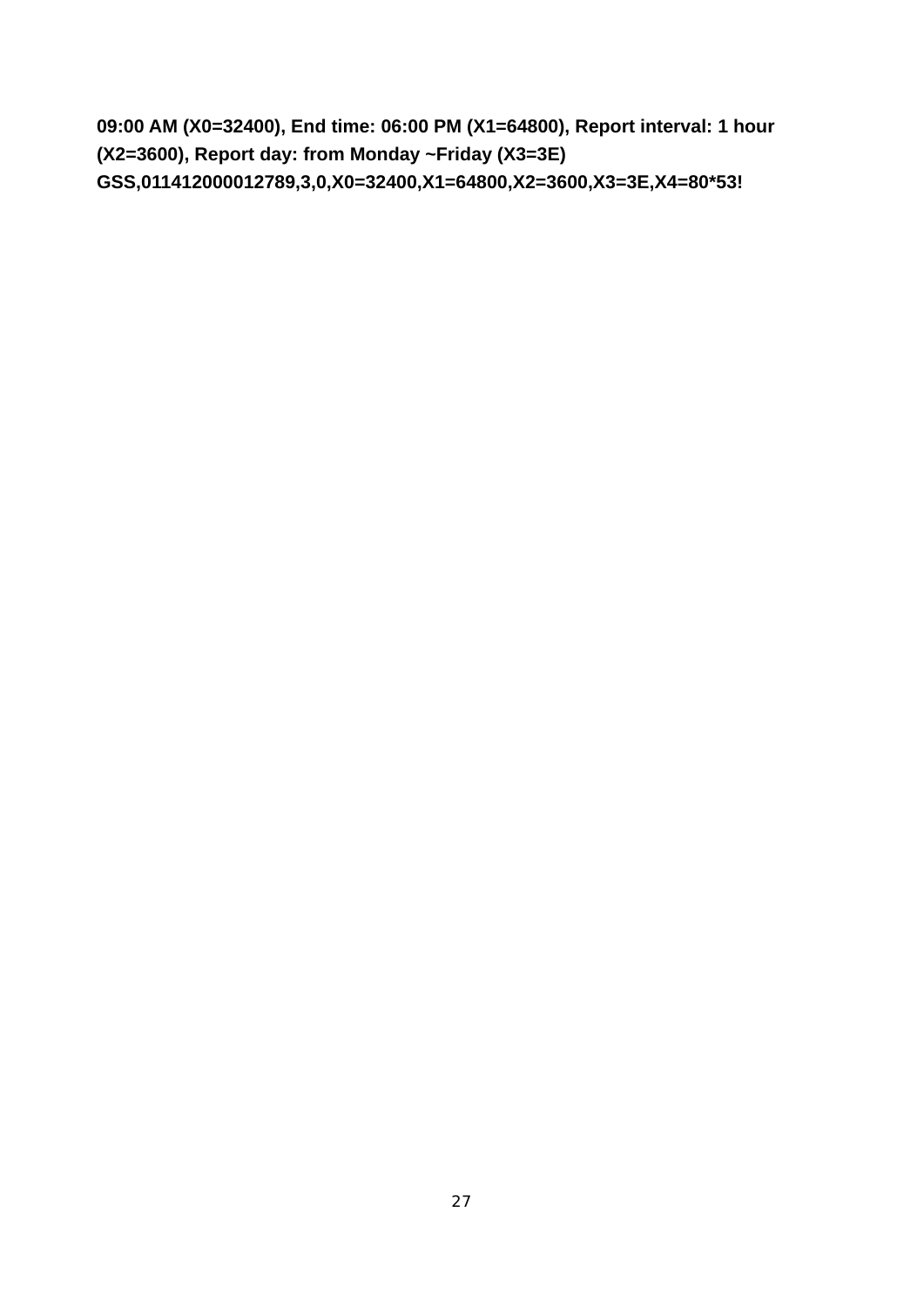**09:00 AM (X0=32400), End time: 06:00 PM (X1=64800), Report interval: 1 hour (X2=3600), Report day: from Monday ~Friday (X3=3E)**
**GSS,011412000012789,3,0,X0=32400,X1=64800,X2=3600,X3=3E,X4=80*53!**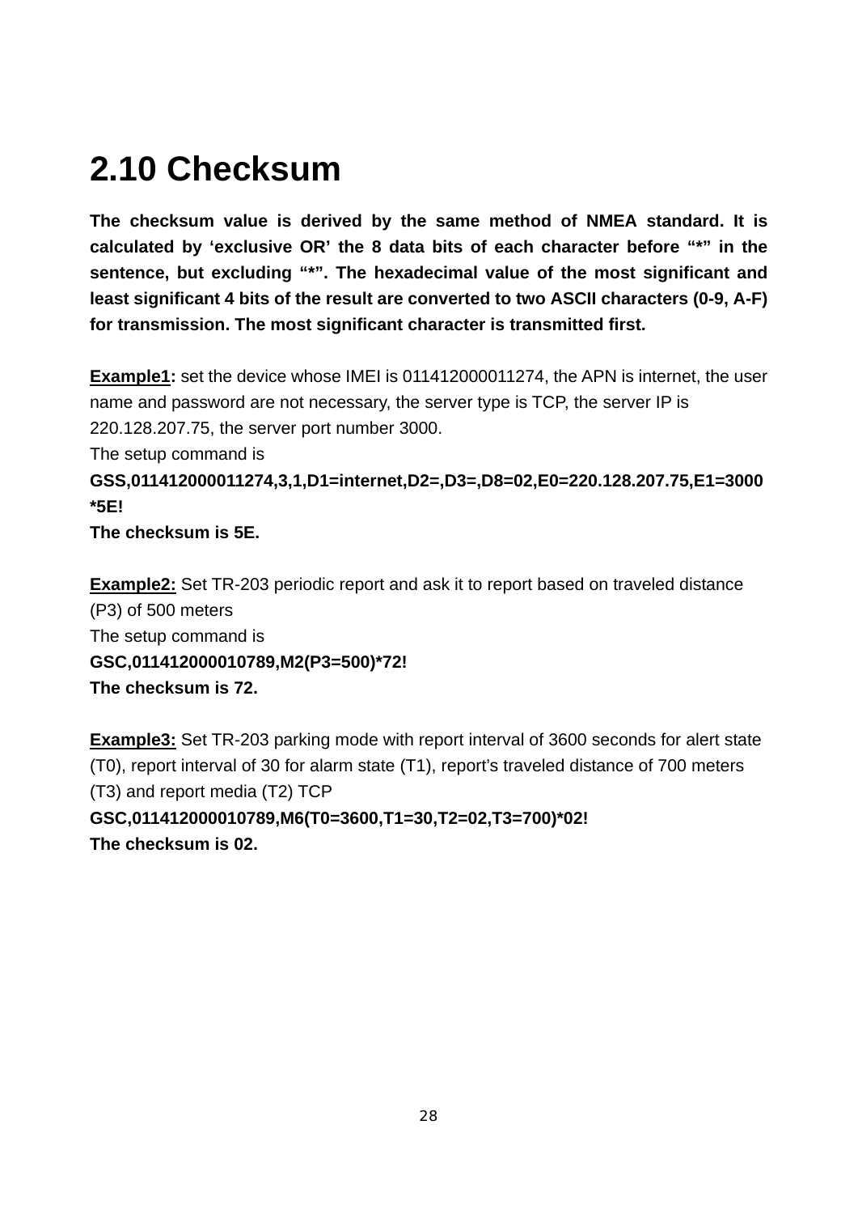## 2.10 Checksum

**The checksum value is derived by the same method of NMEA standard. It is calculated by 'exclusive OR' the 8 data bits of each character before "*" in the sentence, but excluding "*". The hexadecimal value of the most significant and least significant 4 bits of the result are converted to two ASCII characters (0-9, A-F) for transmission. The most significant character is transmitted first.**

**Example1:** set the device whose IMEI is 011412000011274, the APN is internet, the user name and password are not necessary, the server type is TCP, the server IP is 220.128.207.75, the server port number 3000.
The setup command is
**GSS,011412000011274,3,1,D1=internet,D2=,D3=,D8=02,E0=220.128.207.75,E1=3000*5E!**
**The checksum is 5E.**

**Example2:** Set TR-203 periodic report and ask it to report based on traveled distance (P3) of 500 meters
The setup command is
**GSC,011412000010789,M2(P3=500)*72!**
**The checksum is 72.**

**Example3:** Set TR-203 parking mode with report interval of 3600 seconds for alert state (T0), report interval of 30 for alarm state (T1), report's traveled distance of 700 meters (T3) and report media (T2) TCP
**GSC,011412000010789,M6(T0=3600,T1=30,T2=02,T3=700)*02!**
**The checksum is 02.**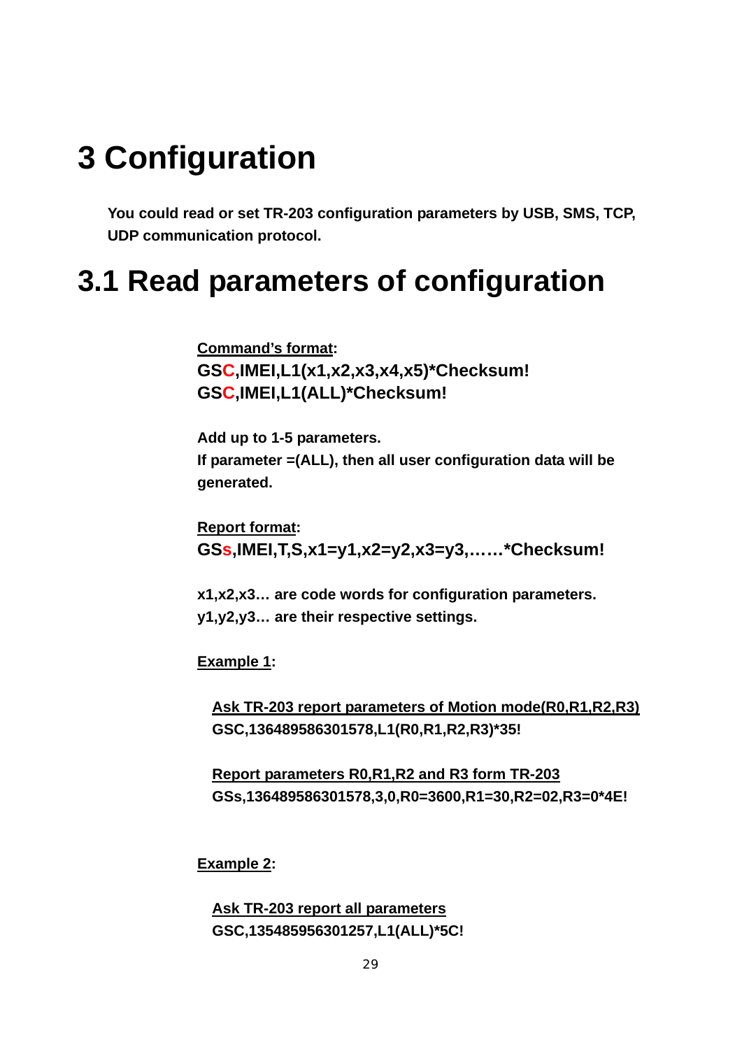# 3 Configuration

**You could read or set TR-203 configuration parameters by USB, SMS, TCP, UDP communication protocol.**

## 3.1 Read parameters of configuration

**Command's format:**

**GSC,IMEI,L1(x1,x2,x3,x4,x5)*Checksum!**
**GSC,IMEI,L1(ALL)*Checksum!**

**Add up to 1-5 parameters.**
**If parameter =(ALL), then all user configuration data will be generated.**

**Report format:**

**GSs,IMEI,T,S,x1=y1,x2=y2,x3=y3,……*Checksum!**

**x1,x2,x3… are code words for configuration parameters.**
**y1,y2,y3… are their respective settings.**

**Example 1:**

**Ask TR-203 report parameters of Motion mode(R0,R1,R2,R3)**
**GSC,136489586301578,L1(R0,R1,R2,R3)*35!**

**Report parameters R0,R1,R2 and R3 form TR-203**
**GSs,136489586301578,3,0,R0=3600,R1=30,R2=02,R3=0*4E!**

**Example 2:**

**Ask TR-203 report all parameters**
**GSC,135485956301257,L1(ALL)*5C!**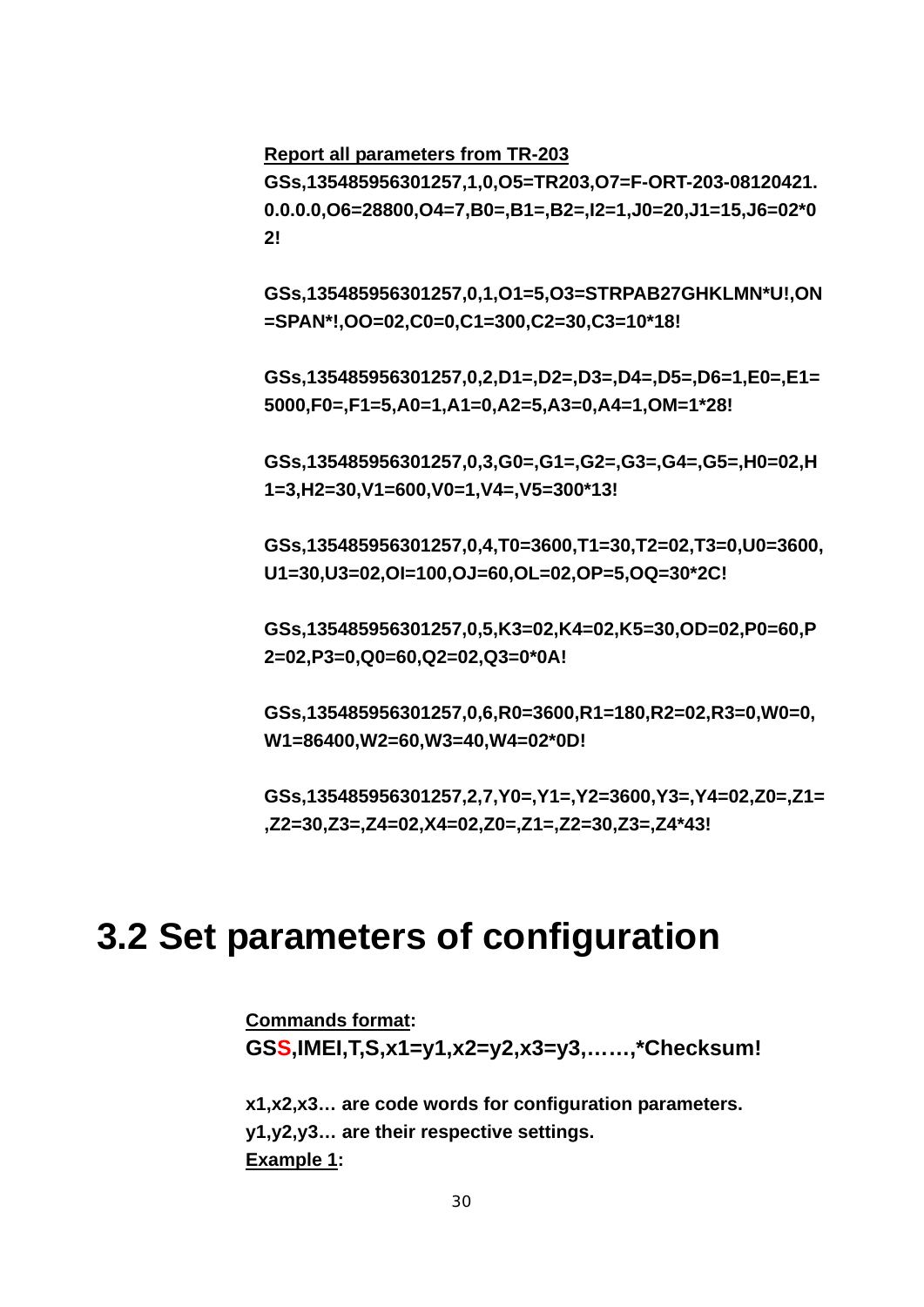**<u>Report all parameters from TR-203</u>**

**GSs,135485956301257,1,0,O5=TR203,O7=F-ORT-203-08120421.0.0.0.0,O6=28800,O4=7,B0=,B1=,B2=,I2=1,J0=20,J1=15,J6=02*02!**

**GSs,135485956301257,0,1,O1=5,O3=STRPAB27GHKLMN*U!,ON=SPAN*!,OO=02,C0=0,C1=300,C2=30,C3=10*18!**

**GSs,135485956301257,0,2,D1=,D2=,D3=,D4=,D5=,D6=1,E0=,E1=5000,F0=,F1=5,A0=1,A1=0,A2=5,A3=0,A4=1,OM=1*28!**

**GSs,135485956301257,0,3,G0=,G1=,G2=,G3=,G4=,G5=,H0=02,H1=3,H2=30,V1=600,V0=1,V4=,V5=300*13!**

**GSs,135485956301257,0,4,T0=3600,T1=30,T2=02,T3=0,U0=3600,U1=30,U3=02,OI=100,OJ=60,OL=02,OP=5,OQ=30*2C!**

**GSs,135485956301257,0,5,K3=02,K4=02,K5=30,OD=02,P0=60,P2=02,P3=0,Q0=60,Q2=02,Q3=0*0A!**

**GSs,135485956301257,0,6,R0=3600,R1=180,R2=02,R3=0,W0=0,W1=86400,W2=60,W3=40,W4=02*0D!**

**GSs,135485956301257,2,7,Y0=,Y1=,Y2=3600,Y3=,Y4=02,Z0=,Z1=,Z2=30,Z3=,Z4=02,X4=02,Z0=,Z1=,Z2=30,Z3=,Z4*43!**

# 3.2 Set parameters of configuration

**<u>Commands format</u>:**

**GSS,IMEI,T,S,x1=y1,x2=y2,x3=y3,……,*Checksum!**

**x1,x2,x3… are code words for configuration parameters.**

**y1,y2,y3… are their respective settings.**

**<u>Example 1</u>:**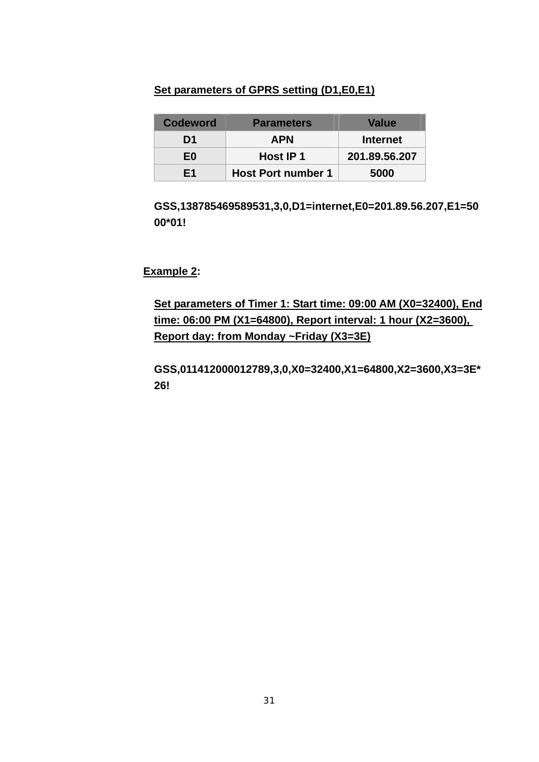**Set parameters of GPRS setting (D1,E0,E1)**

| Codeword | Parameters | Value |
|---|---|---|
| D1 | APN | Internet |
| E0 | Host IP 1 | 201.89.56.207 |
| E1 | Host Port number 1 | 5000 |

**GSS,138785469589531,3,0,D1=internet,E0=201.89.56.207,E1=5000*01!**

**Example 2:**

**Set parameters of Timer 1: Start time: 09:00 AM (X0=32400), End time: 06:00 PM (X1=64800), Report interval: 1 hour (X2=3600), Report day: from Monday ~Friday (X3=3E)**

**GSS,011412000012789,3,0,X0=32400,X1=64800,X2=3600,X3=3E*26!**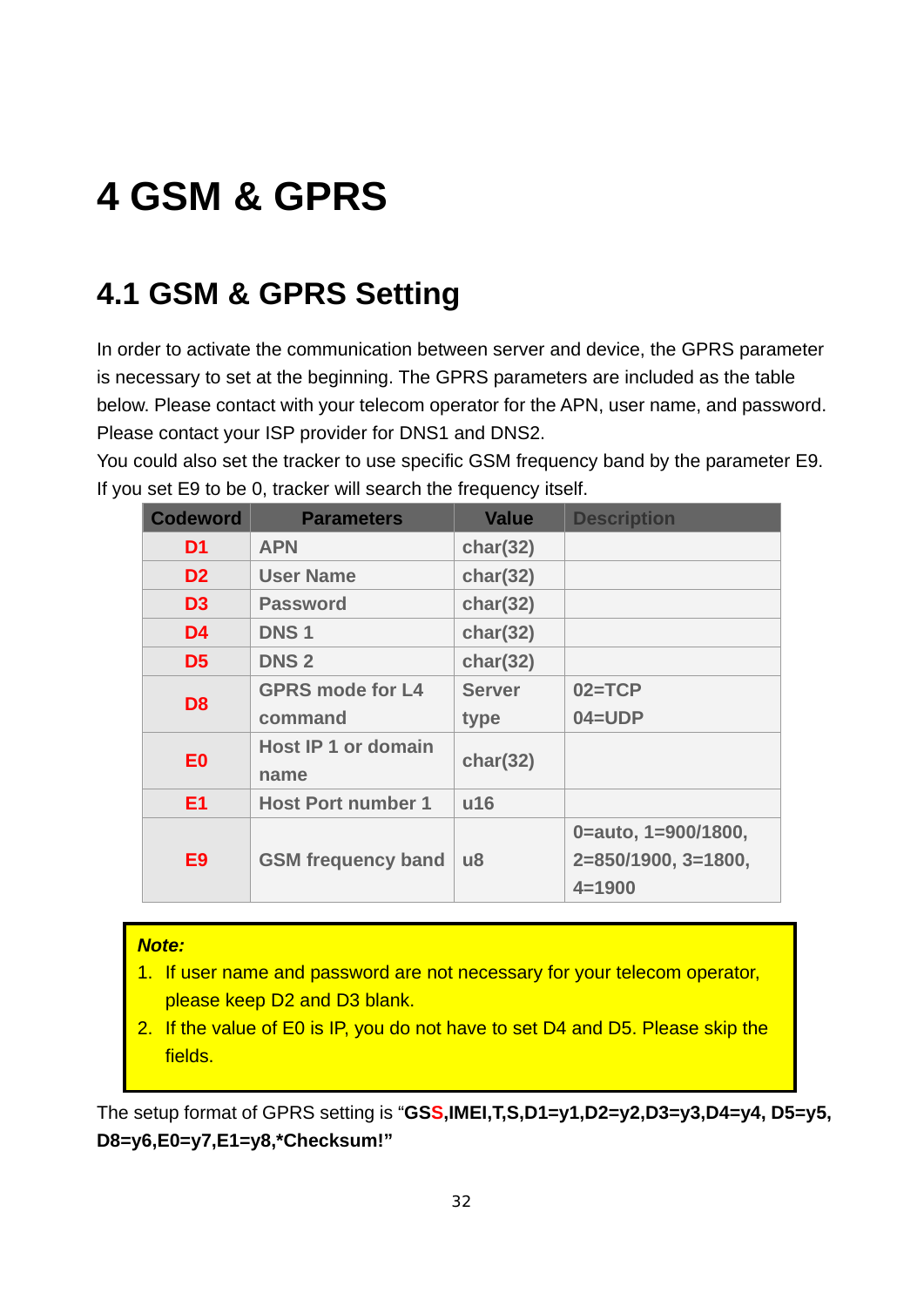# 4 GSM & GPRS

## 4.1 GSM & GPRS Setting

In order to activate the communication between server and device, the GPRS parameter is necessary to set at the beginning. The GPRS parameters are included as the table below. Please contact with your telecom operator for the APN, user name, and password. Please contact your ISP provider for DNS1 and DNS2.

You could also set the tracker to use specific GSM frequency band by the parameter E9. If you set E9 to be 0, tracker will search the frequency itself.

| Codeword | Parameters | Value | Description |
|---|---|---|---|
| D1 | APN | char(32) | |
| D2 | User Name | char(32) | |
| D3 | Password | char(32) | |
| D4 | DNS 1 | char(32) | |
| D5 | DNS 2 | char(32) | |
| D8 | GPRS mode for L4 command | Server type | 02=TCP 04=UDP |
| E0 | Host IP 1 or domain name | char(32) | |
| E1 | Host Port number 1 | u16 | |
| E9 | GSM frequency band | u8 | 0=auto, 1=900/1800, 2=850/1900, 3=1800, 4=1900 |

***Note:***

1. If user name and password are not necessary for your telecom operator, please keep D2 and D3 blank.
2. If the value of E0 is IP, you do not have to set D4 and D5. Please skip the fields.

The setup format of GPRS setting is "**GSS,IMEI,T,S,D1=y1,D2=y2,D3=y3,D4=y4, D5=y5, D8=y6,E0=y7,E1=y8,*Checksum!"**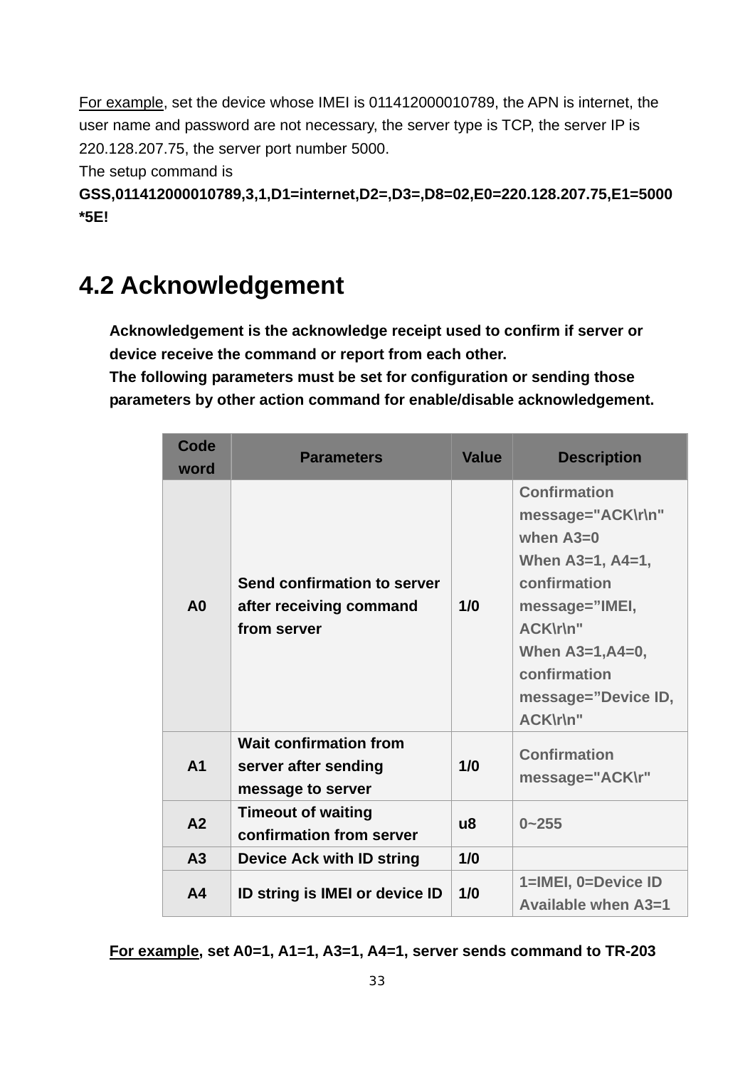For example, set the device whose IMEI is 011412000010789, the APN is internet, the user name and password are not necessary, the server type is TCP, the server IP is 220.128.207.75, the server port number 5000.
The setup command is
**GSS,011412000010789,3,1,D1=internet,D2=,D3=,D8=02,E0=220.128.207.75,E1=5000*5E!**

## 4.2 Acknowledgement

**Acknowledgement is the acknowledge receipt used to confirm if server or device receive the command or report from each other.**
**The following parameters must be set for configuration or sending those parameters by other action command for enable/disable acknowledgement.**

| Code word | Parameters | Value | Description |
|---|---|---|---|
| A0 | Send confirmation to server after receiving command from server | 1/0 | Confirmation message="ACK\r\n" when A3=0<br>When A3=1, A4=1, confirmation message="IMEI, ACK\r\n"<br>When A3=1,A4=0, confirmation message="Device ID, ACK\r\n" |
| A1 | Wait confirmation from server after sending message to server | 1/0 | Confirmation message="ACK\r" |
| A2 | Timeout of waiting confirmation from server | u8 | 0~255 |
| A3 | Device Ack with ID string | 1/0 | |
| A4 | ID string is IMEI or device ID | 1/0 | 1=IMEI, 0=Device ID Available when A3=1 |

**For example, set A0=1, A1=1, A3=1, A4=1, server sends command to TR-203**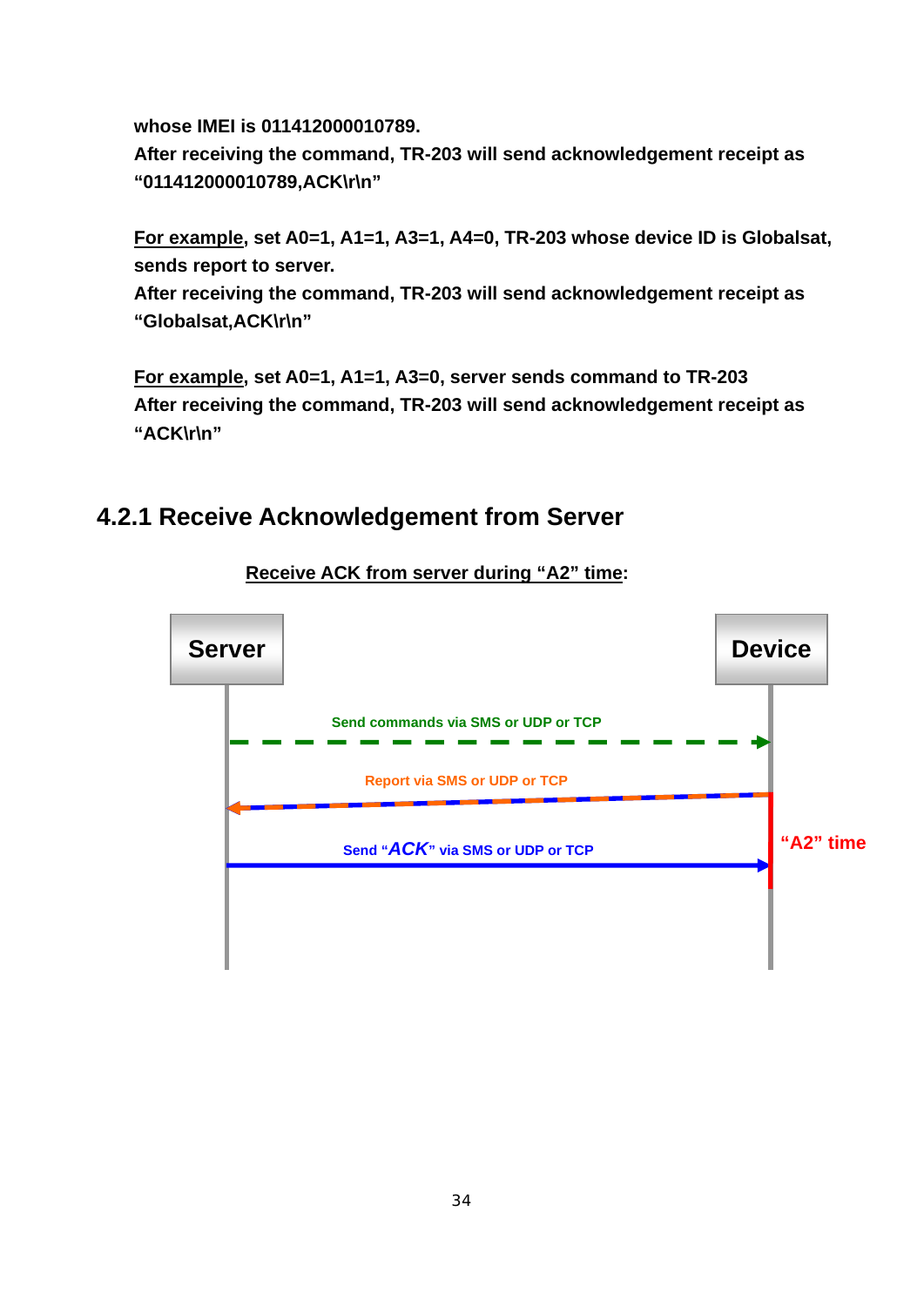**whose IMEI is 011412000010789.**
**After receiving the command, TR-203 will send acknowledgement receipt as "011412000010789,ACK\r\n"**

**<u>For example</u>, set A0=1, A1=1, A3=1, A4=0, TR-203 whose device ID is Globalsat, sends report to server.**
**After receiving the command, TR-203 will send acknowledgement receipt as "Globalsat,ACK\r\n"**

**<u>For example</u>, set A0=1, A1=1, A3=0, server sends command to TR-203**
**After receiving the command, TR-203 will send acknowledgement receipt as "ACK\r\n"**

### 4.2.1 Receive Acknowledgement from Server

**<u>Receive ACK from server during "A2" time</u>:**

Server

Device

Send commands via SMS or UDP or TCP

Report via SMS or UDP or TCP

Send "*ACK*" via SMS or UDP or TCP

"A2" time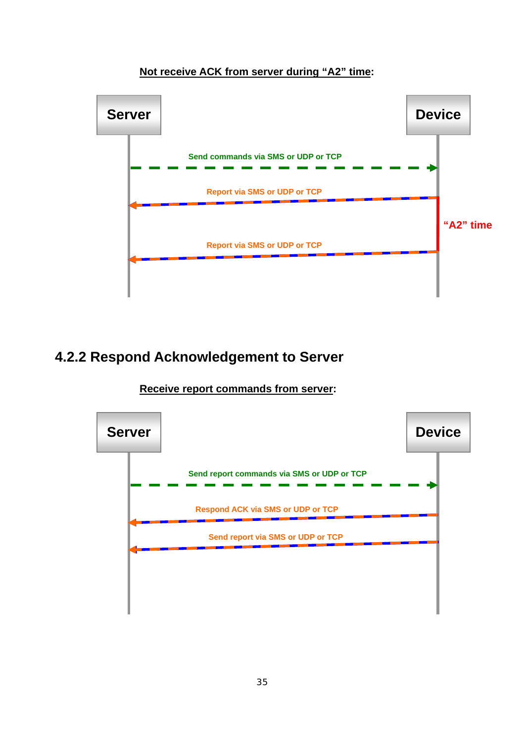**<u>Not receive ACK from server during "A2" time</u>:**

Server

Device

Send commands via SMS or UDP or TCP

Report via SMS or UDP or TCP

"A2" time

Report via SMS or UDP or TCP

### 4.2.2 Respond Acknowledgement to Server

**<u>Receive report commands from server</u>:**

Server

Device

Send report commands via SMS or UDP or TCP

Respond ACK via SMS or UDP or TCP

Send report via SMS or UDP or TCP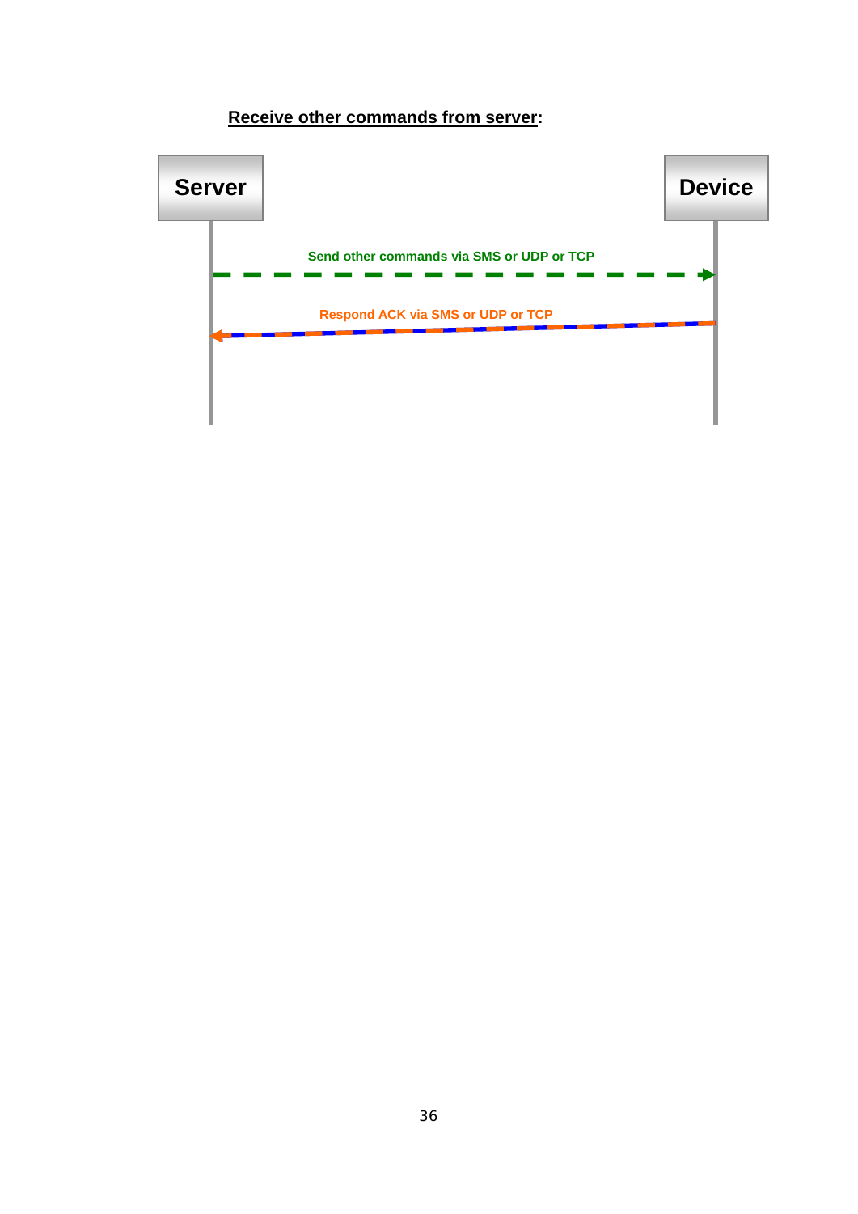**Receive other commands from server:**

Server

Device

Send other commands via SMS or UDP or TCP

Respond ACK via SMS or UDP or TCP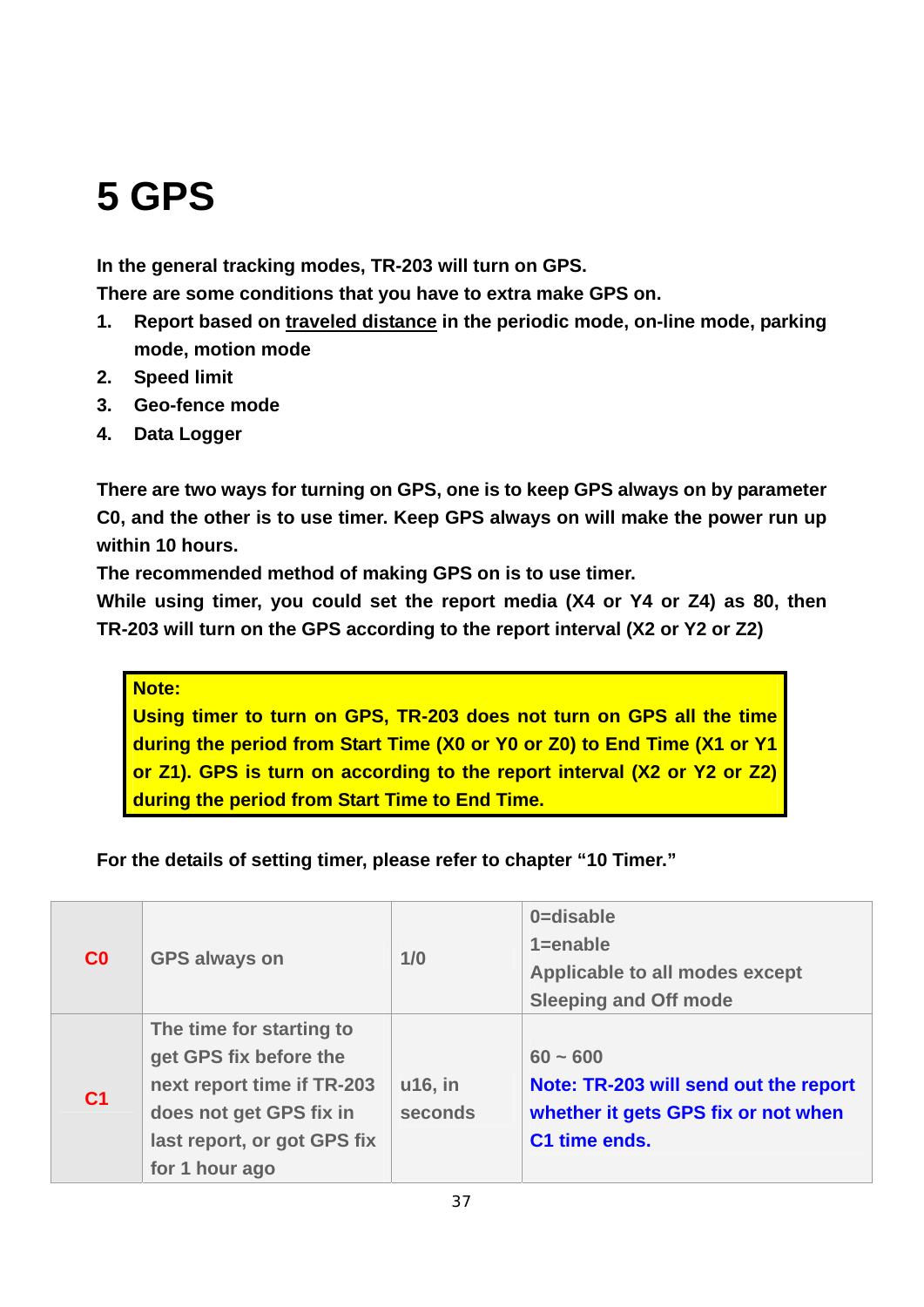# 5 GPS

**In the general tracking modes, TR-203 will turn on GPS.**
**There are some conditions that you have to extra make GPS on.**

1. **Report based on <u>traveled distance</u> in the periodic mode, on-line mode, parking mode, motion mode**
2. **Speed limit**
3. **Geo-fence mode**
4. **Data Logger**

**There are two ways for turning on GPS, one is to keep GPS always on by parameter C0, and the other is to use timer. Keep GPS always on will make the power run up within 10 hours.**
**The recommended method of making GPS on is to use timer.**
**While using timer, you could set the report media (X4 or Y4 or Z4) as 80, then TR-203 will turn on the GPS according to the report interval (X2 or Y2 or Z2)**

> **Note:**
> **Using timer to turn on GPS, TR-203 does not turn on GPS all the time during the period from Start Time (X0 or Y0 or Z0) to End Time (X1 or Y1 or Z1). GPS is turn on according to the report interval (X2 or Y2 or Z2) during the period from Start Time to End Time.**

**For the details of setting timer, please refer to chapter "10 Timer."**

| | | | |
|---|---|---|---|
| **C0** | **GPS always on** | **1/0** | **0=disable**<br>**1=enable**<br>**Applicable to all modes except Sleeping and Off mode** |
| **C1** | **The time for starting to get GPS fix before the next report time if TR-203 does not get GPS fix in last report, or got GPS fix for 1 hour ago** | **u16, in seconds** | **60 ~ 600**<br>**Note: TR-203 will send out the report whether it gets GPS fix or not when C1 time ends.** |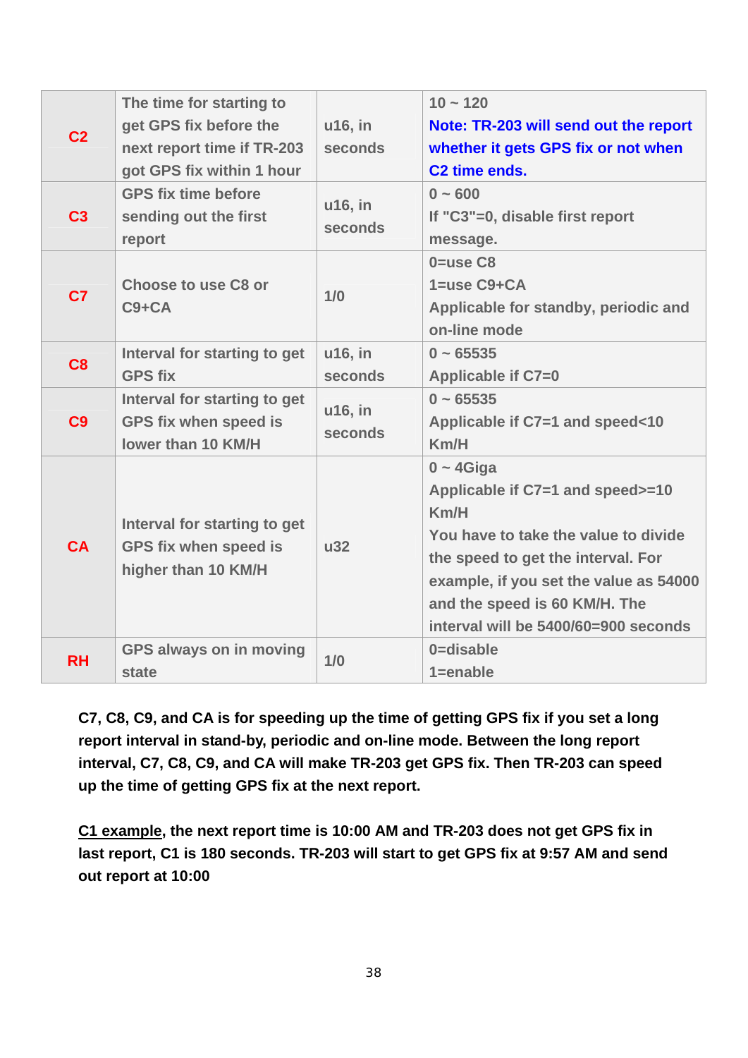| | | | |
|---|---|---|---|
| C2 | The time for starting to get GPS fix before the next report time if TR-203 got GPS fix within 1 hour | u16, in seconds | 10 ~ 120<br>**Note: TR-203 will send out the report whether it gets GPS fix or not when C2 time ends.** |
| C3 | GPS fix time before sending out the first report | u16, in seconds | 0 ~ 600<br>If "C3"=0, disable first report message. |
| C7 | Choose to use C8 or C9+CA | 1/0 | 0=use C8<br>1=use C9+CA<br>Applicable for standby, periodic and on-line mode |
| C8 | Interval for starting to get GPS fix | u16, in seconds | 0 ~ 65535<br>Applicable if C7=0 |
| C9 | Interval for starting to get GPS fix when speed is lower than 10 KM/H | u16, in seconds | 0 ~ 65535<br>Applicable if C7=1 and speed<10 Km/H |
| CA | Interval for starting to get GPS fix when speed is higher than 10 KM/H | u32 | 0 ~ 4Giga<br>Applicable if C7=1 and speed>=10 Km/H<br>You have to take the value to divide the speed to get the interval. For example, if you set the value as 54000 and the speed is 60 KM/H. The interval will be 5400/60=900 seconds |
| RH | GPS always on in moving state | 1/0 | 0=disable<br>1=enable |

**C7, C8, C9, and CA is for speeding up the time of getting GPS fix if you set a long report interval in stand-by, periodic and on-line mode. Between the long report interval, C7, C8, C9, and CA will make TR-203 get GPS fix. Then TR-203 can speed up the time of getting GPS fix at the next report.**

**<u>C1 example</u>, the next report time is 10:00 AM and TR-203 does not get GPS fix in last report, C1 is 180 seconds. TR-203 will start to get GPS fix at 9:57 AM and send out report at 10:00**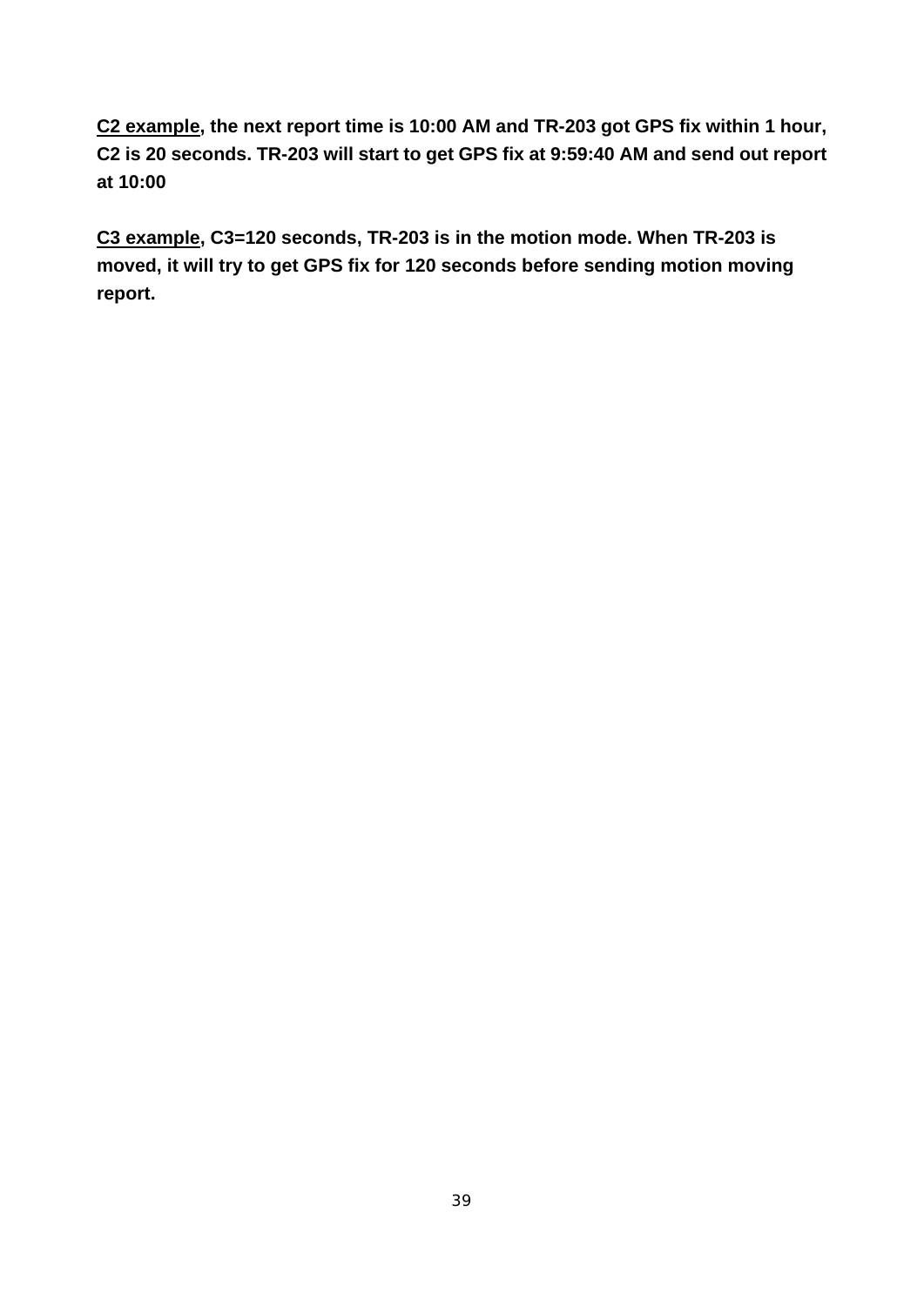**<u>C2 example</u>, the next report time is 10:00 AM and TR-203 got GPS fix within 1 hour, C2 is 20 seconds. TR-203 will start to get GPS fix at 9:59:40 AM and send out report at 10:00**

**<u>C3 example</u>, C3=120 seconds, TR-203 is in the motion mode. When TR-203 is moved, it will try to get GPS fix for 120 seconds before sending motion moving report.**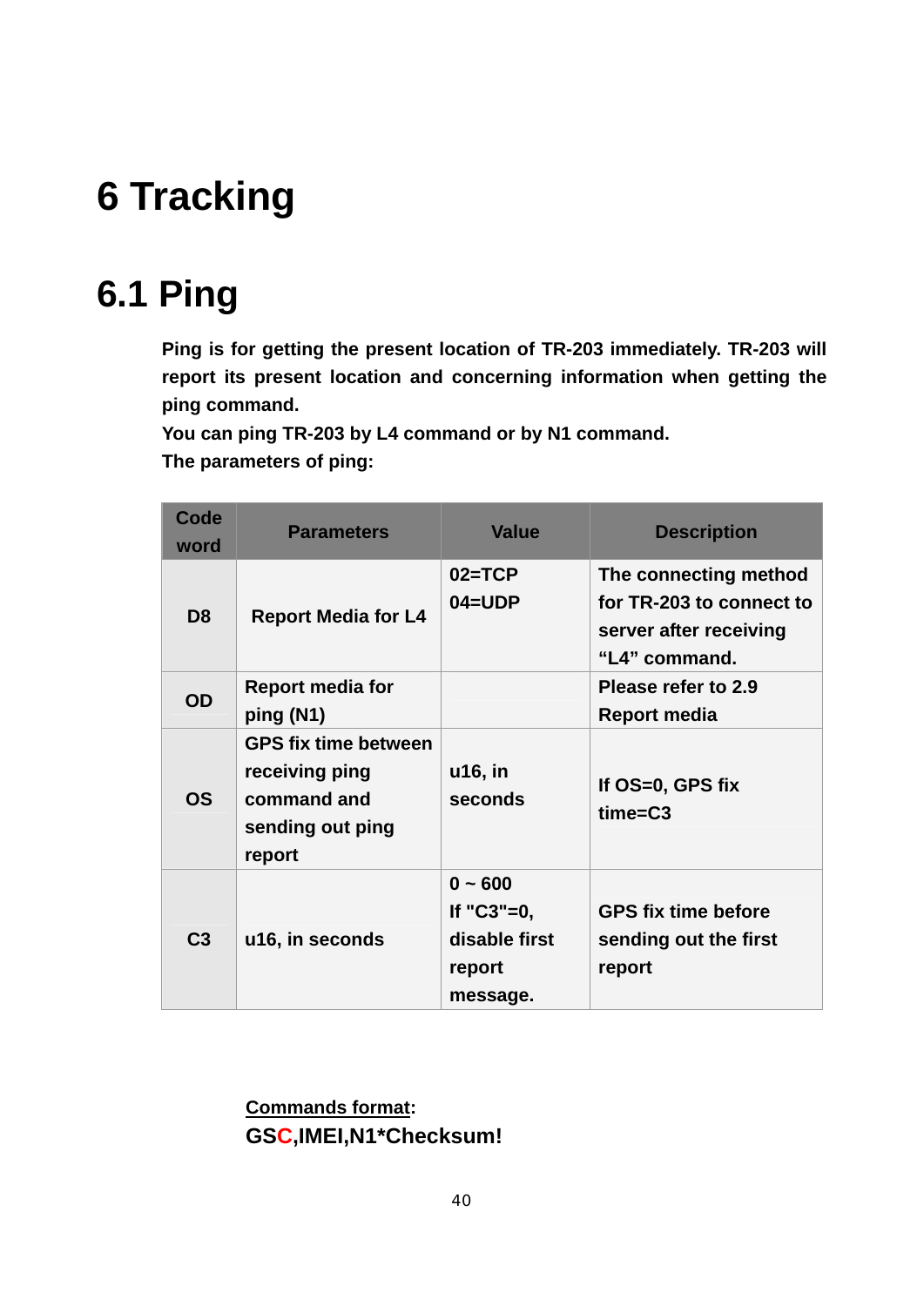# 6 Tracking

## 6.1 Ping

**Ping is for getting the present location of TR-203 immediately. TR-203 will report its present location and concerning information when getting the ping command.**

**You can ping TR-203 by L4 command or by N1 command.**

**The parameters of ping:**

| Code word | Parameters | Value | Description |
|---|---|---|---|
| D8 | Report Media for L4 | 02=TCP<br>04=UDP | The connecting method for TR-203 to connect to server after receiving "L4" command. |
| OD | Report media for ping (N1) | | Please refer to 2.9 Report media |
| OS | GPS fix time between receiving ping command and sending out ping report | u16, in seconds | If OS=0, GPS fix time=C3 |
| C3 | u16, in seconds | 0 ~ 600<br>If "C3"=0, disable first report message. | GPS fix time before sending out the first report |

**Commands format:**

**GSC,IMEI,N1*Checksum!**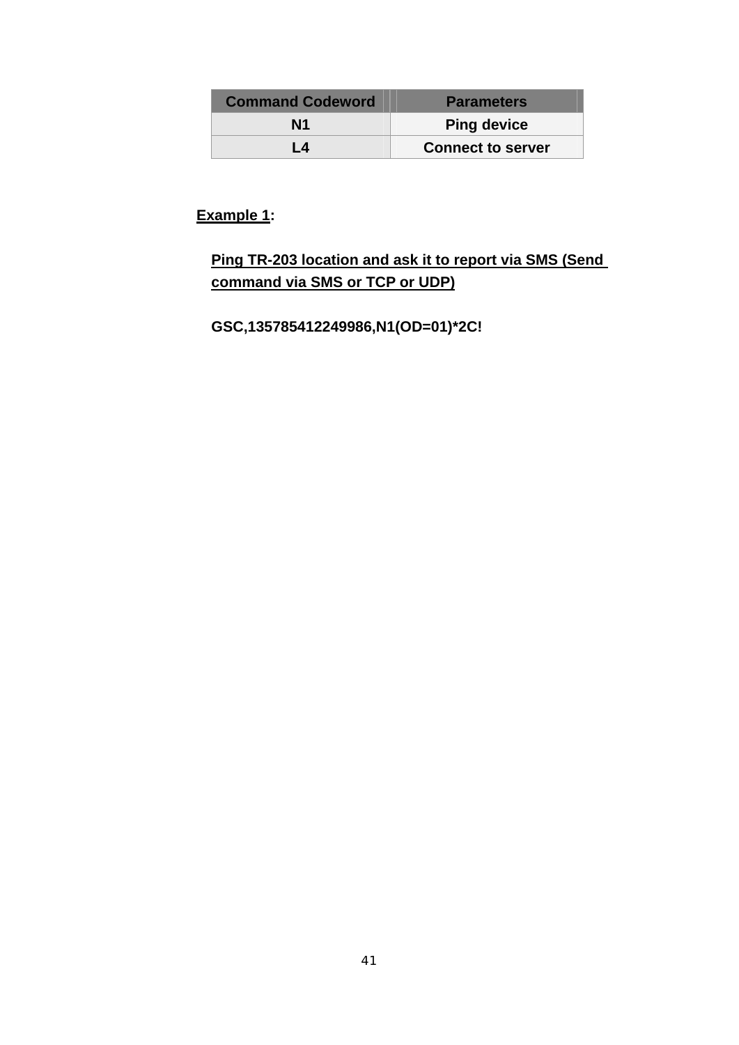| Command Codeword | Parameters |
| --- | --- |
| N1 | Ping device |
| L4 | Connect to server |

<u>Example 1</u>:

<u>Ping TR-203 location and ask it to report via SMS (Send command via SMS or TCP or UDP)</u>

**GSC,135785412249986,N1(OD=01)*2C!**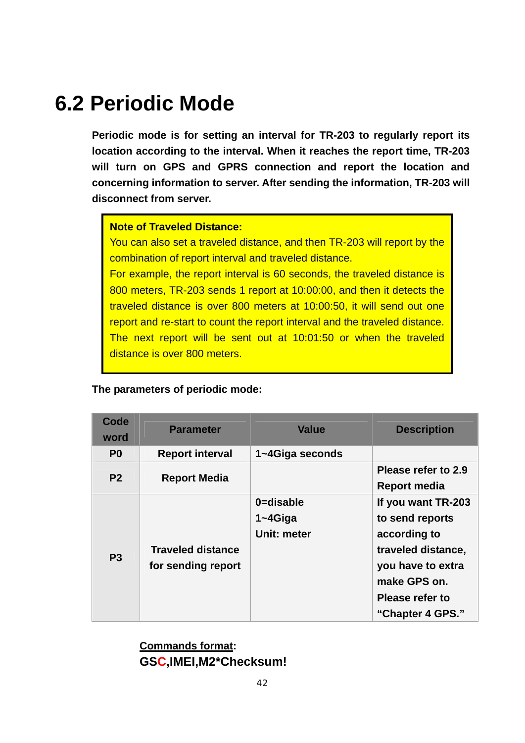## 6.2 Periodic Mode

**Periodic mode is for setting an interval for TR-203 to regularly report its location according to the interval. When it reaches the report time, TR-203 will turn on GPS and GPRS connection and report the location and concerning information to server. After sending the information, TR-203 will disconnect from server.**

> **Note of Traveled Distance:**
> You can also set a traveled distance, and then TR-203 will report by the combination of report interval and traveled distance.
> For example, the report interval is 60 seconds, the traveled distance is 800 meters, TR-203 sends 1 report at 10:00:00, and then it detects the traveled distance is over 800 meters at 10:00:50, it will send out one report and re-start to count the report interval and the traveled distance. The next report will be sent out at 10:01:50 or when the traveled distance is over 800 meters.

**The parameters of periodic mode:**

| Code word | Parameter | Value | Description |
|---|---|---|---|
| P0 | Report interval | 1~4Giga seconds | |
| P2 | Report Media | | Please refer to 2.9 Report media |
| P3 | Traveled distance for sending report | 0=disable<br>1~4Giga<br>Unit: meter | If you want TR-203 to send reports according to traveled distance, you have to extra make GPS on. Please refer to "Chapter 4 GPS." |

**Commands format:**

**GSC,IMEI,M2*Checksum!**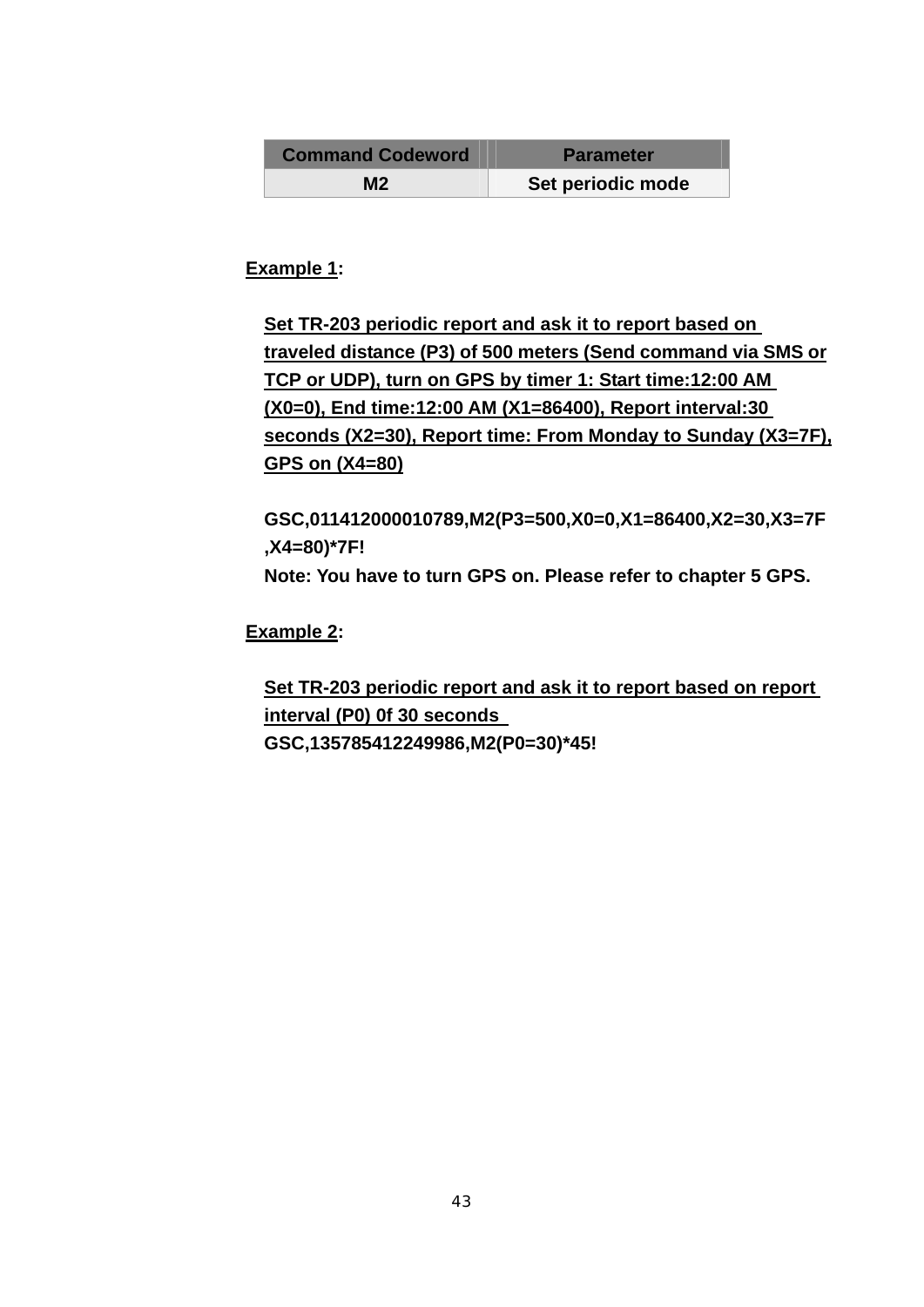| Command Codeword | Parameter |
|---|---|
| M2 | Set periodic mode |

**Example 1:**

**Set TR-203 periodic report and ask it to report based on traveled distance (P3) of 500 meters (Send command via SMS or TCP or UDP), turn on GPS by timer 1: Start time:12:00 AM (X0=0), End time:12:00 AM (X1=86400), Report interval:30 seconds (X2=30), Report time: From Monday to Sunday (X3=7F), GPS on (X4=80)**

**GSC,011412000010789,M2(P3=500,X0=0,X1=86400,X2=30,X3=7F,X4=80)*7F!**

**Note: You have to turn GPS on. Please refer to chapter 5 GPS.**

**Example 2:**

**Set TR-203 periodic report and ask it to report based on report interval (P0) 0f 30 seconds**

**GSC,135785412249986,M2(P0=30)*45!**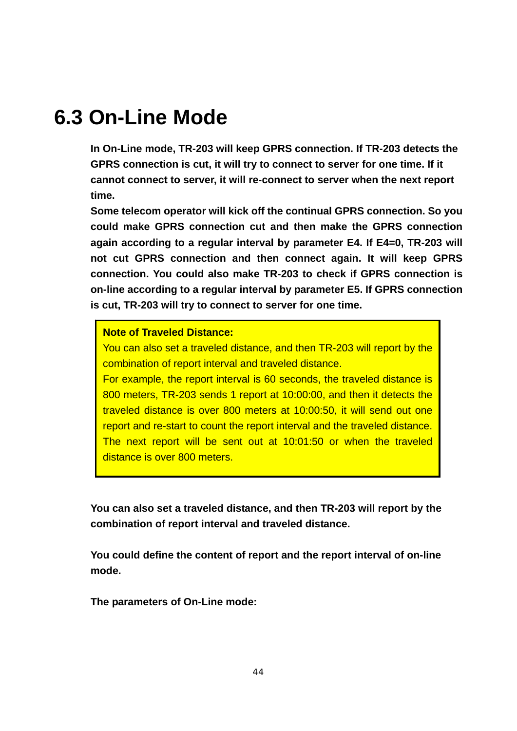## 6.3 On-Line Mode

**In On-Line mode, TR-203 will keep GPRS connection. If TR-203 detects the GPRS connection is cut, it will try to connect to server for one time. If it cannot connect to server, it will re-connect to server when the next report time.**

**Some telecom operator will kick off the continual GPRS connection. So you could make GPRS connection cut and then make the GPRS connection again according to a regular interval by parameter E4. If E4=0, TR-203 will not cut GPRS connection and then connect again. It will keep GPRS connection. You could also make TR-203 to check if GPRS connection is on-line according to a regular interval by parameter E5. If GPRS connection is cut, TR-203 will try to connect to server for one time.**

> **Note of Traveled Distance:**
> You can also set a traveled distance, and then TR-203 will report by the combination of report interval and traveled distance.
> For example, the report interval is 60 seconds, the traveled distance is 800 meters, TR-203 sends 1 report at 10:00:00, and then it detects the traveled distance is over 800 meters at 10:00:50, it will send out one report and re-start to count the report interval and the traveled distance. The next report will be sent out at 10:01:50 or when the traveled distance is over 800 meters.

**You can also set a traveled distance, and then TR-203 will report by the combination of report interval and traveled distance.**

**You could define the content of report and the report interval of on-line mode.**

**The parameters of On-Line mode:**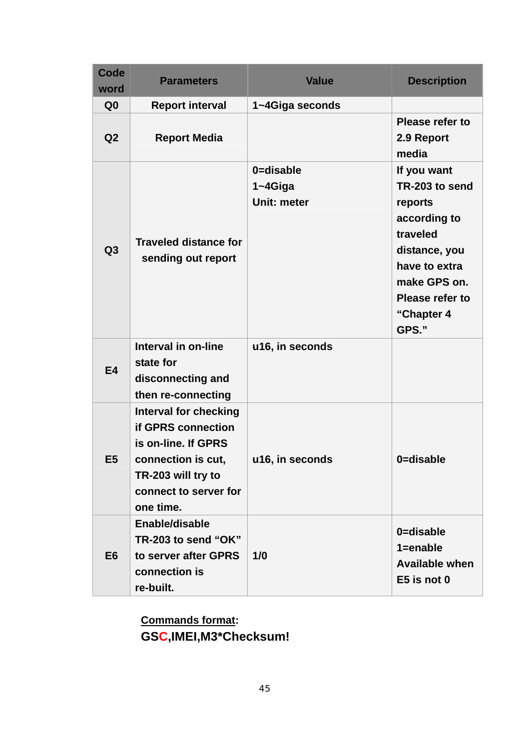| Code word | Parameters | Value | Description |
|---|---|---|---|
| Q0 | Report interval | 1~4Giga seconds | |
| Q2 | Report Media | | Please refer to 2.9 Report media |
| Q3 | Traveled distance for sending out report | 0=disable<br>1~4Giga<br>Unit: meter | If you want TR-203 to send reports according to traveled distance, you have to extra make GPS on. Please refer to "Chapter 4 GPS." |
| E4 | Interval in on-line state for disconnecting and then re-connecting | u16, in seconds | |
| E5 | Interval for checking if GPRS connection is on-line. If GPRS connection is cut, TR-203 will try to connect to server for one time. | u16, in seconds | 0=disable |
| E6 | Enable/disable TR-203 to send "OK" to server after GPRS connection is re-built. | 1/0 | 0=disable<br>1=enable<br>Available when E5 is not 0 |

**Commands format:**

**GSC,IMEI,M3*Checksum!**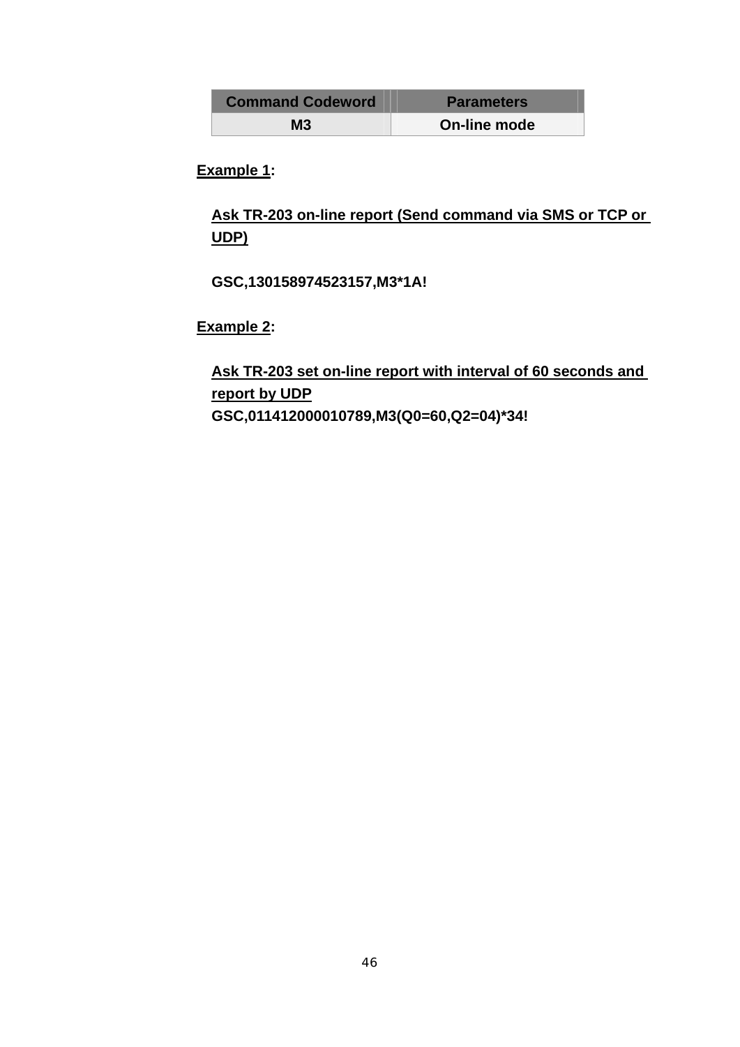| Command Codeword | Parameters |
|---|---|
| M3 | On-line mode |

**Example 1:**

**Ask TR-203 on-line report (Send command via SMS or TCP or UDP)**

**GSC,130158974523157,M3*1A!**

**Example 2:**

**Ask TR-203 set on-line report with interval of 60 seconds and report by UDP**

**GSC,011412000010789,M3(Q0=60,Q2=04)*34!**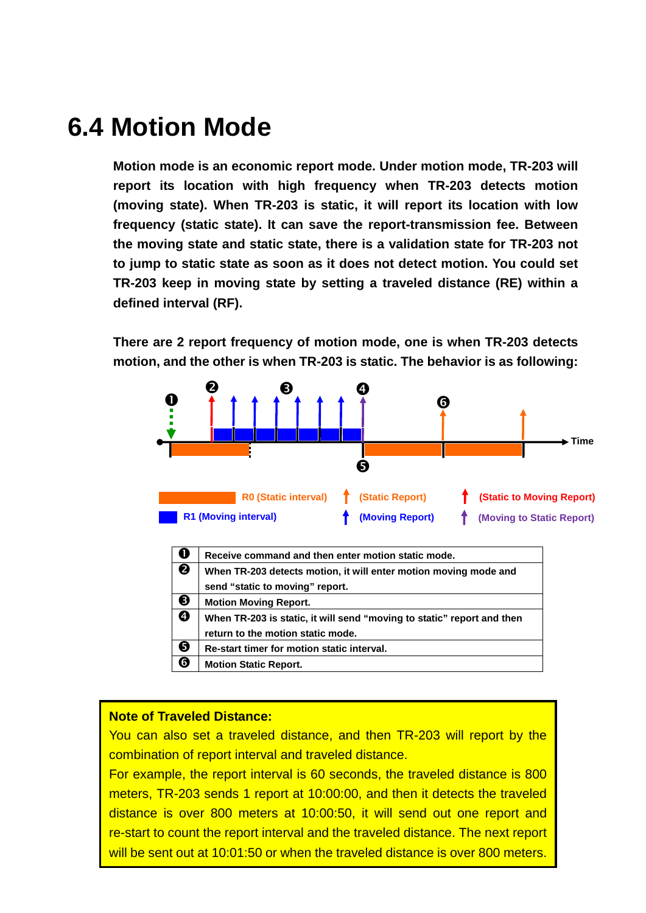# 6.4 Motion Mode

**Motion mode is an economic report mode. Under motion mode, TR-203 will report its location with high frequency when TR-203 detects motion (moving state). When TR-203 is static, it will report its location with low frequency (static state). It can save the report-transmission fee. Between the moving state and static state, there is a validation state for TR-203 not to jump to static state as soon as it does not detect motion. You could set TR-203 keep in moving state by setting a traveled distance (RE) within a defined interval (RF).**

**There are 2 report frequency of motion mode, one is when TR-203 detects motion, and the other is when TR-203 is static. The behavior is as following:**

R0 (Static interval) | (Static Report) | (Static to Moving Report)
R1 (Moving interval) | (Moving Report) | (Moving to Static Report)

| | |
|---|---|
| ❶ | Receive command and then enter motion static mode. |
| ❷ | When TR-203 detects motion, it will enter motion moving mode and send “static to moving” report. |
| ❸ | Motion Moving Report. |
| ❹ | When TR-203 is static, it will send “moving to static” report and then return to the motion static mode. |
| ❺ | Re-start timer for motion static interval. |
| ❻ | Motion Static Report. |

**Note of Traveled Distance:**

You can also set a traveled distance, and then TR-203 will report by the combination of report interval and traveled distance.

For example, the report interval is 60 seconds, the traveled distance is 800 meters, TR-203 sends 1 report at 10:00:00, and then it detects the traveled distance is over 800 meters at 10:00:50, it will send out one report and re-start to count the report interval and the traveled distance. The next report will be sent out at 10:01:50 or when the traveled distance is over 800 meters.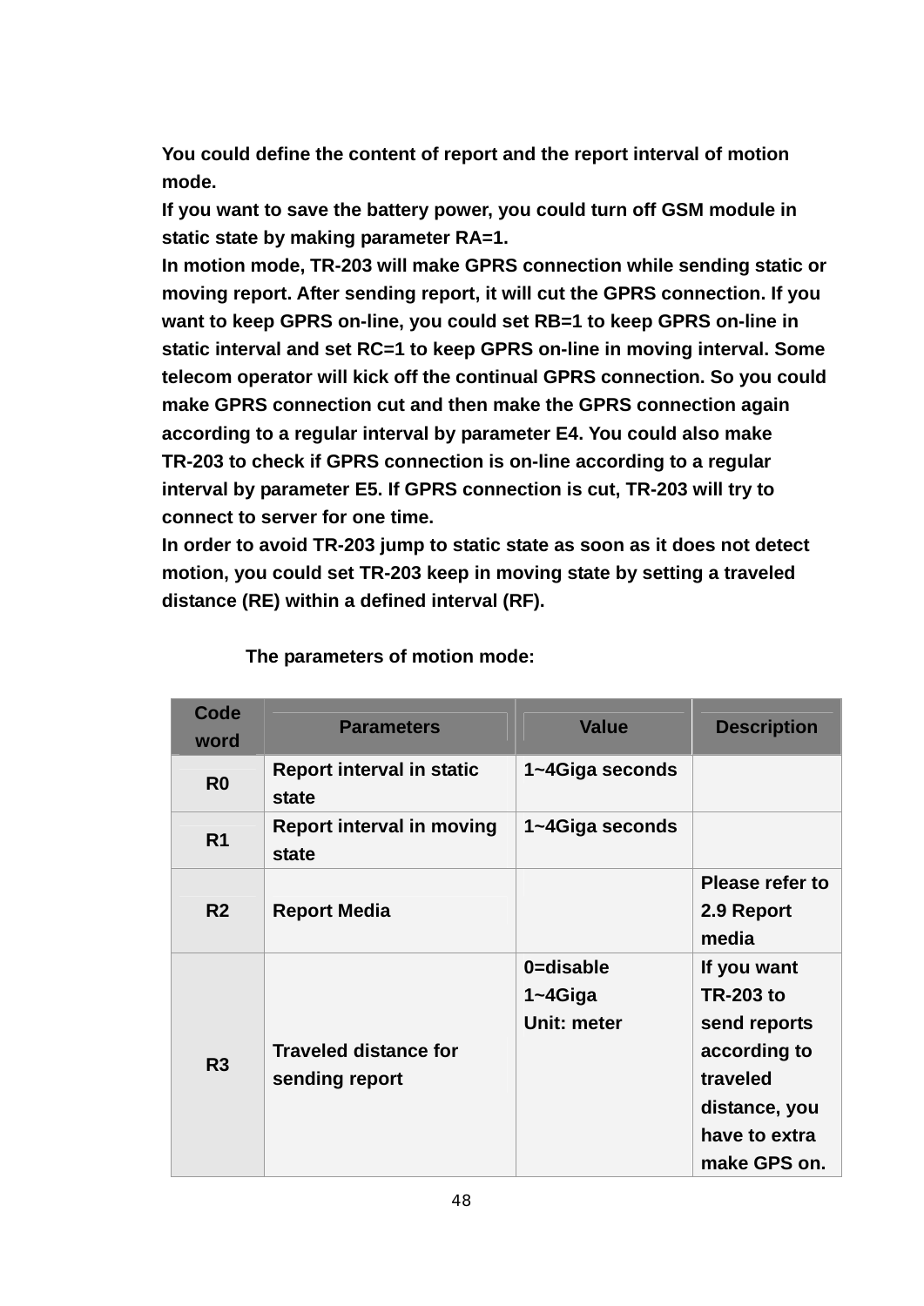**You could define the content of report and the report interval of motion mode.**
**If you want to save the battery power, you could turn off GSM module in static state by making parameter RA=1.**
**In motion mode, TR-203 will make GPRS connection while sending static or moving report. After sending report, it will cut the GPRS connection. If you want to keep GPRS on-line, you could set RB=1 to keep GPRS on-line in static interval and set RC=1 to keep GPRS on-line in moving interval. Some telecom operator will kick off the continual GPRS connection. So you could make GPRS connection cut and then make the GPRS connection again according to a regular interval by parameter E4. You could also make TR-203 to check if GPRS connection is on-line according to a regular interval by parameter E5. If GPRS connection is cut, TR-203 will try to connect to server for one time.**
**In order to avoid TR-203 jump to static state as soon as it does not detect motion, you could set TR-203 keep in moving state by setting a traveled distance (RE) within a defined interval (RF).**

**The parameters of motion mode:**

| Code word | Parameters | Value | Description |
|---|---|---|---|
| R0 | Report interval in static state | 1~4Giga seconds | |
| R1 | Report interval in moving state | 1~4Giga seconds | |
| R2 | Report Media | | Please refer to 2.9 Report media |
| R3 | Traveled distance for sending report | 0=disable<br>1~4Giga<br>Unit: meter | If you want TR-203 to send reports according to traveled distance, you have to extra make GPS on. |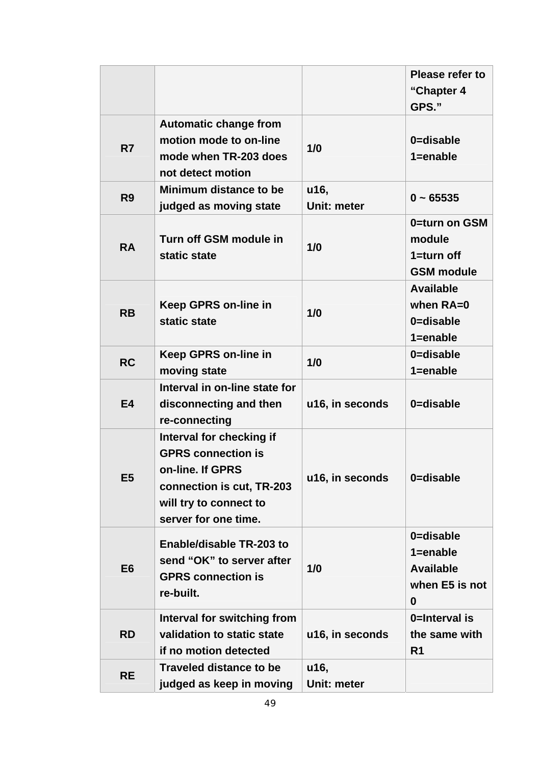| | | | |
|---|---|---|---|
| | | | Please refer to “Chapter 4 GPS.” |
| R7 | Automatic change from motion mode to on-line mode when TR-203 does not detect motion | 1/0 | 0=disable<br>1=enable |
| R9 | Minimum distance to be judged as moving state | u16,<br>Unit: meter | 0 ~ 65535 |
| RA | Turn off GSM module in static state | 1/0 | 0=turn on GSM module<br>1=turn off GSM module |
| RB | Keep GPRS on-line in static state | 1/0 | Available when RA=0<br>0=disable<br>1=enable |
| RC | Keep GPRS on-line in moving state | 1/0 | 0=disable<br>1=enable |
| E4 | Interval in on-line state for disconnecting and then re-connecting | u16, in seconds | 0=disable |
| E5 | Interval for checking if GPRS connection is on-line. If GPRS connection is cut, TR-203 will try to connect to server for one time. | u16, in seconds | 0=disable |
| E6 | Enable/disable TR-203 to send “OK” to server after GPRS connection is re-built. | 1/0 | 0=disable<br>1=enable<br>Available when E5 is not 0 |
| RD | Interval for switching from validation to static state if no motion detected | u16, in seconds | 0=Interval is the same with R1 |
| RE | Traveled distance to be judged as keep in moving | u16,<br>Unit: meter | |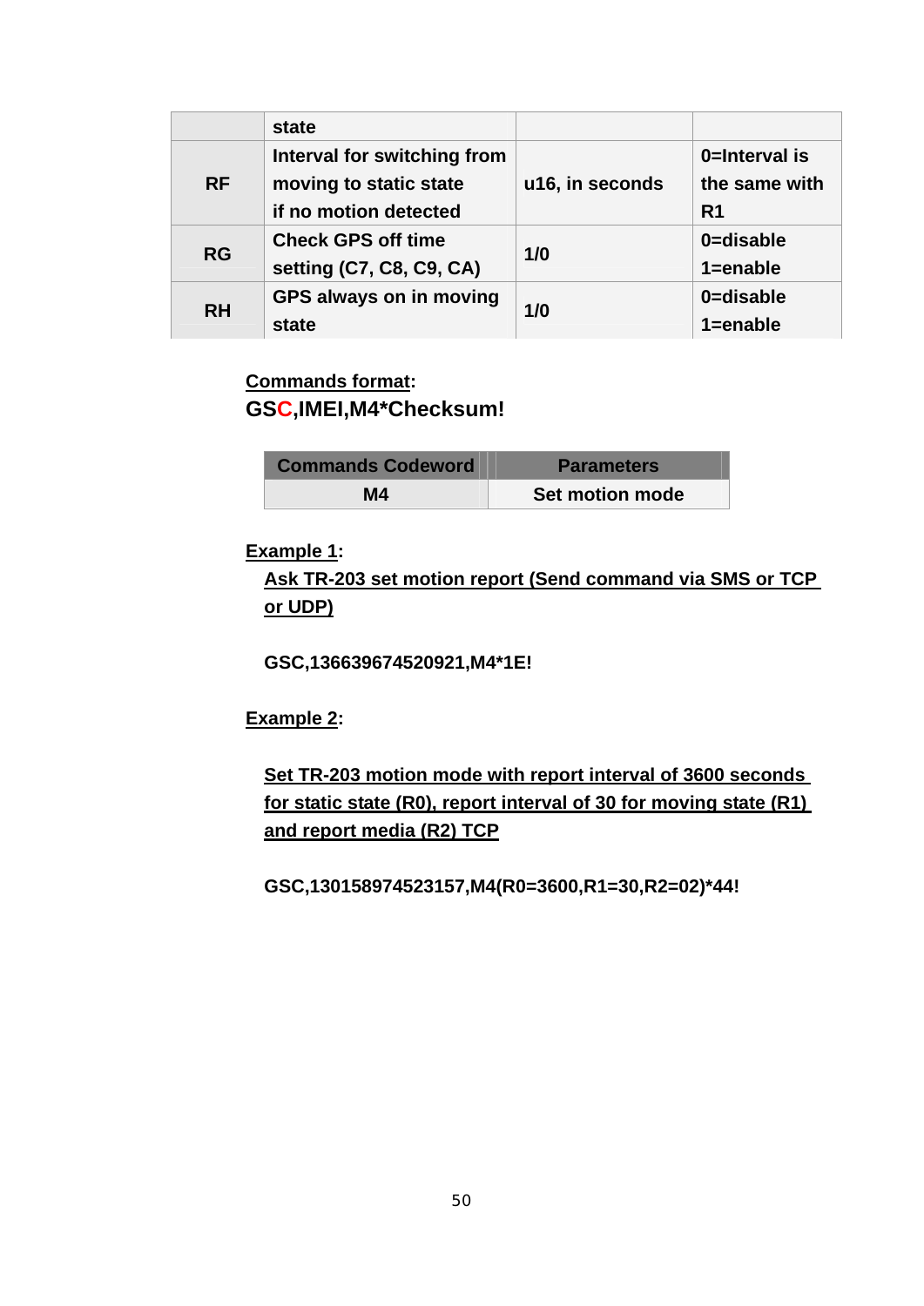|  | state |  |  |
| --- | --- | --- | --- |
| RF | Interval for switching from moving to static state if no motion detected | u16, in seconds | 0=Interval is the same with R1 |
| RG | Check GPS off time setting (C7, C8, C9, CA) | 1/0 | 0=disable 1=enable |
| RH | GPS always on in moving state | 1/0 | 0=disable 1=enable |

**Commands format:**

**GSC,IMEI,M4*Checksum!**

| Commands Codeword | Parameters |
| --- | --- |
| M4 | Set motion mode |

**Example 1:**

**Ask TR-203 set motion report (Send command via SMS or TCP or UDP)**

**GSC,136639674520921,M4*1E!**

**Example 2:**

**Set TR-203 motion mode with report interval of 3600 seconds for static state (R0), report interval of 30 for moving state (R1) and report media (R2) TCP**

**GSC,130158974523157,M4(R0=3600,R1=30,R2=02)*44!**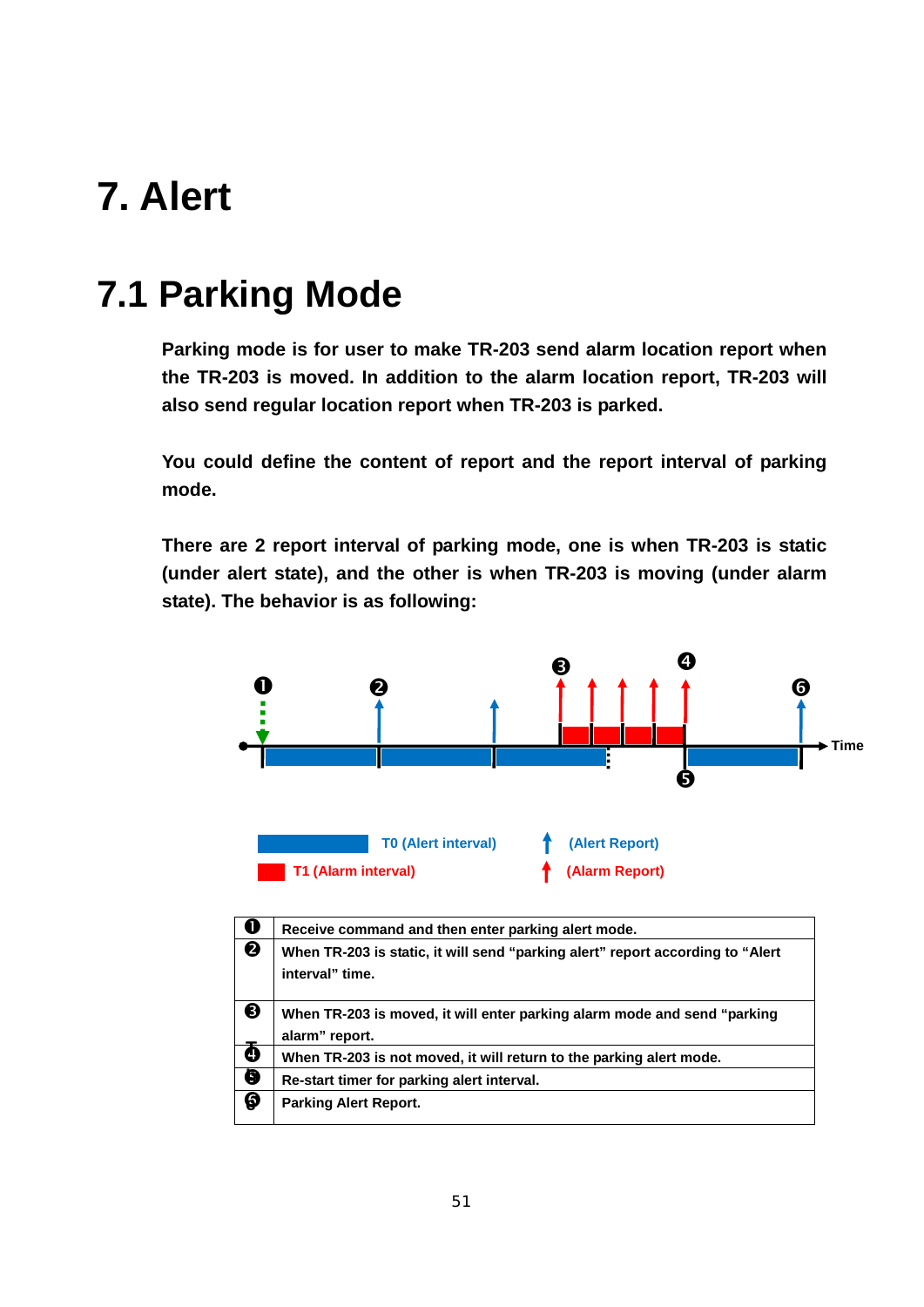# 7. Alert

## 7.1 Parking Mode

**Parking mode is for user to make TR-203 send alarm location report when the TR-203 is moved. In addition to the alarm location report, TR-203 will also send regular location report when TR-203 is parked.**

**You could define the content of report and the report interval of parking mode.**

**There are 2 report interval of parking mode, one is when TR-203 is static (under alert state), and the other is when TR-203 is moving (under alarm state). The behavior is as following:**

T0 (Alert interval) — (Alert Report)

T1 (Alarm interval) — (Alarm Report)

| | |
|---|---|
| ❶ | Receive command and then enter parking alert mode. |
| ❷ | When TR-203 is static, it will send "parking alert" report according to "Alert interval" time. |
| ❸ | When TR-203 is moved, it will enter parking alarm mode and send "parking alarm" report. |
| ❹ | When TR-203 is not moved, it will return to the parking alert mode. |
| ❺ | Re-start timer for parking alert interval. |
| ❻ | Parking Alert Report. |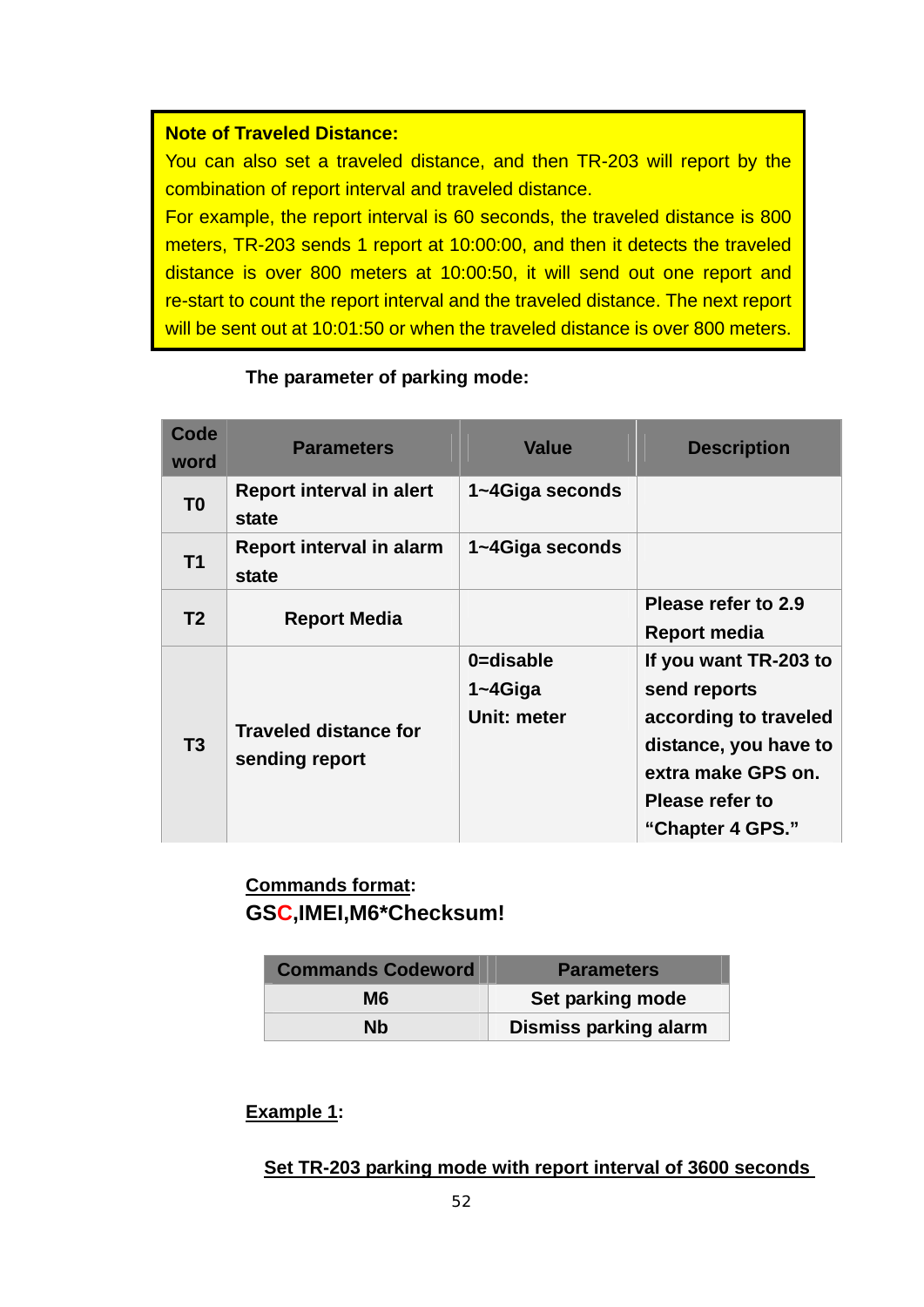**Note of Traveled Distance:**

You can also set a traveled distance, and then TR-203 will report by the combination of report interval and traveled distance.

For example, the report interval is 60 seconds, the traveled distance is 800 meters, TR-203 sends 1 report at 10:00:00, and then it detects the traveled distance is over 800 meters at 10:00:50, it will send out one report and re-start to count the report interval and the traveled distance. The next report will be sent out at 10:01:50 or when the traveled distance is over 800 meters.

**The parameter of parking mode:**

| Code word | Parameters | Value | Description |
|---|---|---|---|
| T0 | Report interval in alert state | 1~4Giga seconds | |
| T1 | Report interval in alarm state | 1~4Giga seconds | |
| T2 | Report Media | | Please refer to 2.9 Report media |
| T3 | Traveled distance for sending report | 0=disable<br>1~4Giga<br>Unit: meter | If you want TR-203 to send reports according to traveled distance, you have to extra make GPS on. Please refer to "Chapter 4 GPS." |

**Commands format:**

**GSC,IMEI,M6*Checksum!**

| Commands Codeword | Parameters |
|---|---|
| M6 | Set parking mode |
| Nb | Dismiss parking alarm |

**Example 1:**

**Set TR-203 parking mode with report interval of 3600 seconds**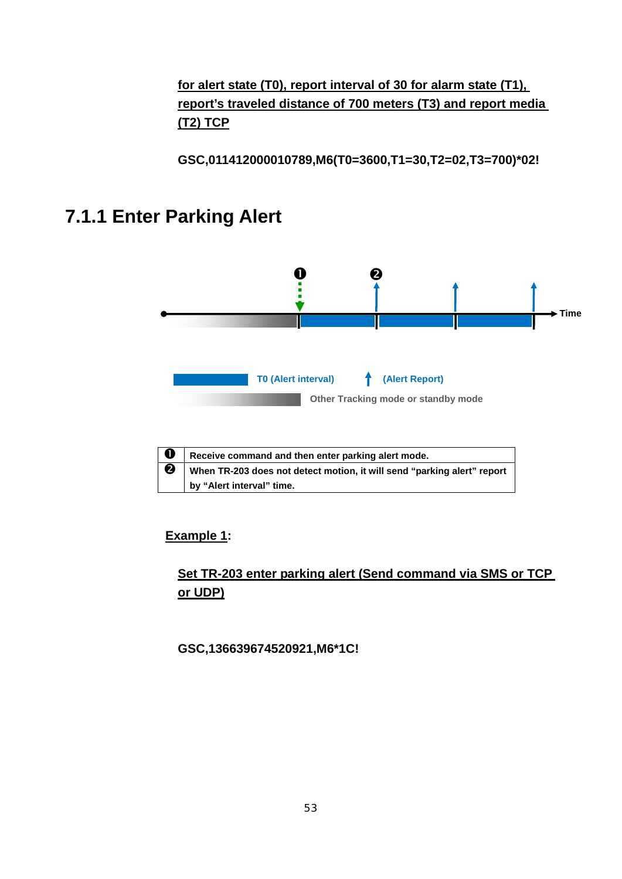**for alert state (T0), report interval of 30 for alarm state (T1), report's traveled distance of 700 meters (T3) and report media (T2) TCP**

**GSC,011412000010789,M6(T0=3600,T1=30,T2=02,T3=700)*02!**

## 7.1.1 Enter Parking Alert

| | |
|---|---|
| ➊ | Receive command and then enter parking alert mode. |
| ➋ | When TR-203 does not detect motion, it will send "parking alert" report by "Alert interval" time. |

**Example 1:**

**Set TR-203 enter parking alert (Send command via SMS or TCP or UDP)**

**GSC,136639674520921,M6*1C!**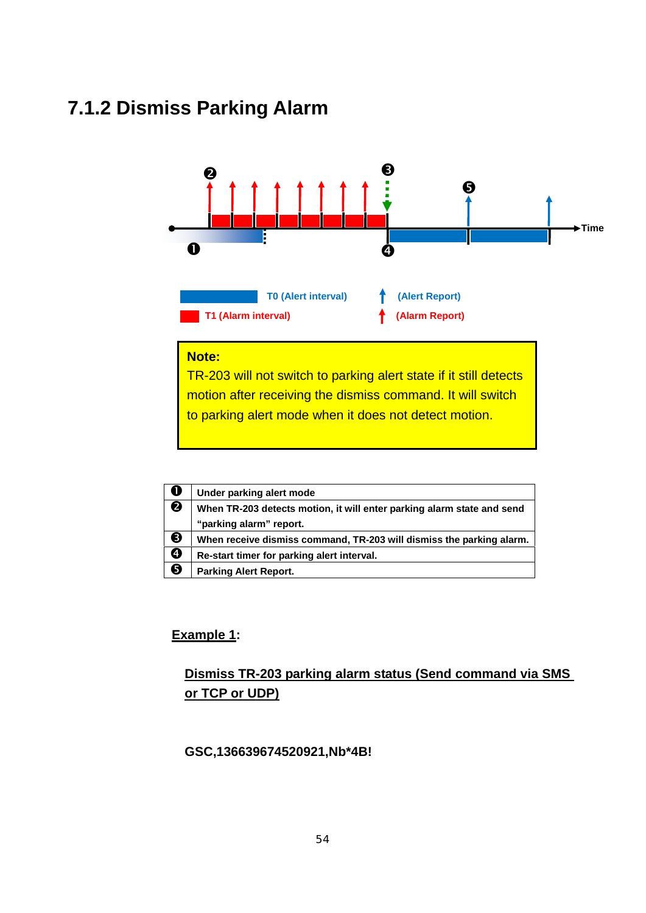## 7.1.2 Dismiss Parking Alarm

T0 (Alert interval) (Alert Report)

T1 (Alarm interval) (Alarm Report)

**Note:**
TR-203 will not switch to parking alert state if it still detects motion after receiving the dismiss command. It will switch to parking alert mode when it does not detect motion.

| | |
|---|---|
| ❶ | Under parking alert mode |
| ❷ | When TR-203 detects motion, it will enter parking alarm state and send “parking alarm” report. |
| ❸ | When receive dismiss command, TR-203 will dismiss the parking alarm. |
| ❹ | Re-start timer for parking alert interval. |
| ❺ | Parking Alert Report. |

**Example 1:**

**Dismiss TR-203 parking alarm status (Send command via SMS or TCP or UDP)**

**GSC,136639674520921,Nb*4B!**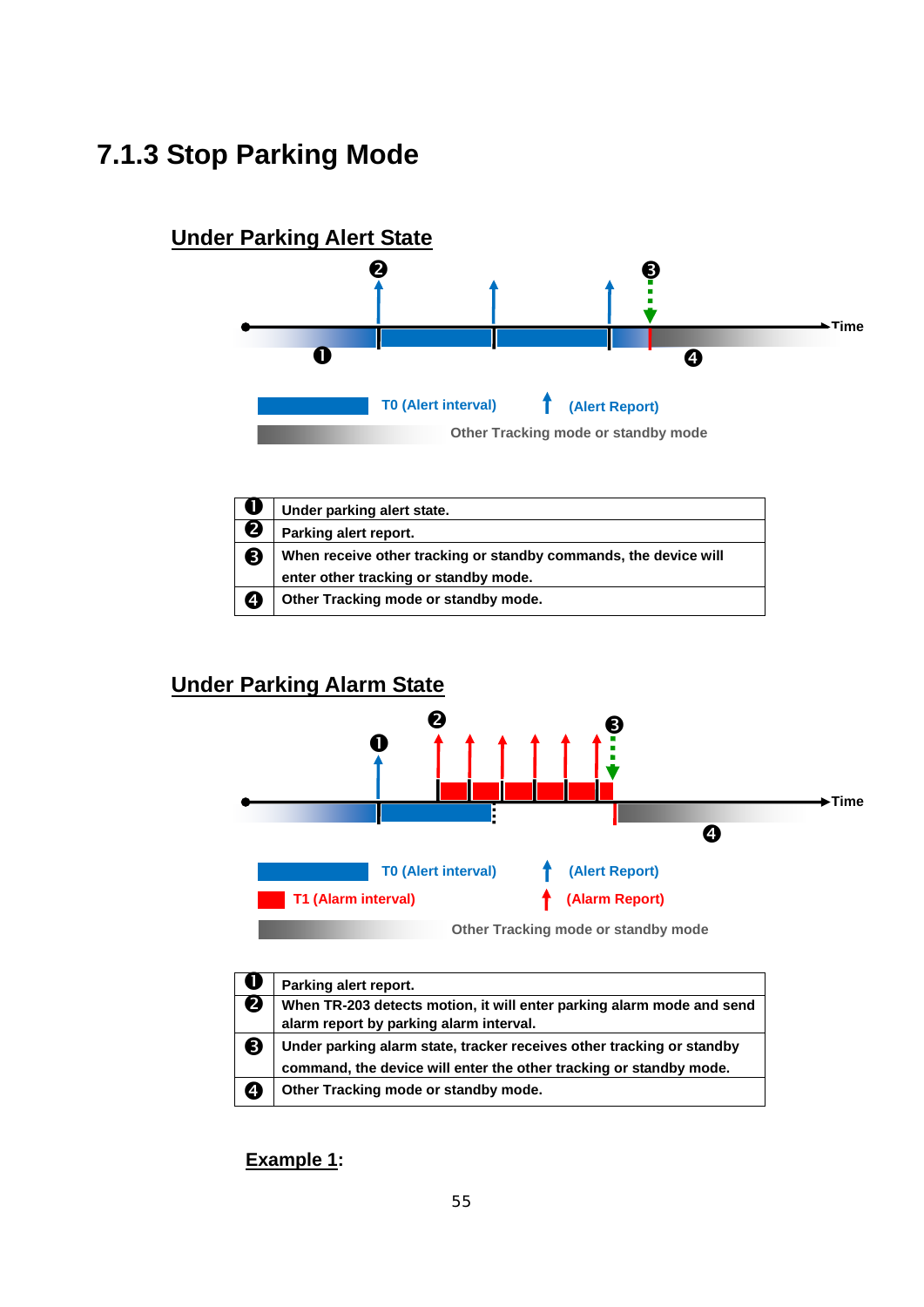### 7.1.3 Stop Parking Mode

**Under Parking Alert State**

| | |
|---|---|
| ❶ | Under parking alert state. |
| ❷ | Parking alert report. |
| ❸ | When receive other tracking or standby commands, the device will enter other tracking or standby mode. |
| ❹ | Other Tracking mode or standby mode. |

**Under Parking Alarm State**

| | |
|---|---|
| ❶ | Parking alert report. |
| ❷ | When TR-203 detects motion, it will enter parking alarm mode and send alarm report by parking alarm interval. |
| ❸ | Under parking alarm state, tracker receives other tracking or standby command, the device will enter the other tracking or standby mode. |
| ❹ | Other Tracking mode or standby mode. |

**Example 1:**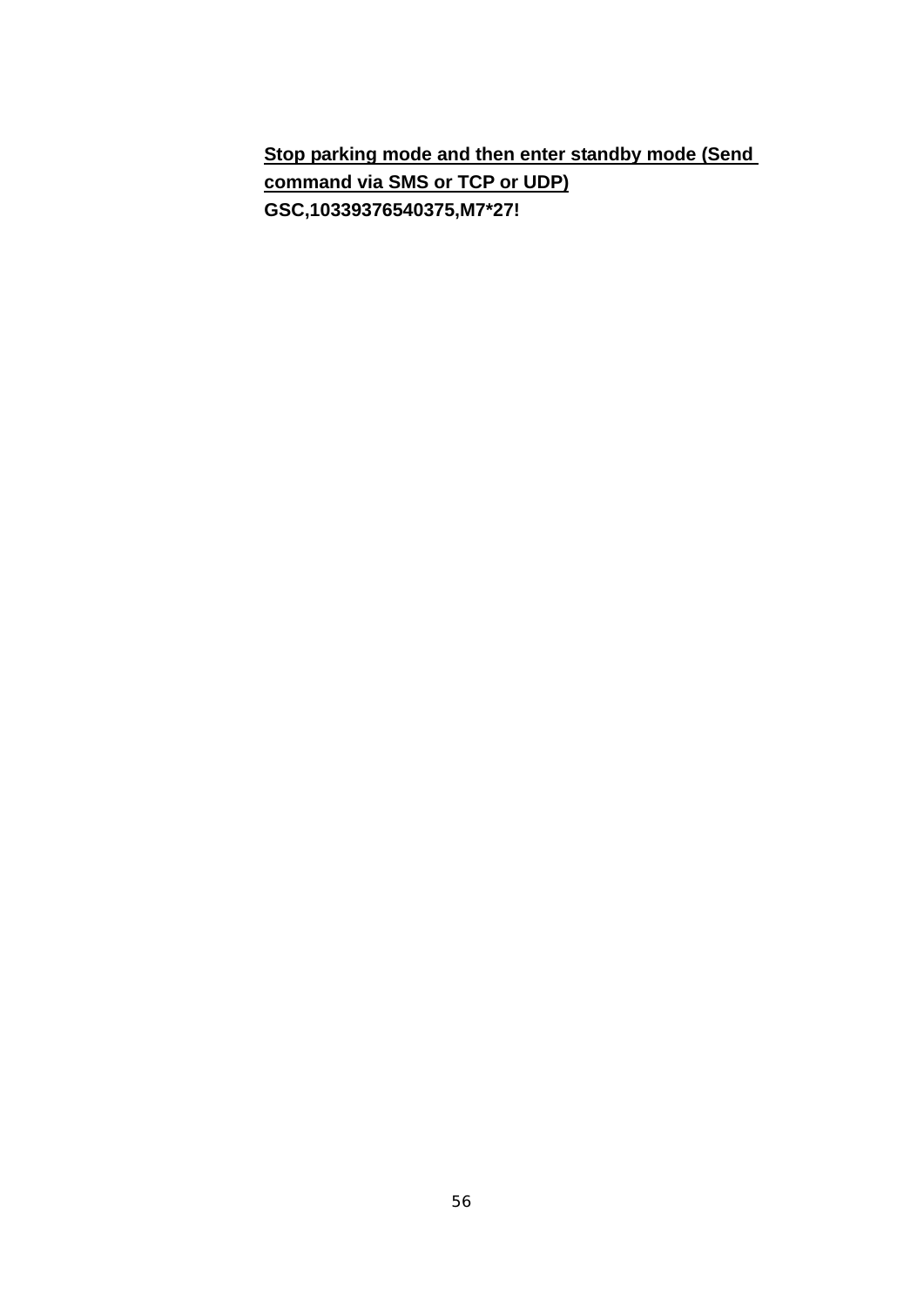**<u>Stop parking mode and then enter standby mode (Send command via SMS or TCP or UDP)</u>**

**GSC,10339376540375,M7*27!**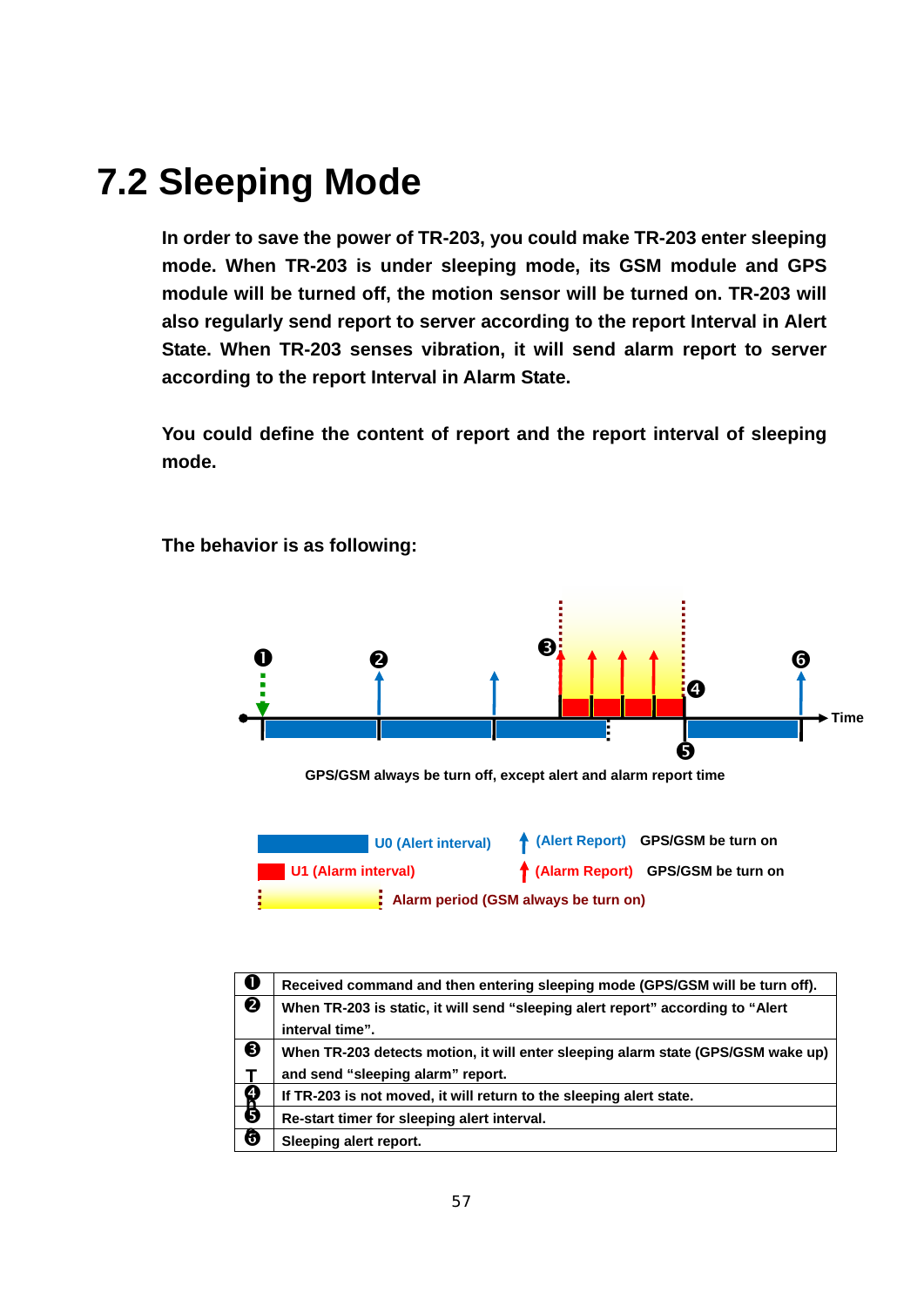# 7.2 Sleeping Mode

**In order to save the power of TR-203, you could make TR-203 enter sleeping mode. When TR-203 is under sleeping mode, its GSM module and GPS module will be turned off, the motion sensor will be turned on. TR-203 will also regularly send report to server according to the report Interval in Alert State. When TR-203 senses vibration, it will send alarm report to server according to the report Interval in Alarm State.**

**You could define the content of report and the report interval of sleeping mode.**

**The behavior is as following:**

❶ ❷ ❸ ❹ ❺ ❻ Time

GPS/GSM always be turn off, except alert and alarm report time

U0 (Alert interval) (Alert Report) GPS/GSM be turn on

U1 (Alarm interval) (Alarm Report) GPS/GSM be turn on

Alarm period (GSM always be turn on)

| | |
|---|---|
| ❶ | Received command and then entering sleeping mode (GPS/GSM will be turn off). |
| ❷ | When TR-203 is static, it will send "sleeping alert report" according to "Alert interval time". |
| ❸ | When TR-203 detects motion, it will enter sleeping alarm state (GPS/GSM wake up) and send "sleeping alarm" report. |
| ❹ | If TR-203 is not moved, it will return to the sleeping alert state. |
| ❺ | Re-start timer for sleeping alert interval. |
| ❻ | Sleeping alert report. |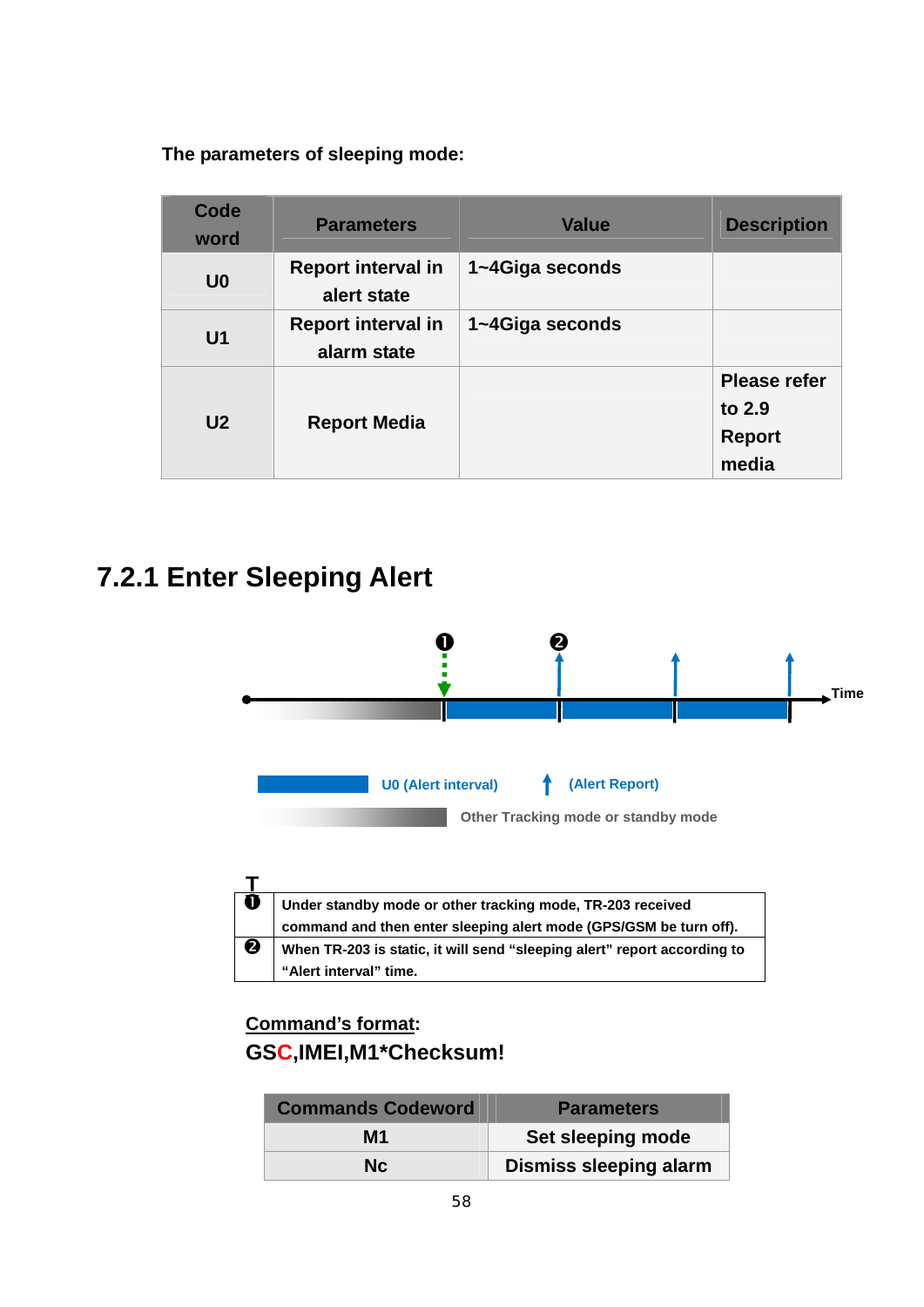The parameters of sleeping mode:

| Code word | Parameters | Value | Description |
|---|---|---|---|
| U0 | Report interval in alert state | 1~4Giga seconds | |
| U1 | Report interval in alarm state | 1~4Giga seconds | |
| U2 | Report Media | | Please refer to 2.9 Report media |

## 7.2.1 Enter Sleeping Alert

❶ ❷ Time

U0 (Alert interval) (Alert Report)

Other Tracking mode or standby mode

| T | |
|---|---|
| ❶ | Under standby mode or other tracking mode, TR-203 received command and then enter sleeping alert mode (GPS/GSM be turn off). |
| ❷ | When TR-203 is static, it will send "sleeping alert" report according to "Alert interval" time. |

Command's format:

**GSC,IMEI,M1*Checksum!**

| Commands Codeword | Parameters |
|---|---|
| M1 | Set sleeping mode |
| Nc | Dismiss sleeping alarm |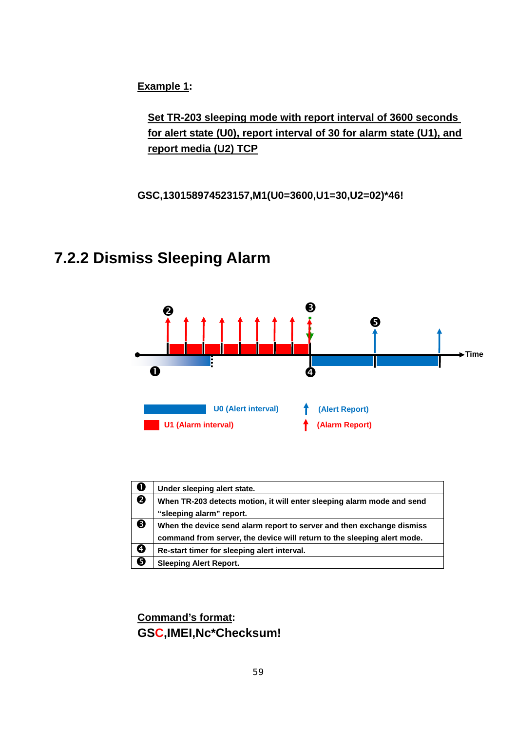**<u>Example 1</u>:**

**<u>Set TR-203 sleeping mode with report interval of 3600 seconds for alert state (U0), report interval of 30 for alarm state (U1), and report media (U2) TCP</u>**

**GSC,130158974523157,M1(U0=3600,U1=30,U2=02)*46!**

## 7.2.2 Dismiss Sleeping Alarm

| | |
|---|---|
| ❶ | Under sleeping alert state. |
| ❷ | When TR-203 detects motion, it will enter sleeping alarm mode and send "sleeping alarm" report. |
| ❸ | When the device send alarm report to server and then exchange dismiss command from server, the device will return to the sleeping alert mode. |
| ❹ | Re-start timer for sleeping alert interval. |
| ❺ | Sleeping Alert Report. |

**<u>Command's format</u>:**

**GSC,IMEI,Nc*Checksum!**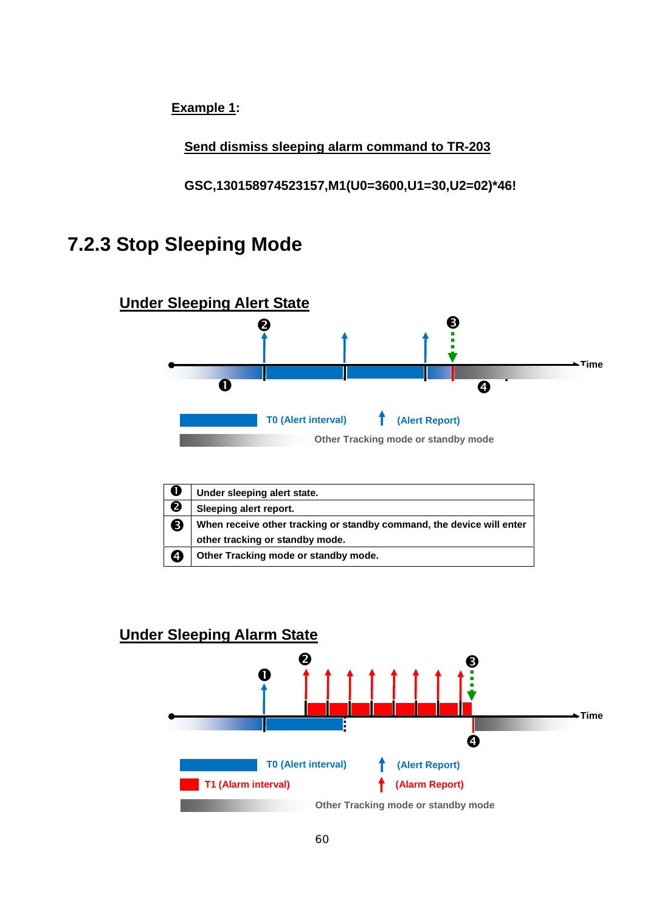**Example 1:**

**Send dismiss sleeping alarm command to TR-203**

**GSC,130158974523157,M1(U0=3600,U1=30,U2=02)*46!**

### 7.2.3 Stop Sleeping Mode

**Under Sleeping Alert State**

T0 (Alert interval)　(Alert Report)

Other Tracking mode or standby mode

| | |
|---|---|
| ❶ | Under sleeping alert state. |
| ❷ | Sleeping alert report. |
| ❸ | When receive other tracking or standby command, the device will enter other tracking or standby mode. |
| ❹ | Other Tracking mode or standby mode. |

**Under Sleeping Alarm State**

T0 (Alert interval)　(Alert Report)

T1 (Alarm interval)　(Alarm Report)

Other Tracking mode or standby mode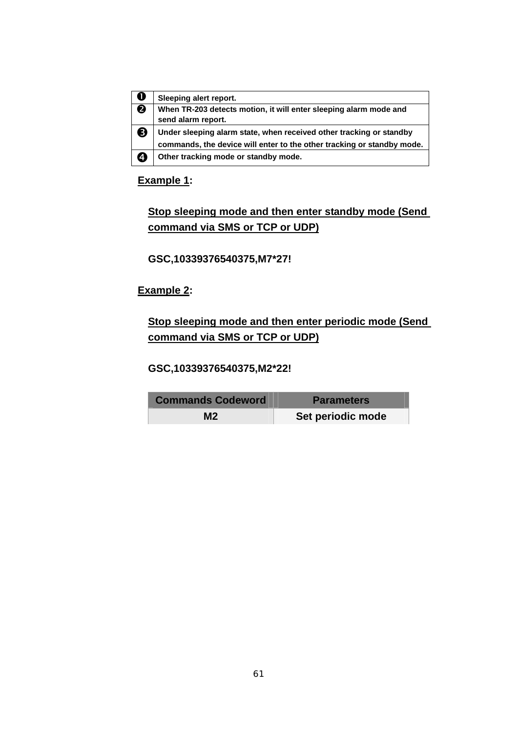| | |
|---|---|
| ❶ | Sleeping alert report. |
| ❷ | When TR-203 detects motion, it will enter sleeping alarm mode and send alarm report. |
| ❸ | Under sleeping alarm state, when received other tracking or standby commands, the device will enter to the other tracking or standby mode. |
| ❹ | Other tracking mode or standby mode. |

**Example 1:**

**Stop sleeping mode and then enter standby mode (Send command via SMS or TCP or UDP)**

**GSC,10339376540375,M7*27!**

**Example 2:**

**Stop sleeping mode and then enter periodic mode (Send command via SMS or TCP or UDP)**

**GSC,10339376540375,M2*22!**

| Commands Codeword | Parameters |
|---|---|
| M2 | Set periodic mode |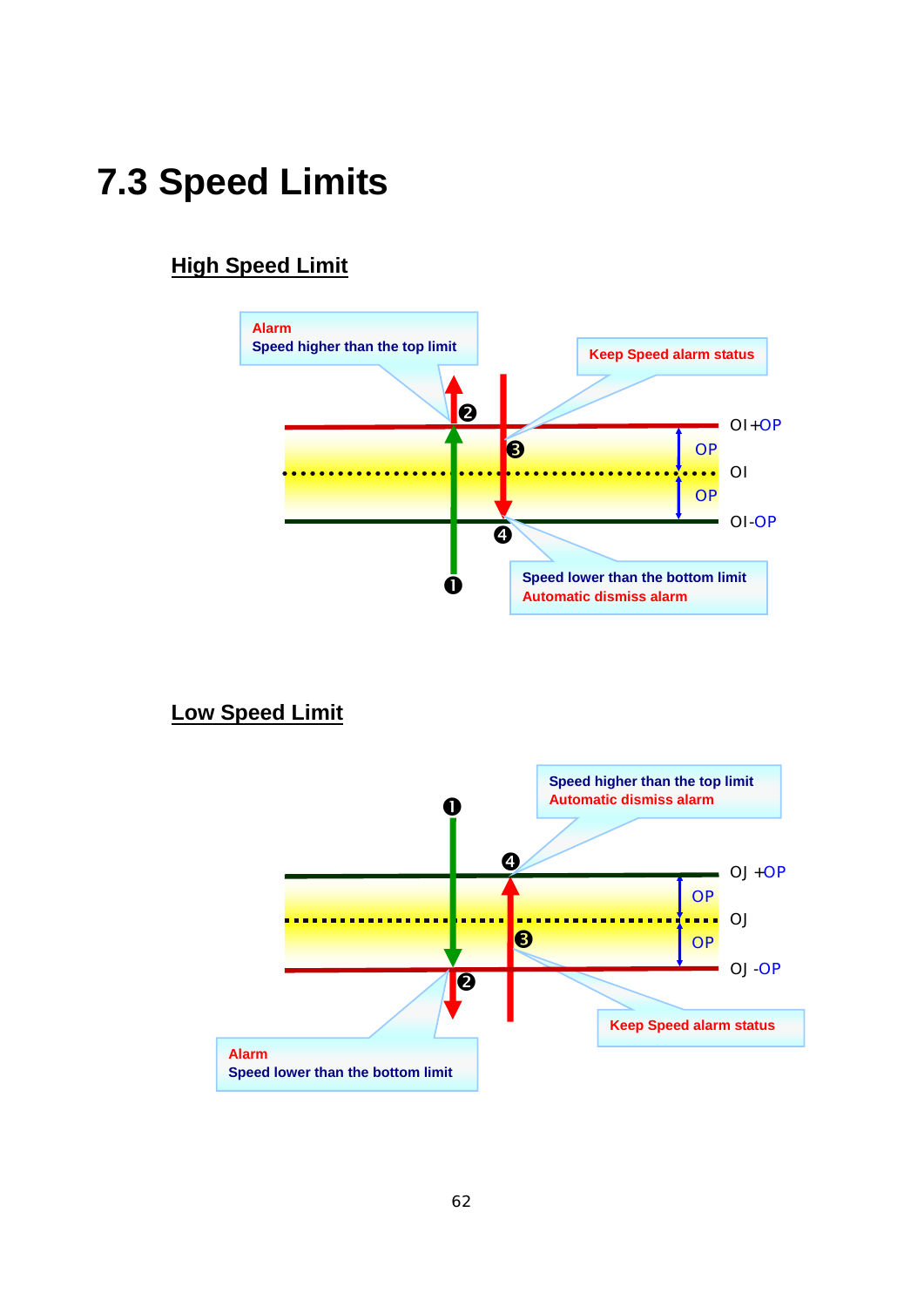# 7.3 Speed Limits

## High Speed Limit

Alarm
Speed higher than the top limit

Keep Speed alarm status

❷

❸

❹

❶

OI+OP

OP

OI

OP

OI-OP

Speed lower than the bottom limit
Automatic dismiss alarm

## Low Speed Limit

Speed higher than the top limit
Automatic dismiss alarm

❶

❹

OJ +OP

OP

OJ

OP

❸

OJ -OP

❷

Keep Speed alarm status

Alarm
Speed lower than the bottom limit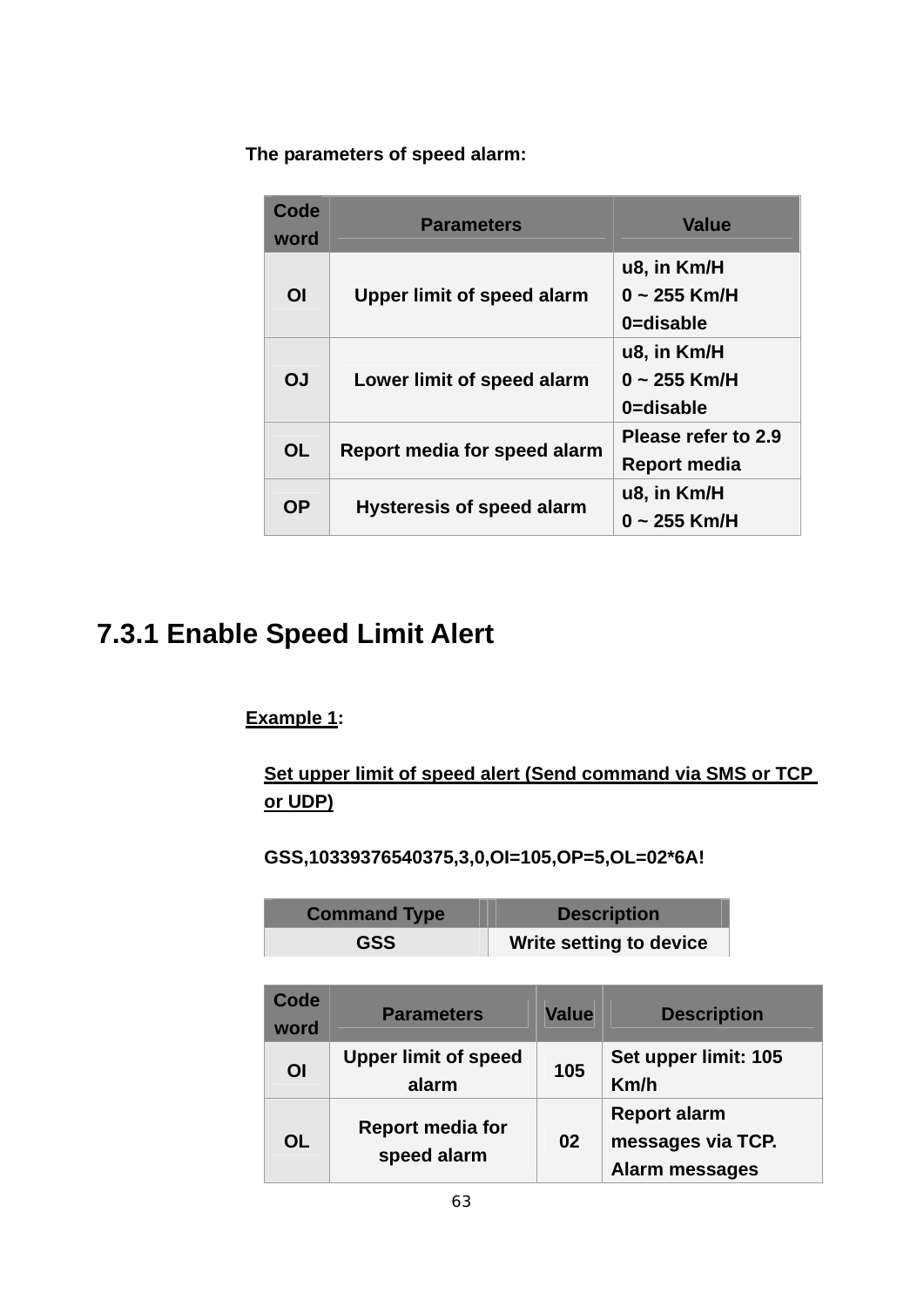**The parameters of speed alarm:**

| Code word | Parameters | Value |
|---|---|---|
| OI | Upper limit of speed alarm | u8, in Km/H<br>0 ~ 255 Km/H<br>0=disable |
| OJ | Lower limit of speed alarm | u8, in Km/H<br>0 ~ 255 Km/H<br>0=disable |
| OL | Report media for speed alarm | Please refer to 2.9 Report media |
| OP | Hysteresis of speed alarm | u8, in Km/H<br>0 ~ 255 Km/H |

## 7.3.1 Enable Speed Limit Alert

**Example 1:**

**Set upper limit of speed alert (Send command via SMS or TCP or UDP)**

**GSS,10339376540375,3,0,OI=105,OP=5,OL=02*6A!**

| Command Type | Description |
|---|---|
| GSS | Write setting to device |

| Code word | Parameters | Value | Description |
|---|---|---|---|
| OI | Upper limit of speed alarm | 105 | Set upper limit: 105 Km/h |
| OL | Report media for speed alarm | 02 | Report alarm messages via TCP. Alarm messages |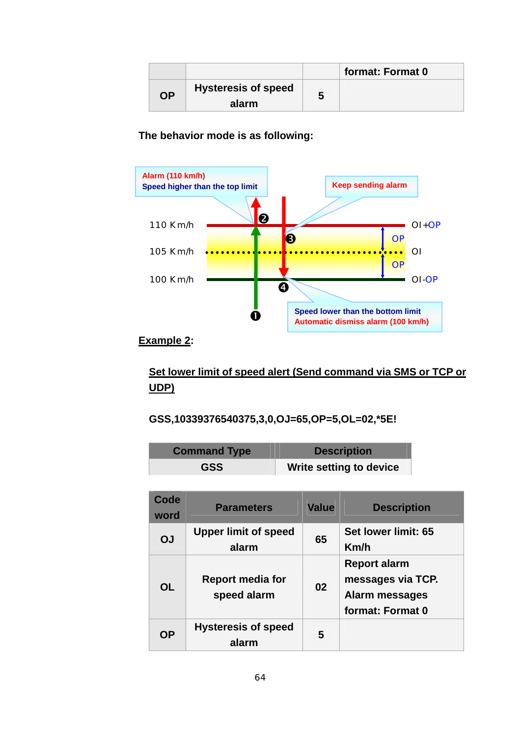| | | | format: Format 0 |
|---|---|---|---|
| OP | Hysteresis of speed alarm | 5 | |

**The behavior mode is as following:**

Alarm (110 km/h)
Speed higher than the top limit

Keep sending alarm

110 Km/h — OI+OP

105 Km/h — OI

100 Km/h — OI-OP

OP

OP

Speed lower than the bottom limit
Automatic dismiss alarm (100 km/h)

**Example 2:**

**Set lower limit of speed alert (Send command via SMS or TCP or UDP)**

**GSS,10339376540375,3,0,OJ=65,OP=5,OL=02,*5E!**

| Command Type | Description |
|---|---|
| GSS | Write setting to device |

| Code word | Parameters | Value | Description |
|---|---|---|---|
| OJ | Upper limit of speed alarm | 65 | Set lower limit: 65 Km/h |
| OL | Report media for speed alarm | 02 | Report alarm messages via TCP. Alarm messages format: Format 0 |
| OP | Hysteresis of speed alarm | 5 | |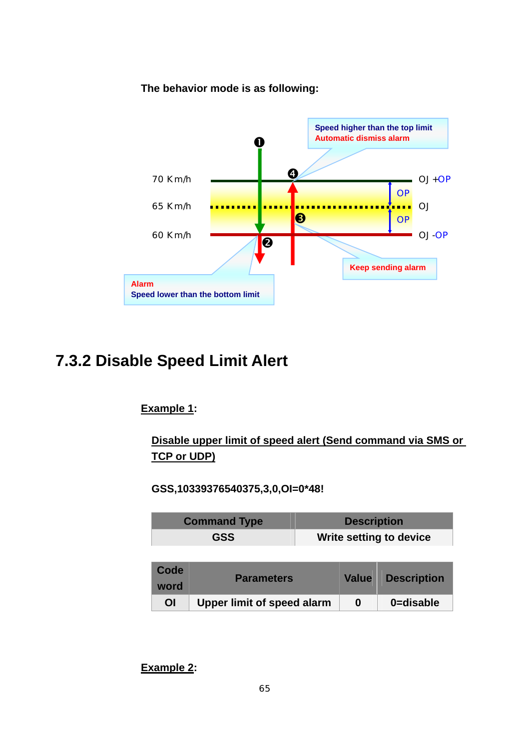**The behavior mode is as following:**

Speed higher than the top limit
Automatic dismiss alarm

70 Km/h — OJ +OP
65 Km/h — OJ
60 Km/h — OJ -OP

OP
OP

Keep sending alarm

Alarm
Speed lower than the bottom limit

## 7.3.2 Disable Speed Limit Alert

**Example 1:**

**Disable upper limit of speed alert (Send command via SMS or TCP or UDP)**

**GSS,10339376540375,3,0,OI=0*48!**

| Command Type | Description |
|---|---|
| GSS | Write setting to device |

| Code word | Parameters | Value | Description |
|---|---|---|---|
| OI | Upper limit of speed alarm | 0 | 0=disable |

**Example 2:**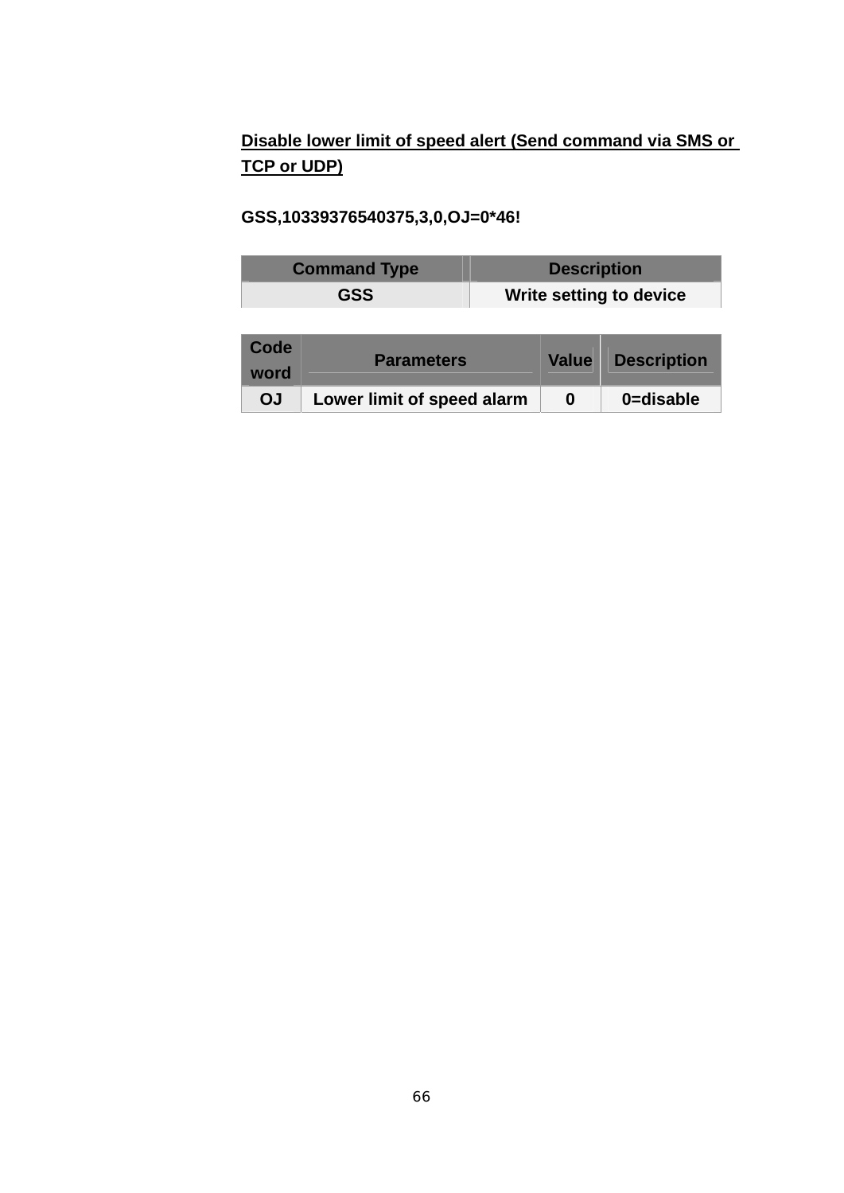**<u>Disable lower limit of speed alert (Send command via SMS or TCP or UDP)</u>**

**GSS,10339376540375,3,0,OJ=0*46!**

| Command Type | Description |
| --- | --- |
| GSS | Write setting to device |

| Code word | Parameters | Value | Description |
| --- | --- | --- | --- |
| OJ | Lower limit of speed alarm | 0 | 0=disable |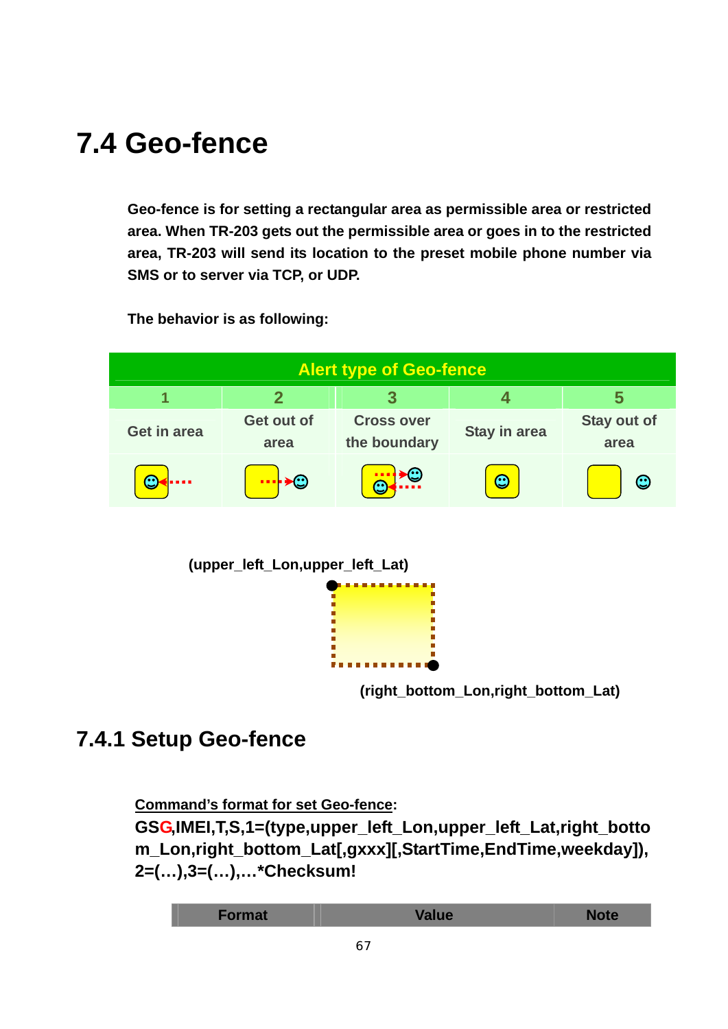# 7.4 Geo-fence

**Geo-fence is for setting a rectangular area as permissible area or restricted area. When TR-203 gets out the permissible area or goes in to the restricted area, TR-203 will send its location to the preset mobile phone number via SMS or to server via TCP, or UDP.**

**The behavior is as following:**

| Alert type of Geo-fence | | | | |
|---|---|---|---|---|
| 1 | 2 | 3 | 4 | 5 |
| Get in area | Get out of area | Cross over the boundary | Stay in area | Stay out of area |

**(upper_left_Lon,upper_left_Lat)**

**(right_bottom_Lon,right_bottom_Lat)**

## 7.4.1 Setup Geo-fence

**Command's format for set Geo-fence:**

**GSG,IMEI,T,S,1=(type,upper_left_Lon,upper_left_Lat,right_bottom_Lon,right_bottom_Lat[,gxxx][,StartTime,EndTime,weekday]),2=(…),3=(…),…*Checksum!**

| Format | Value | Note |
|---|---|---|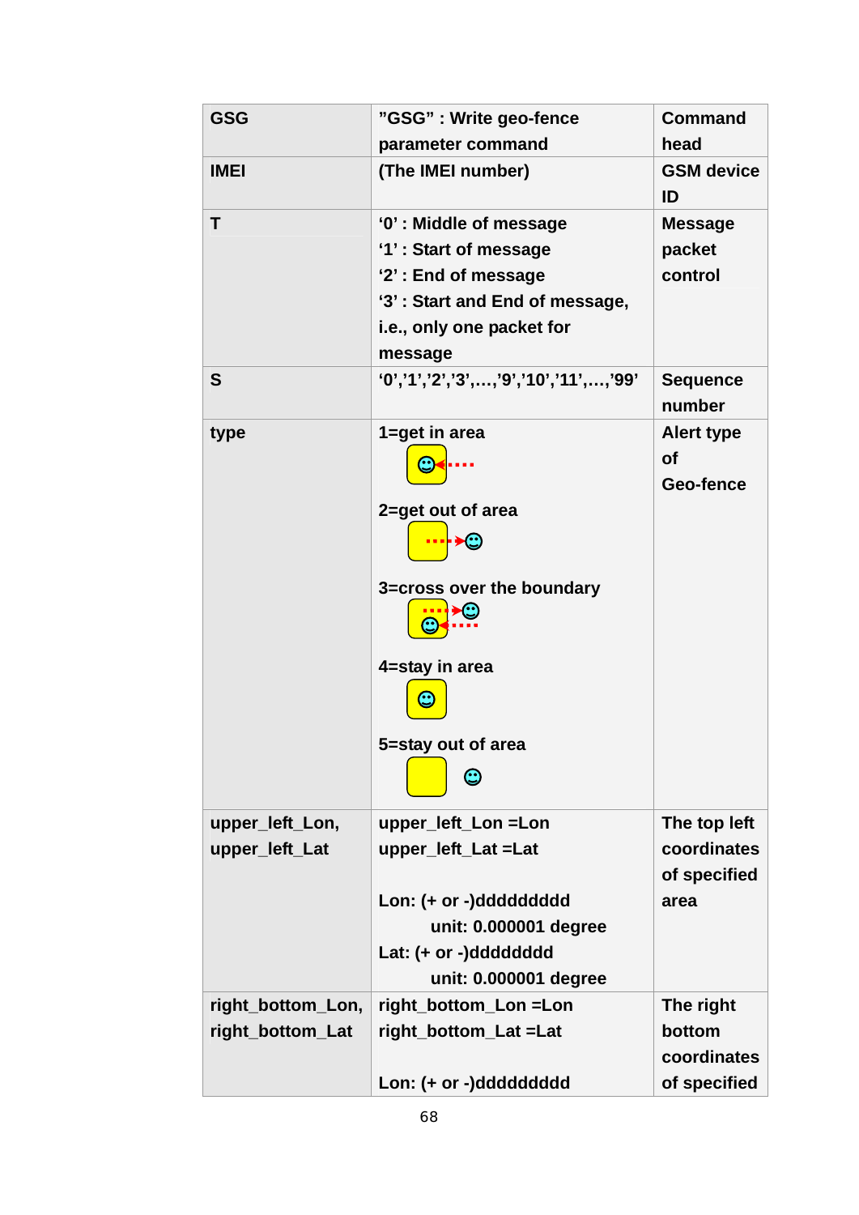| GSG | "GSG" : Write geo-fence parameter command | Command head |
|---|---|---|
| IMEI | (The IMEI number) | GSM device ID |
| T | '0' : Middle of message<br>'1' : Start of message<br>'2' : End of message<br>'3' : Start and End of message, i.e., only one packet for message | Message packet control |
| S | '0','1','2','3',…,'9','10','11',…,'99' | Sequence number |
| type | 1=get in area<br><br>2=get out of area<br><br>3=cross over the boundary<br><br>4=stay in area<br><br>5=stay out of area | Alert type of Geo-fence |
| upper_left_Lon, upper_left_Lat | upper_left_Lon =Lon<br>upper_left_Lat =Lat<br><br>Lon: (+ or -)ddddddddd<br>unit: 0.000001 degree<br>Lat: (+ or -)dddddddd<br>unit: 0.000001 degree | The top left coordinates of specified area |
| right_bottom_Lon, right_bottom_Lat | right_bottom_Lon =Lon<br>right_bottom_Lat =Lat<br><br>Lon: (+ or -)ddddddddd | The right bottom coordinates of specified |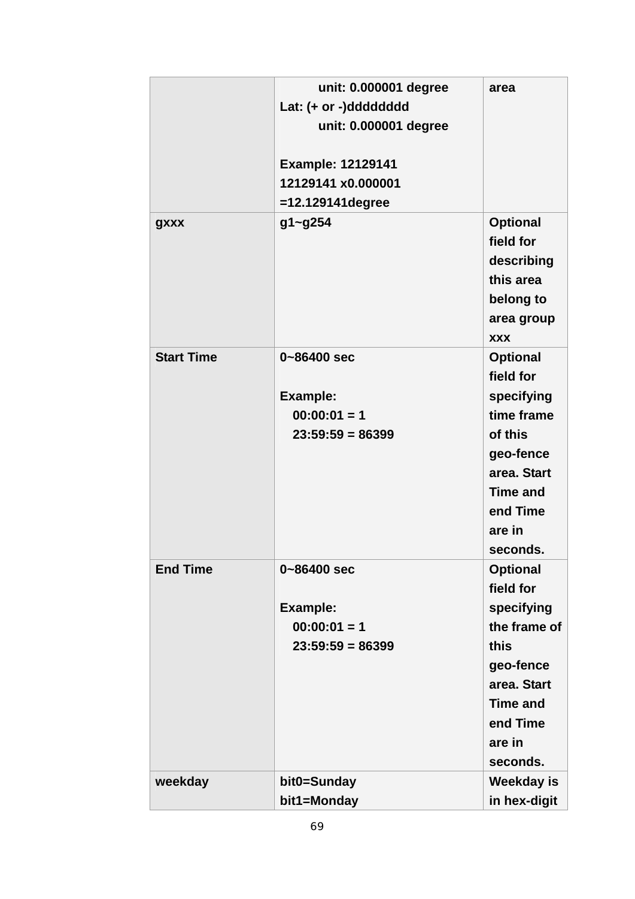|  |  |  |
|---|---|---|
|  | unit: 0.000001 degree<br>Lat: (+ or -)dddddddd<br>unit: 0.000001 degree<br><br>Example: 12129141<br>12129141 x0.000001<br>=12.129141degree | area |
| gxxx | g1~g254 | Optional field for describing this area belong to area group xxx |
| Start Time | 0~86400 sec<br><br>Example:<br>00:00:01 = 1<br>23:59:59 = 86399 | Optional field for specifying time frame of this geo-fence area. Start Time and end Time are in seconds. |
| End Time | 0~86400 sec<br><br>Example:<br>00:00:01 = 1<br>23:59:59 = 86399 | Optional field for specifying the frame of this geo-fence area. Start Time and end Time are in seconds. |
| weekday | bit0=Sunday<br>bit1=Monday | Weekday is in hex-digit |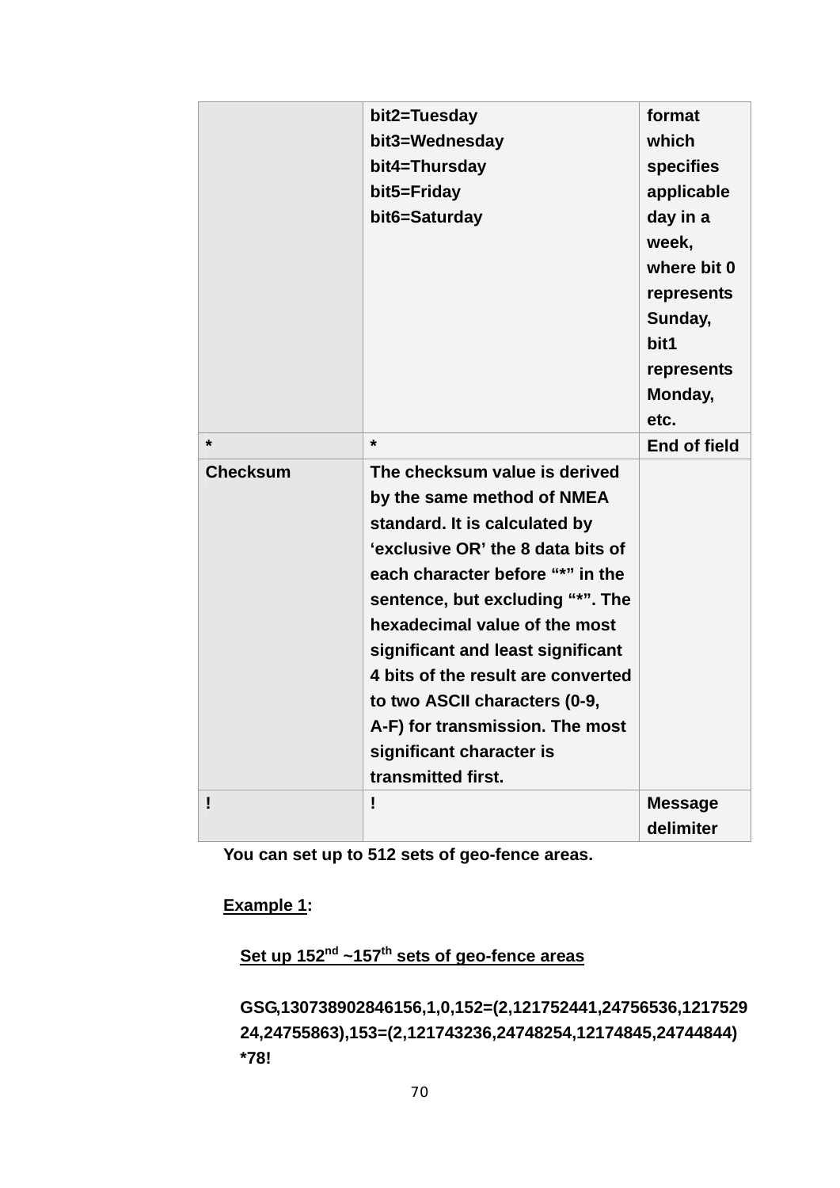| | | |
|---|---|---|
| | bit2=Tuesday<br>bit3=Wednesday<br>bit4=Thursday<br>bit5=Friday<br>bit6=Saturday | format which specifies applicable day in a week, where bit 0 represents Sunday, bit1 represents Monday, etc. |
| * | * | End of field |
| Checksum | The checksum value is derived by the same method of NMEA standard. It is calculated by 'exclusive OR' the 8 data bits of each character before "*" in the sentence, but excluding "*". The hexadecimal value of the most significant and least significant 4 bits of the result are converted to two ASCII characters (0-9, A-F) for transmission. The most significant character is transmitted first. | |
| ! | ! | Message delimiter |

**You can set up to 512 sets of geo-fence areas.**

**Example 1:**

**Set up 152nd ~157th sets of geo-fence areas**

**GSG,130738902846156,1,0,152=(2,121752441,24756536,121752924,24755863),153=(2,121743236,24748254,12174845,24744844)*78!**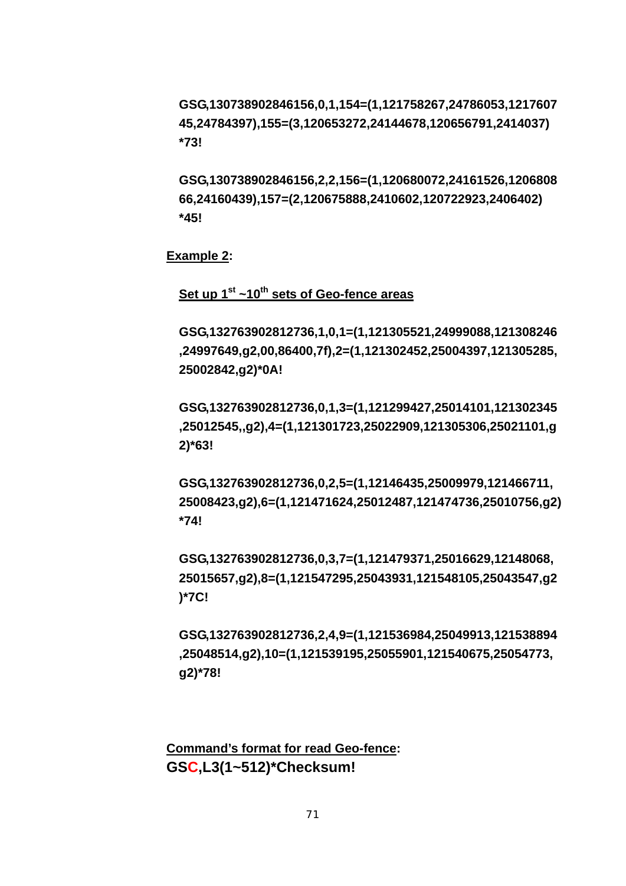**GSG,130738902846156,0,1,154=(1,121758267,24786053,121760745,24784397),155=(3,120653272,24144678,120656791,2414037)*73!**

**GSG,130738902846156,2,2,156=(1,120680072,24161526,120680866,24160439),157=(2,120675888,2410602,120722923,2406402)*45!**

**Example 2:**

**Set up 1st ~10th sets of Geo-fence areas**

**GSG,132763902812736,1,0,1=(1,121305521,24999088,121308246,24997649,g2,00,86400,7f),2=(1,121302452,25004397,121305285,25002842,g2)*0A!**

**GSG,132763902812736,0,1,3=(1,121299427,25014101,121302345,25012545,,g2),4=(1,121301723,25022909,121305306,25021101,g2)*63!**

**GSG,132763902812736,0,2,5=(1,12146435,25009979,121466711,25008423,g2),6=(1,121471624,25012487,121474736,25010756,g2)*74!**

**GSG,132763902812736,0,3,7=(1,121479371,25016629,12148068,25015657,g2),8=(1,121547295,25043931,121548105,25043547,g2)*7C!**

**GSG,132763902812736,2,4,9=(1,121536984,25049913,121538894,25048514,g2),10=(1,121539195,25055901,121540675,25054773,g2)*78!**

**Command's format for read Geo-fence:**

**GSC,L3(1~512)*Checksum!**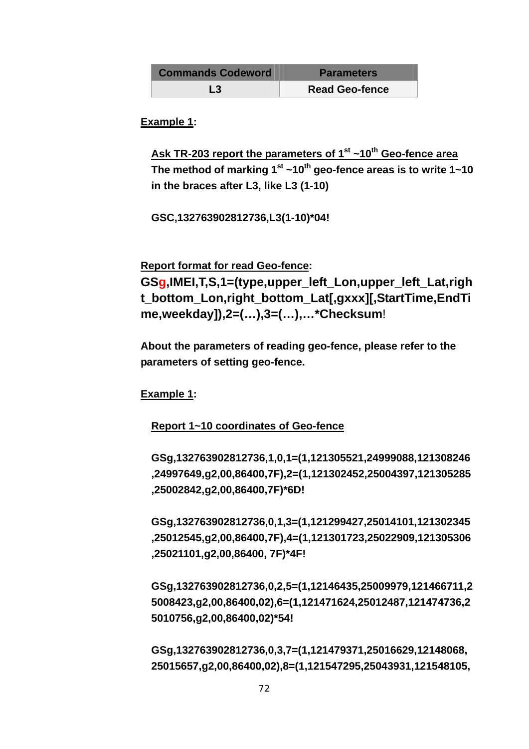| Commands Codeword | Parameters |
| --- | --- |
| L3 | Read Geo-fence |

**Example 1:**

**Ask TR-203 report the parameters of 1st ~10th Geo-fence area**
**The method of marking 1st ~10th geo-fence areas is to write 1~10 in the braces after L3, like L3 (1-10)**

**GSC,132763902812736,L3(1-10)*04!**

**Report format for read Geo-fence:**

**GSg,IMEI,T,S,1=(type,upper_left_Lon,upper_left_Lat,right_bottom_Lon,right_bottom_Lat[,gxxx][,StartTime,EndTime,weekday]),2=(…),3=(…),…*Checksum!**

**About the parameters of reading geo-fence, please refer to the parameters of setting geo-fence.**

**Example 1:**

**Report 1~10 coordinates of Geo-fence**

**GSg,132763902812736,1,0,1=(1,121305521,24999088,121308246,24997649,g2,00,86400,7F),2=(1,121302452,25004397,121305285,25002842,g2,00,86400,7F)*6D!**

**GSg,132763902812736,0,1,3=(1,121299427,25014101,121302345,25012545,g2,00,86400,7F),4=(1,121301723,25022909,121305306,25021101,g2,00,86400, 7F)*4F!**

**GSg,132763902812736,0,2,5=(1,12146435,25009979,121466711,25008423,g2,00,86400,02),6=(1,121471624,25012487,121474736,25010756,g2,00,86400,02)*54!**

**GSg,132763902812736,0,3,7=(1,121479371,25016629,12148068,25015657,g2,00,86400,02),8=(1,121547295,25043931,121548105,**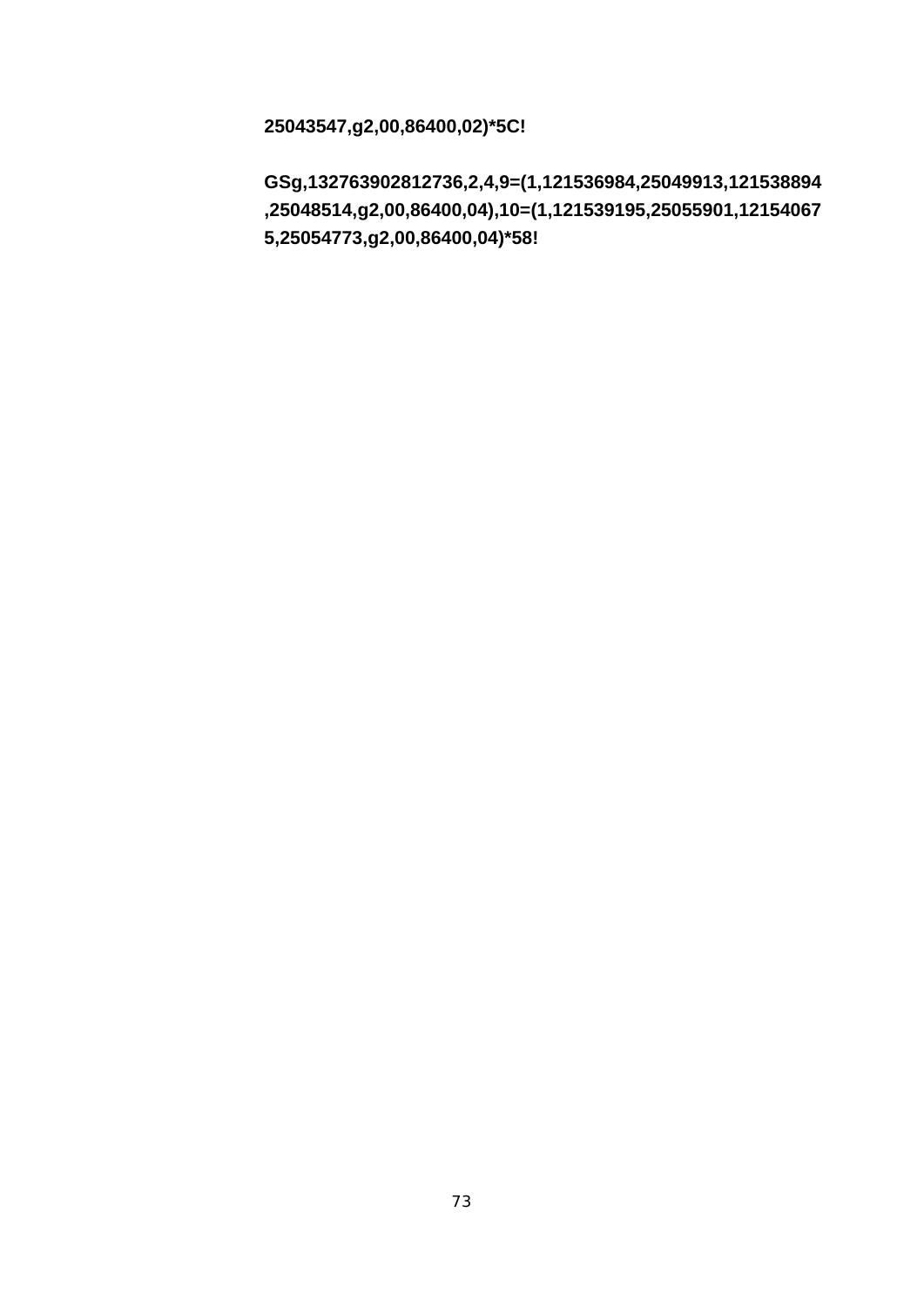**25043547,g2,00,86400,02)*5C!**

**GSg,132763902812736,2,4,9=(1,121536984,25049913,121538894,25048514,g2,00,86400,04),10=(1,121539195,25055901,121540675,25054773,g2,00,86400,04)*58!**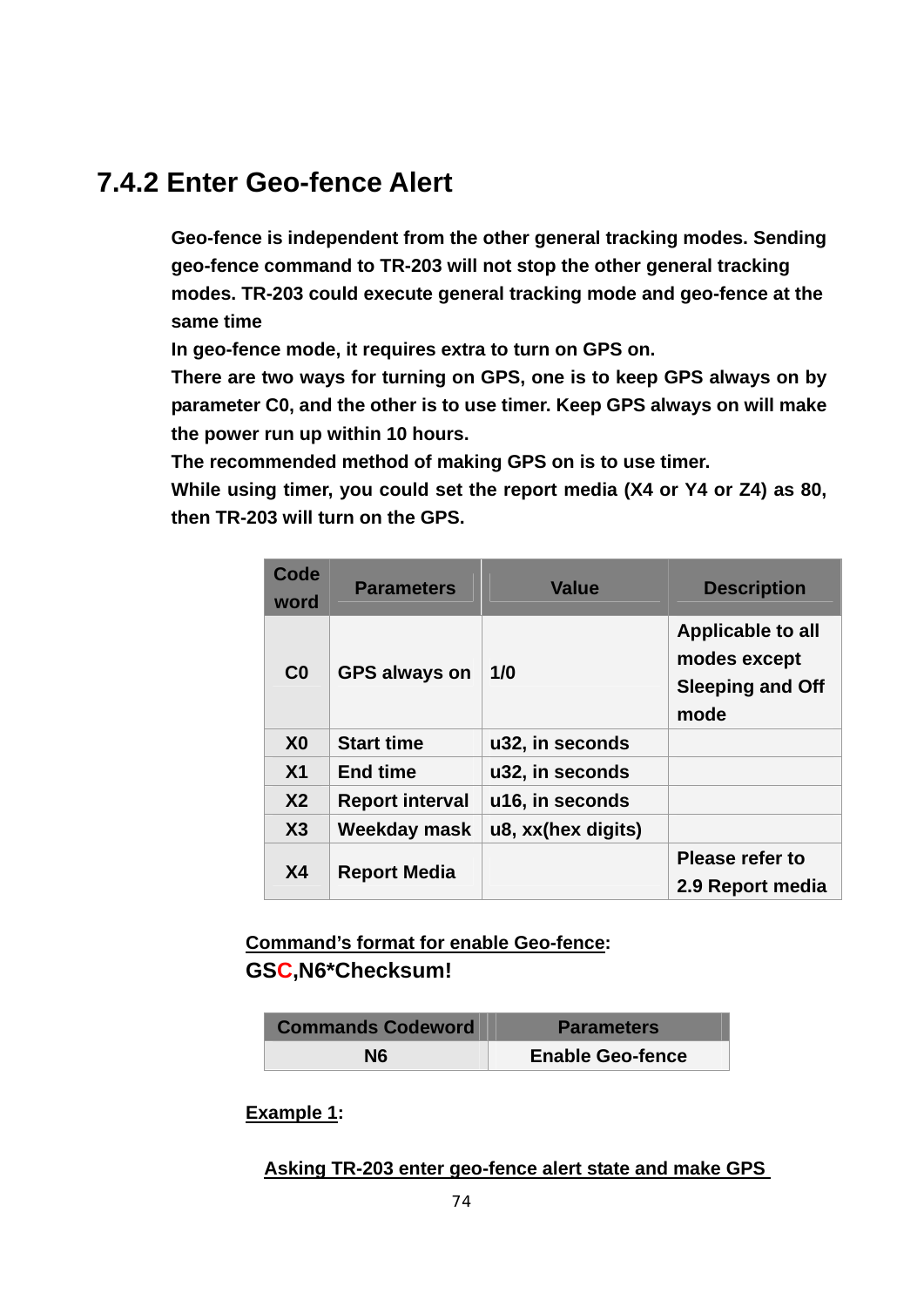## 7.4.2 Enter Geo-fence Alert

**Geo-fence is independent from the other general tracking modes. Sending geo-fence command to TR-203 will not stop the other general tracking modes. TR-203 could execute general tracking mode and geo-fence at the same time**

**In geo-fence mode, it requires extra to turn on GPS on.**

**There are two ways for turning on GPS, one is to keep GPS always on by parameter C0, and the other is to use timer. Keep GPS always on will make the power run up within 10 hours.**

**The recommended method of making GPS on is to use timer.**

**While using timer, you could set the report media (X4 or Y4 or Z4) as 80, then TR-203 will turn on the GPS.**

| Code word | Parameters | Value | Description |
|---|---|---|---|
| C0 | GPS always on | 1/0 | Applicable to all modes except Sleeping and Off mode |
| X0 | Start time | u32, in seconds | |
| X1 | End time | u32, in seconds | |
| X2 | Report interval | u16, in seconds | |
| X3 | Weekday mask | u8, xx(hex digits) | |
| X4 | Report Media | | Please refer to 2.9 Report media |

**Command's format for enable Geo-fence:**

**GSC,N6*Checksum!**

| Commands Codeword | Parameters |
|---|---|
| N6 | Enable Geo-fence |

**Example 1:**

**Asking TR-203 enter geo-fence alert state and make GPS**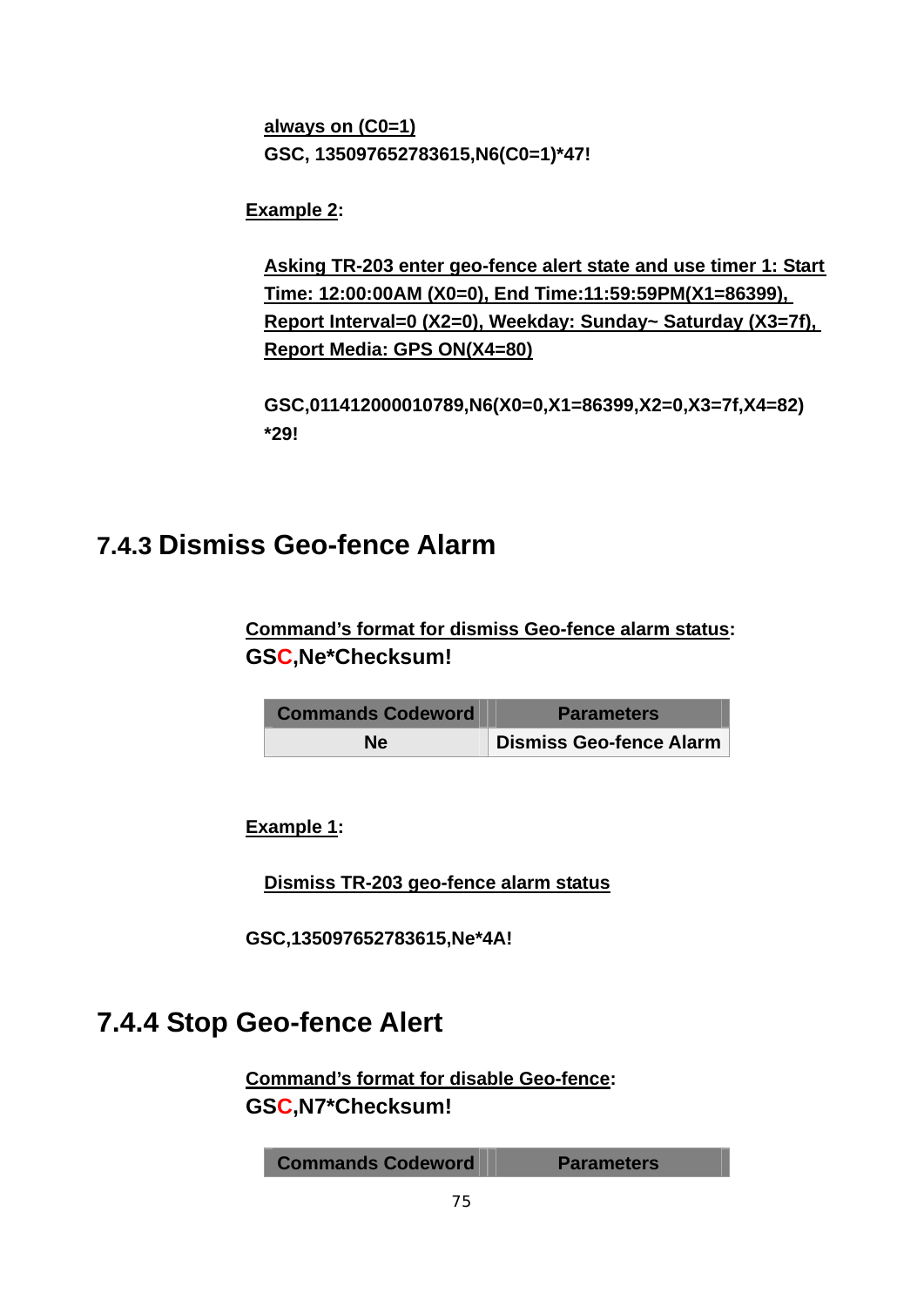always on (C0=1)

**GSC, 135097652783615,N6(C0=1)*47!**

**Example 2:**

**Asking TR-203 enter geo-fence alert state and use timer 1: Start Time: 12:00:00AM (X0=0), End Time:11:59:59PM(X1=86399), Report Interval=0 (X2=0), Weekday: Sunday~ Saturday (X3=7f), Report Media: GPS ON(X4=80)**

**GSC,011412000010789,N6(X0=0,X1=86399,X2=0,X3=7f,X4=82) *29!**

## 7.4.3 Dismiss Geo-fence Alarm

**Command's format for dismiss Geo-fence alarm status:**

**GSC,Ne*Checksum!**

| Commands Codeword | Parameters |
|---|---|
| Ne | Dismiss Geo-fence Alarm |

**Example 1:**

**Dismiss TR-203 geo-fence alarm status**

**GSC,135097652783615,Ne*4A!**

## 7.4.4 Stop Geo-fence Alert

**Command's format for disable Geo-fence:**

**GSC,N7*Checksum!**

| Commands Codeword | Parameters |
|---|---|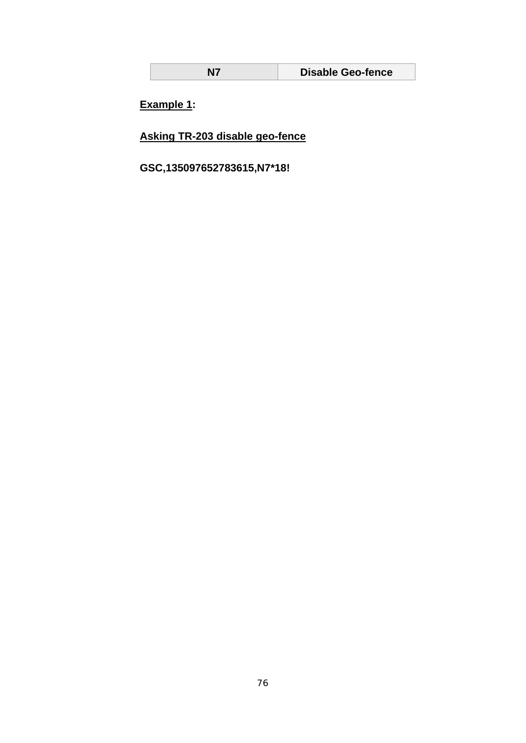| N7 | Disable Geo-fence |
|---|---|

**<u>Example 1</u>:**

**<u>Asking TR-203 disable geo-fence</u>**

**GSC,135097652783615,N7*18!**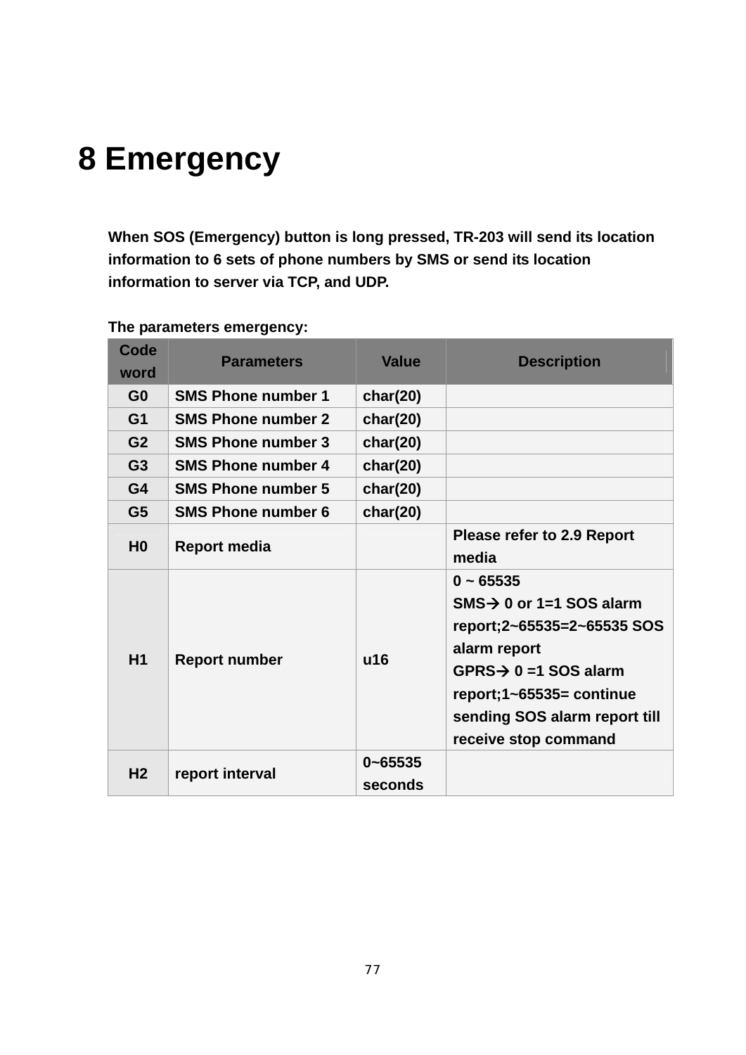# 8 Emergency

When SOS (Emergency) button is long pressed, TR-203 will send its location information to 6 sets of phone numbers by SMS or send its location information to server via TCP, and UDP.

The parameters emergency:

| Code word | Parameters | Value | Description |
|---|---|---|---|
| G0 | SMS Phone number 1 | char(20) | |
| G1 | SMS Phone number 2 | char(20) | |
| G2 | SMS Phone number 3 | char(20) | |
| G3 | SMS Phone number 4 | char(20) | |
| G4 | SMS Phone number 5 | char(20) | |
| G5 | SMS Phone number 6 | char(20) | |
| H0 | Report media | | Please refer to 2.9 Report media |
| H1 | Report number | u16 | 0 ~ 65535<br>SMS→ 0 or 1=1 SOS alarm report;2~65535=2~65535 SOS alarm report<br>GPRS→ 0 =1 SOS alarm report;1~65535= continue sending SOS alarm report till receive stop command |
| H2 | report interval | 0~65535 seconds | |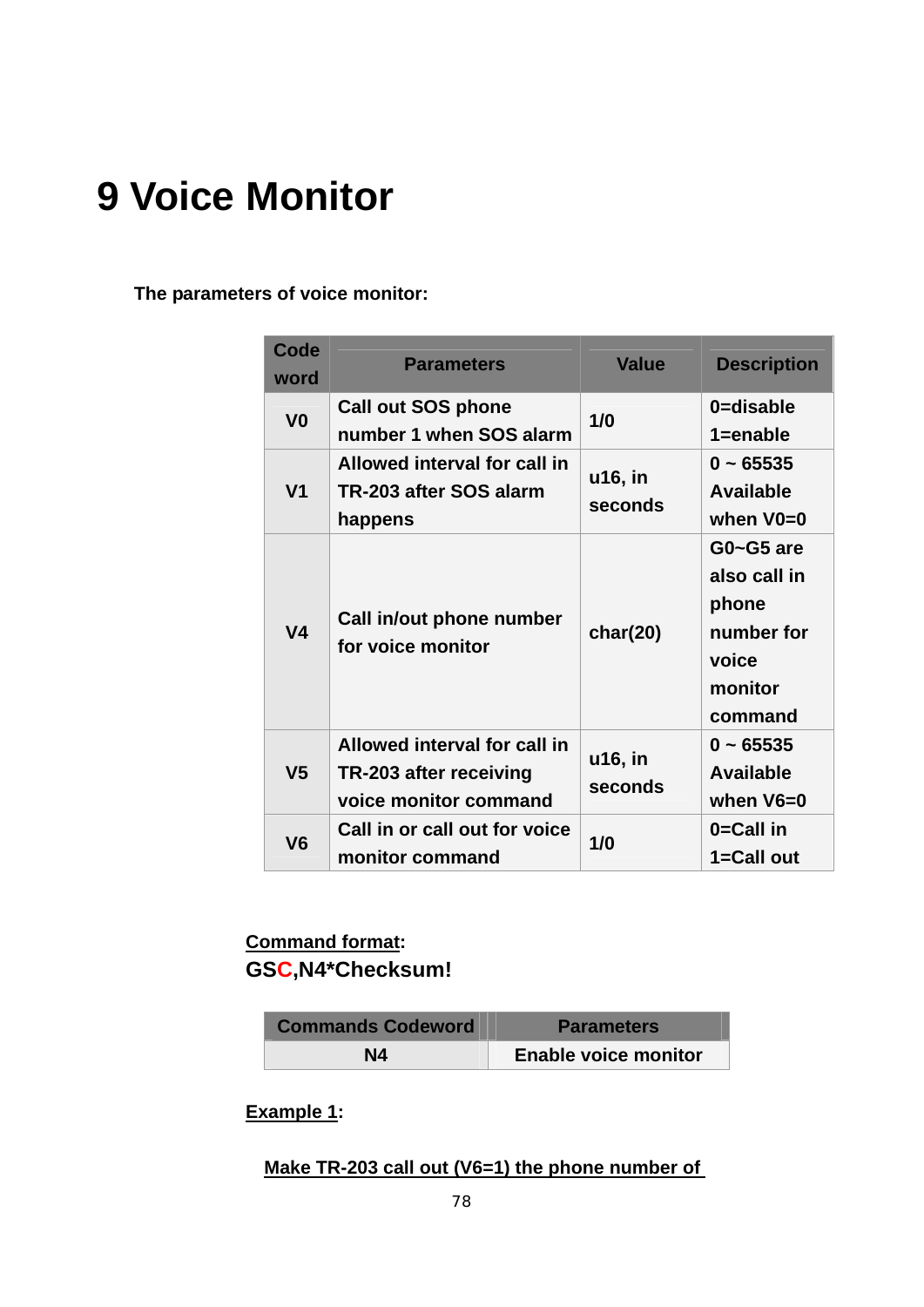# 9 Voice Monitor

**The parameters of voice monitor:**

| Code word | Parameters | Value | Description |
|---|---|---|---|
| V0 | Call out SOS phone number 1 when SOS alarm | 1/0 | 0=disable 1=enable |
| V1 | Allowed interval for call in TR-203 after SOS alarm happens | u16, in seconds | 0 ~ 65535 Available when V0=0 |
| V4 | Call in/out phone number for voice monitor | char(20) | G0~G5 are also call in phone number for voice monitor command |
| V5 | Allowed interval for call in TR-203 after receiving voice monitor command | u16, in seconds | 0 ~ 65535 Available when V6=0 |
| V6 | Call in or call out for voice monitor command | 1/0 | 0=Call in 1=Call out |

**Command format:**

**GSC,N4*Checksum!**

| Commands Codeword | Parameters |
|---|---|
| N4 | Enable voice monitor |

**Example 1:**

**Make TR-203 call out (V6=1) the phone number of**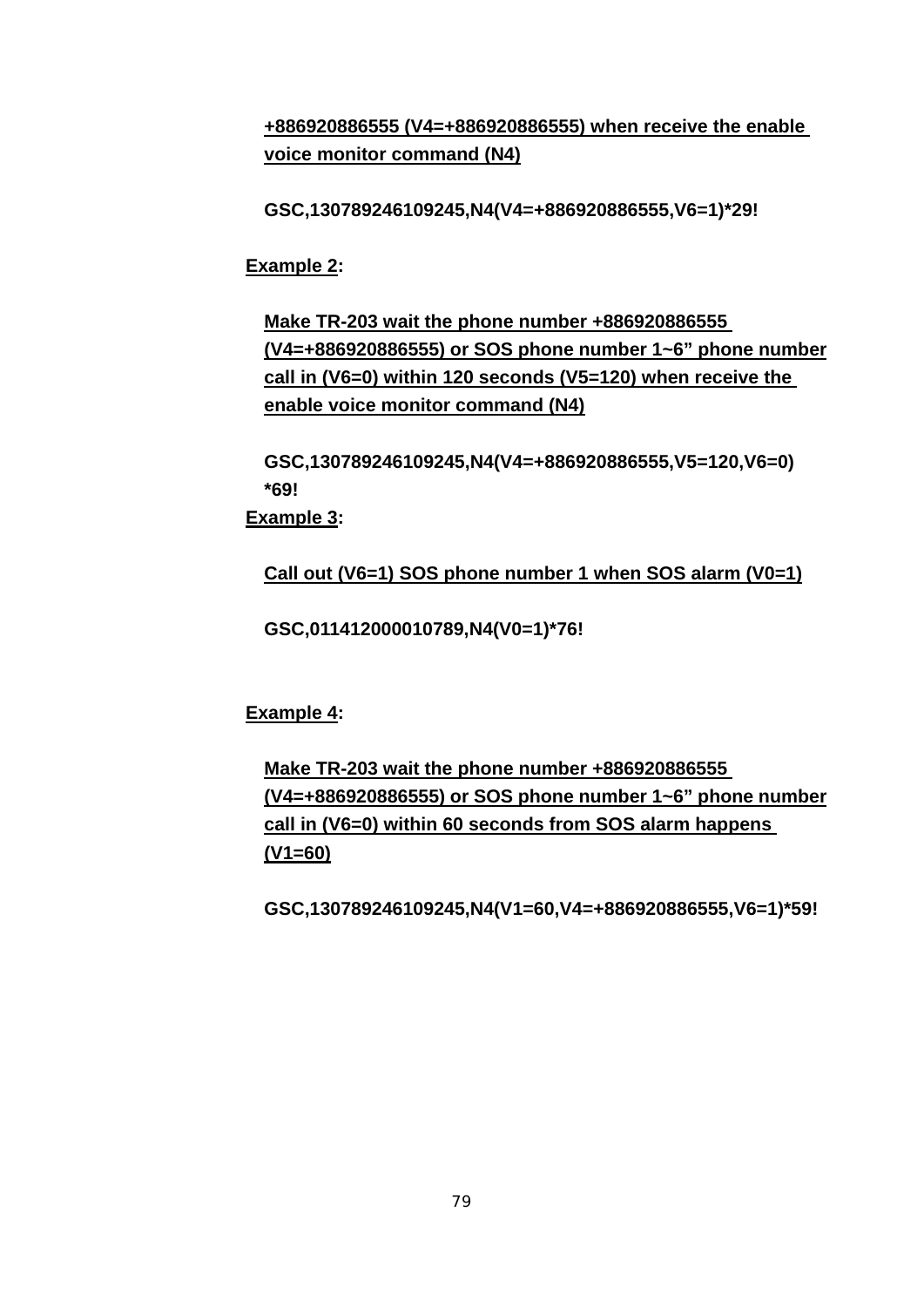+886920886555 (V4=+886920886555) when receive the enable voice monitor command (N4)

GSC,130789246109245,N4(V4=+886920886555,V6=1)*29!

Example 2:

Make TR-203 wait the phone number +886920886555 (V4=+886920886555) or SOS phone number 1~6" phone number call in (V6=0) within 120 seconds (V5=120) when receive the enable voice monitor command (N4)

GSC,130789246109245,N4(V4=+886920886555,V5=120,V6=0)*69!

Example 3:

Call out (V6=1) SOS phone number 1 when SOS alarm (V0=1)

GSC,011412000010789,N4(V0=1)*76!

Example 4:

Make TR-203 wait the phone number +886920886555 (V4=+886920886555) or SOS phone number 1~6" phone number call in (V6=0) within 60 seconds from SOS alarm happens (V1=60)

GSC,130789246109245,N4(V1=60,V4=+886920886555,V6=1)*59!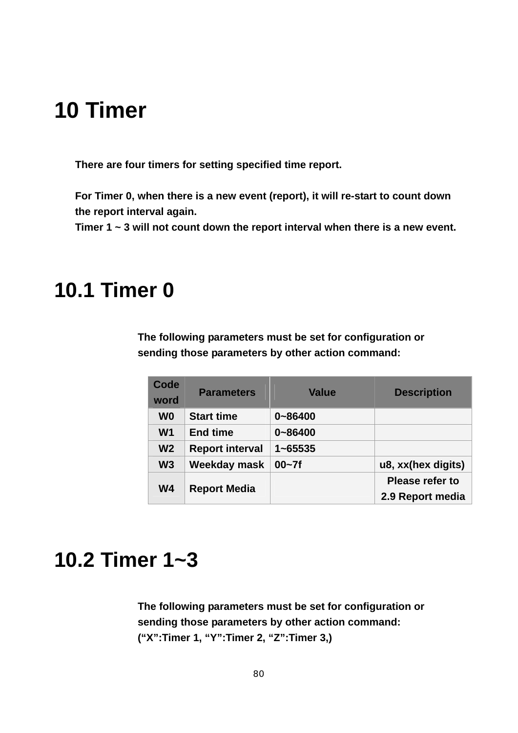# 10 Timer

**There are four timers for setting specified time report.**

**For Timer 0, when there is a new event (report), it will re-start to count down the report interval again.**
**Timer 1 ~ 3 will not count down the report interval when there is a new event.**

## 10.1 Timer 0

**The following parameters must be set for configuration or sending those parameters by other action command:**

| Code word | Parameters | Value | Description |
|---|---|---|---|
| W0 | Start time | 0~86400 | |
| W1 | End time | 0~86400 | |
| W2 | Report interval | 1~65535 | |
| W3 | Weekday mask | 00~7f | u8, xx(hex digits) |
| W4 | Report Media | | Please refer to 2.9 Report media |

## 10.2 Timer 1~3

**The following parameters must be set for configuration or sending those parameters by other action command:**
**(“X”:Timer 1, “Y”:Timer 2, “Z”:Timer 3,)**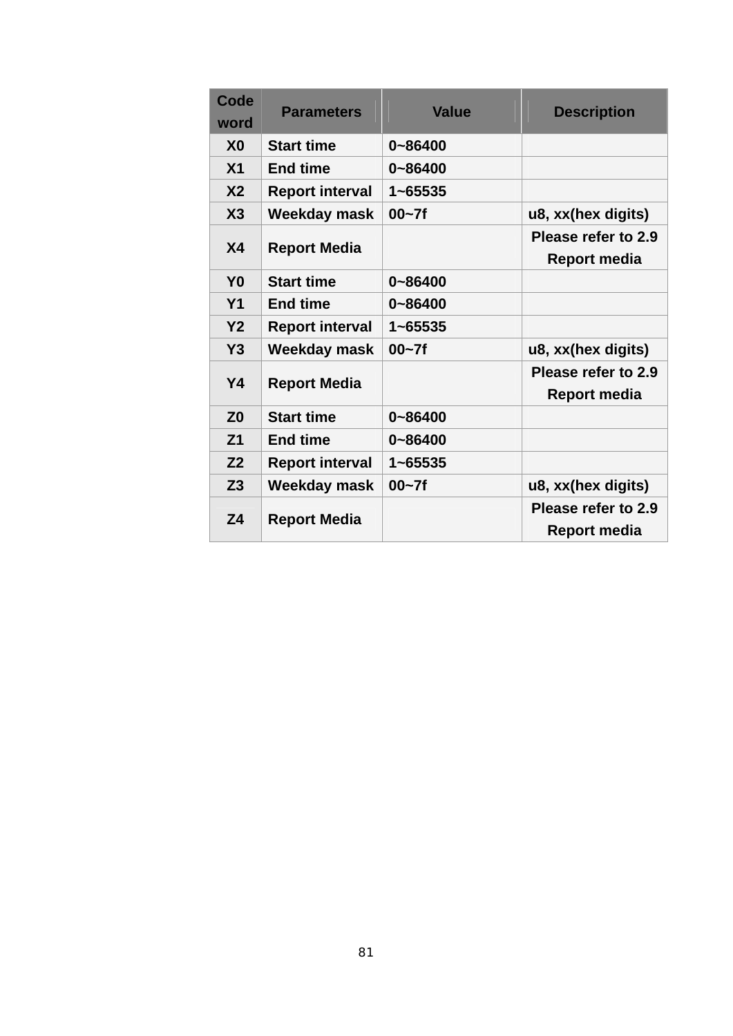| Code word | Parameters | Value | Description |
|---|---|---|---|
| X0 | Start time | 0~86400 | |
| X1 | End time | 0~86400 | |
| X2 | Report interval | 1~65535 | |
| X3 | Weekday mask | 00~7f | u8, xx(hex digits) |
| X4 | Report Media | | Please refer to 2.9 Report media |
| Y0 | Start time | 0~86400 | |
| Y1 | End time | 0~86400 | |
| Y2 | Report interval | 1~65535 | |
| Y3 | Weekday mask | 00~7f | u8, xx(hex digits) |
| Y4 | Report Media | | Please refer to 2.9 Report media |
| Z0 | Start time | 0~86400 | |
| Z1 | End time | 0~86400 | |
| Z2 | Report interval | 1~65535 | |
| Z3 | Weekday mask | 00~7f | u8, xx(hex digits) |
| Z4 | Report Media | | Please refer to 2.9 Report media |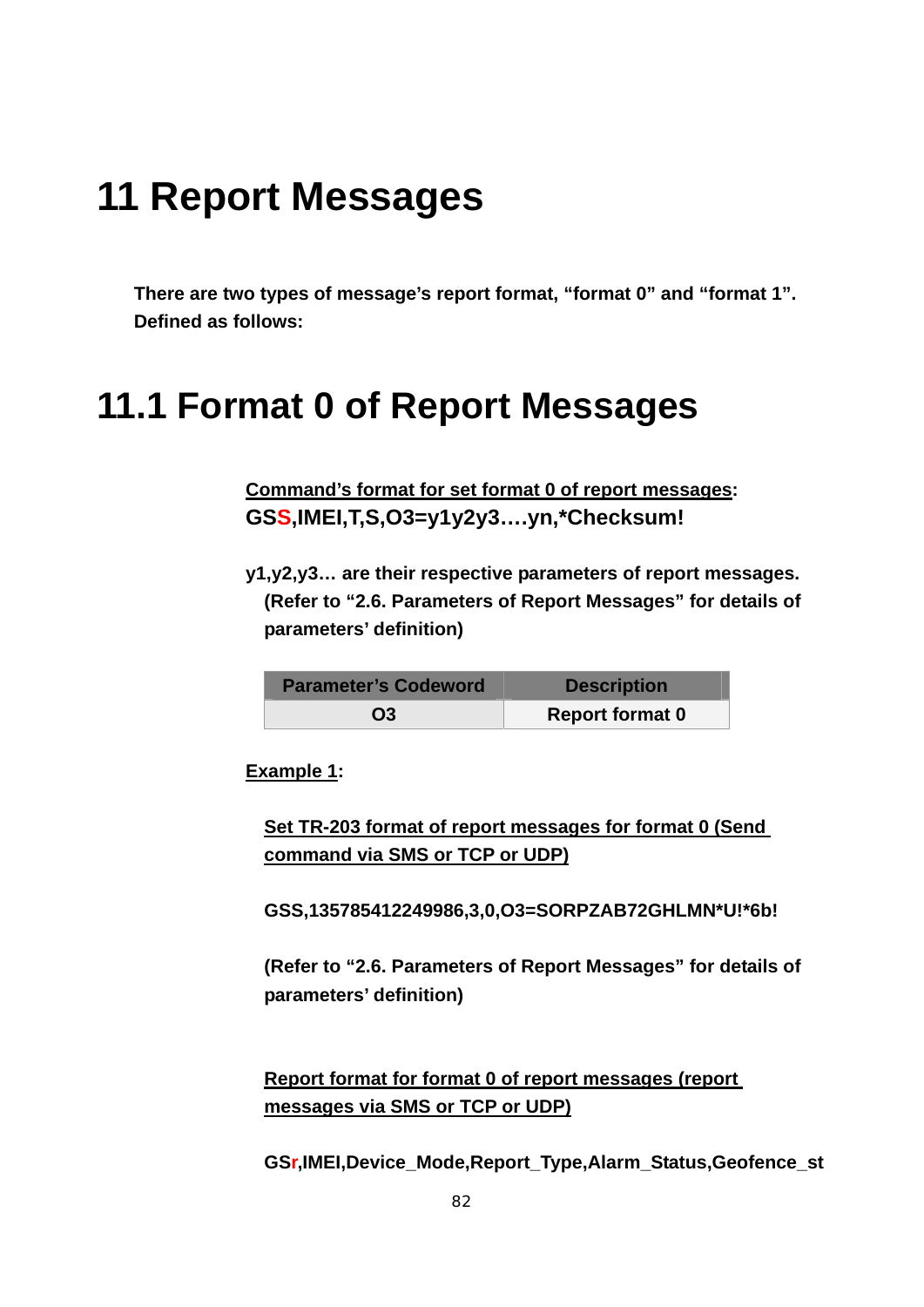# 11 Report Messages

**There are two types of message's report format, "format 0" and "format 1". Defined as follows:**

# 11.1 Format 0 of Report Messages

**Command's format for set format 0 of report messages:**
**GSS,IMEI,T,S,O3=y1y2y3….yn,*Checksum!**

**y1,y2,y3… are their respective parameters of report messages. (Refer to "2.6. Parameters of Report Messages" for details of parameters' definition)**

| Parameter's Codeword | Description |
|---|---|
| O3 | Report format 0 |

**Example 1:**

**Set TR-203 format of report messages for format 0 (Send command via SMS or TCP or UDP)**

**GSS,135785412249986,3,0,O3=SORPZAB72GHLMN*U!*6b!**

**(Refer to "2.6. Parameters of Report Messages" for details of parameters' definition)**

**Report format for format 0 of report messages (report messages via SMS or TCP or UDP)**

**GSr,IMEI,Device_Mode,Report_Type,Alarm_Status,Geofence_st**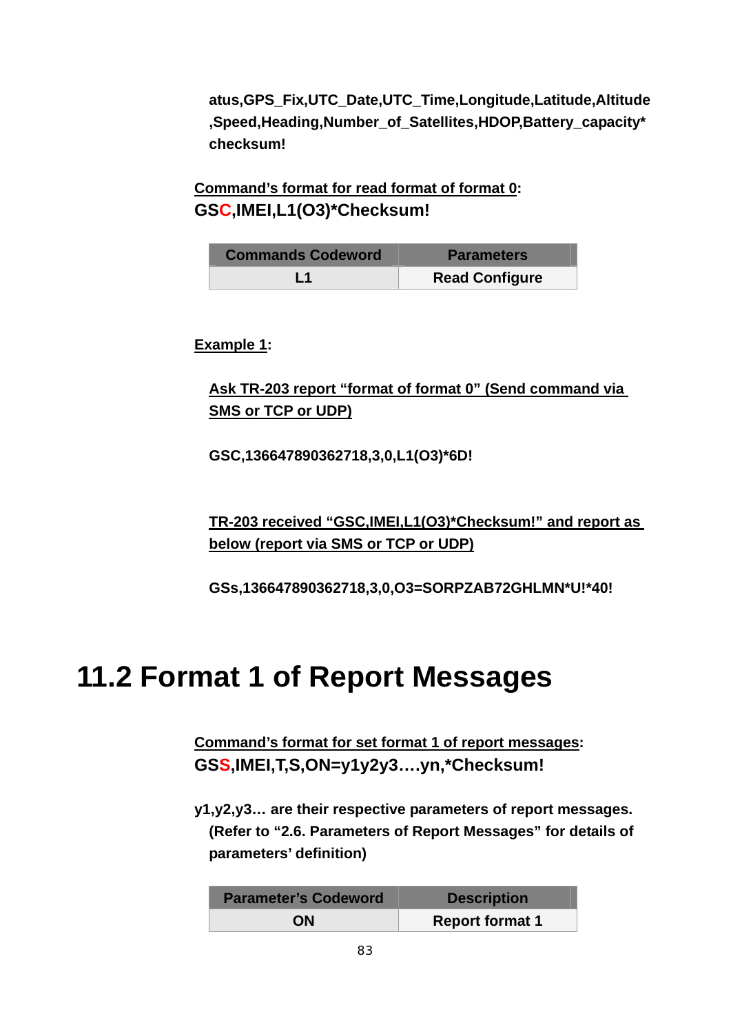**atus,GPS_Fix,UTC_Date,UTC_Time,Longitude,Latitude,Altitude ,Speed,Heading,Number_of_Satellites,HDOP,Battery_capacity* checksum!**

**Command's format for read format of format 0:**
**GSC,IMEI,L1(O3)*Checksum!**

| Commands Codeword | Parameters |
|---|---|
| L1 | Read Configure |

**Example 1:**

**Ask TR-203 report "format of format 0" (Send command via SMS or TCP or UDP)**

**GSC,136647890362718,3,0,L1(O3)*6D!**

**TR-203 received "GSC,IMEI,L1(O3)*Checksum!" and report as below (report via SMS or TCP or UDP)**

**GSs,136647890362718,3,0,O3=SORPZAB72GHLMN*U!*40!**

# 11.2 Format 1 of Report Messages

**Command's format for set format 1 of report messages:**
**GSS,IMEI,T,S,ON=y1y2y3….yn,*Checksum!**

**y1,y2,y3… are their respective parameters of report messages. (Refer to "2.6. Parameters of Report Messages" for details of parameters' definition)**

| Parameter's Codeword | Description |
|---|---|
| ON | Report format 1 |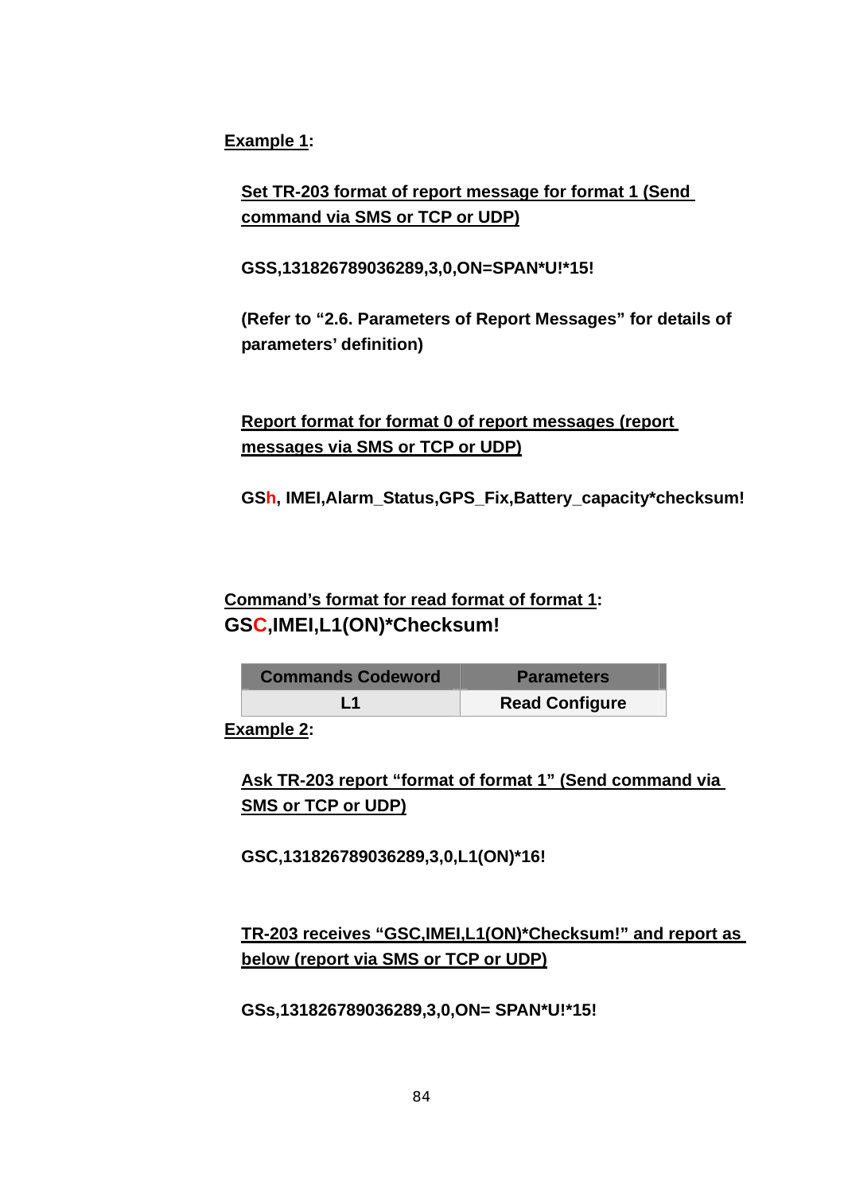**Example 1:**

**Set TR-203 format of report message for format 1 (Send command via SMS or TCP or UDP)**

**GSS,131826789036289,3,0,ON=SPAN*U!*15!**

**(Refer to "2.6. Parameters of Report Messages" for details of parameters' definition)**

**Report format for format 0 of report messages (report messages via SMS or TCP or UDP)**

**GSh, IMEI,Alarm_Status,GPS_Fix,Battery_capacity*checksum!**

**Command's format for read format of format 1:**
**GSC,IMEI,L1(ON)*Checksum!**

| Commands Codeword | Parameters |
|---|---|
| L1 | Read Configure |

**Example 2:**

**Ask TR-203 report "format of format 1" (Send command via SMS or TCP or UDP)**

**GSC,131826789036289,3,0,L1(ON)*16!**

**TR-203 receives "GSC,IMEI,L1(ON)*Checksum!" and report as below (report via SMS or TCP or UDP)**

**GSs,131826789036289,3,0,ON= SPAN*U!*15!**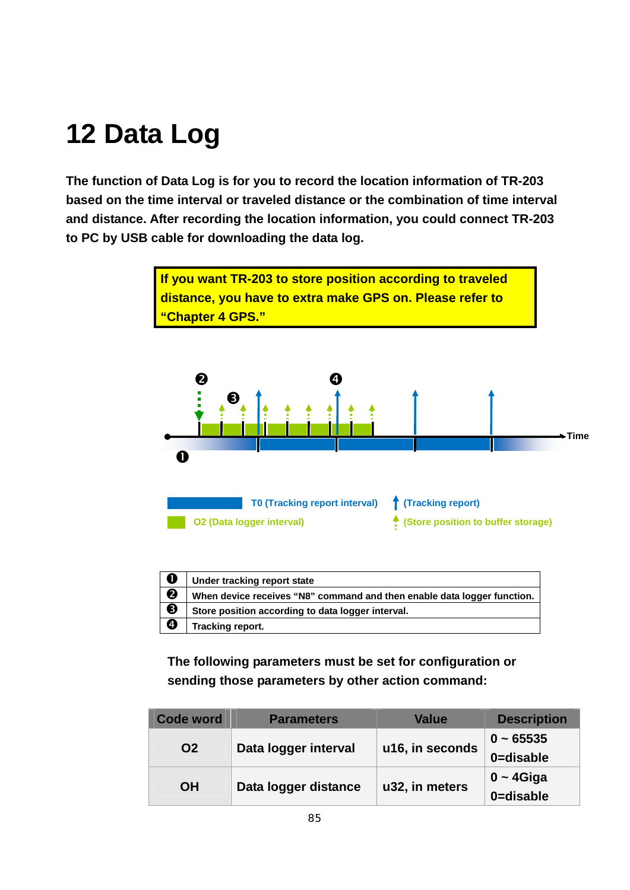# 12 Data Log

**The function of Data Log is for you to record the location information of TR-203 based on the time interval or traveled distance or the combination of time interval and distance. After recording the location information, you could connect TR-203 to PC by USB cable for downloading the data log.**

> **If you want TR-203 to store position according to traveled distance, you have to extra make GPS on. Please refer to "Chapter 4 GPS."**

| | |
|---|---|
| ❶ | Under tracking report state |
| ❷ | When device receives "N8" command and then enable data logger function. |
| ❸ | Store position according to data logger interval. |
| ❹ | Tracking report. |

**The following parameters must be set for configuration or sending those parameters by other action command:**

| Code word | Parameters | Value | Description |
|---|---|---|---|
| O2 | Data logger interval | u16, in seconds | 0 ~ 65535<br>0=disable |
| OH | Data logger distance | u32, in meters | 0 ~ 4Giga<br>0=disable |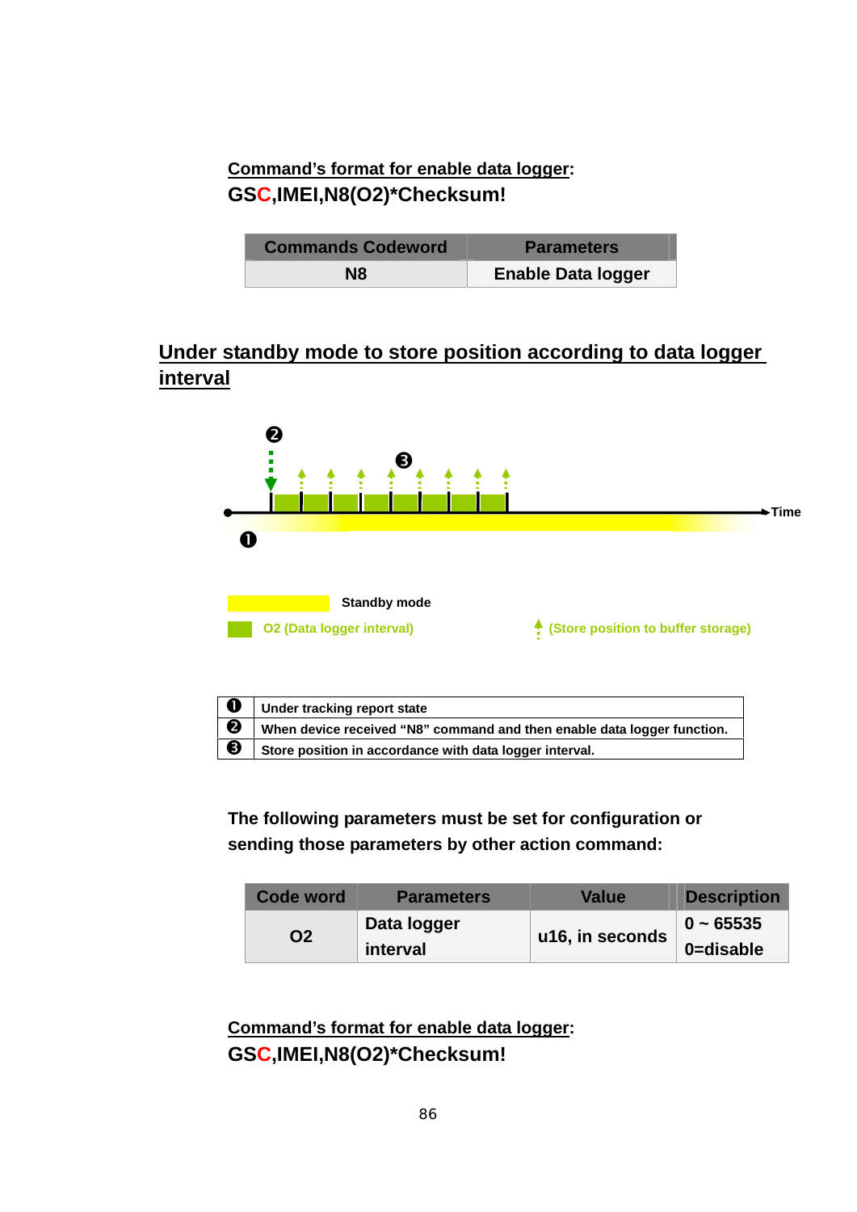**<u>Command's format for enable data logger</u>:**

**GSC,IMEI,N8(O2)*Checksum!**

| Commands Codeword | Parameters |
|---|---|
| N8 | Enable Data logger |

## <u>Under standby mode to store position according to data logger interval</u>

❷ ❸ Time ❶

Standby mode

O2 (Data logger interval) (Store position to buffer storage)

| | |
|---|---|
| ❶ | Under tracking report state |
| ❷ | When device received "N8" command and then enable data logger function. |
| ❸ | Store position in accordance with data logger interval. |

**The following parameters must be set for configuration or sending those parameters by other action command:**

| Code word | Parameters | Value | Description |
|---|---|---|---|
| O2 | Data logger interval | u16, in seconds | 0 ~ 65535<br>0=disable |

**<u>Command's format for enable data logger</u>:**

**GSC,IMEI,N8(O2)*Checksum!**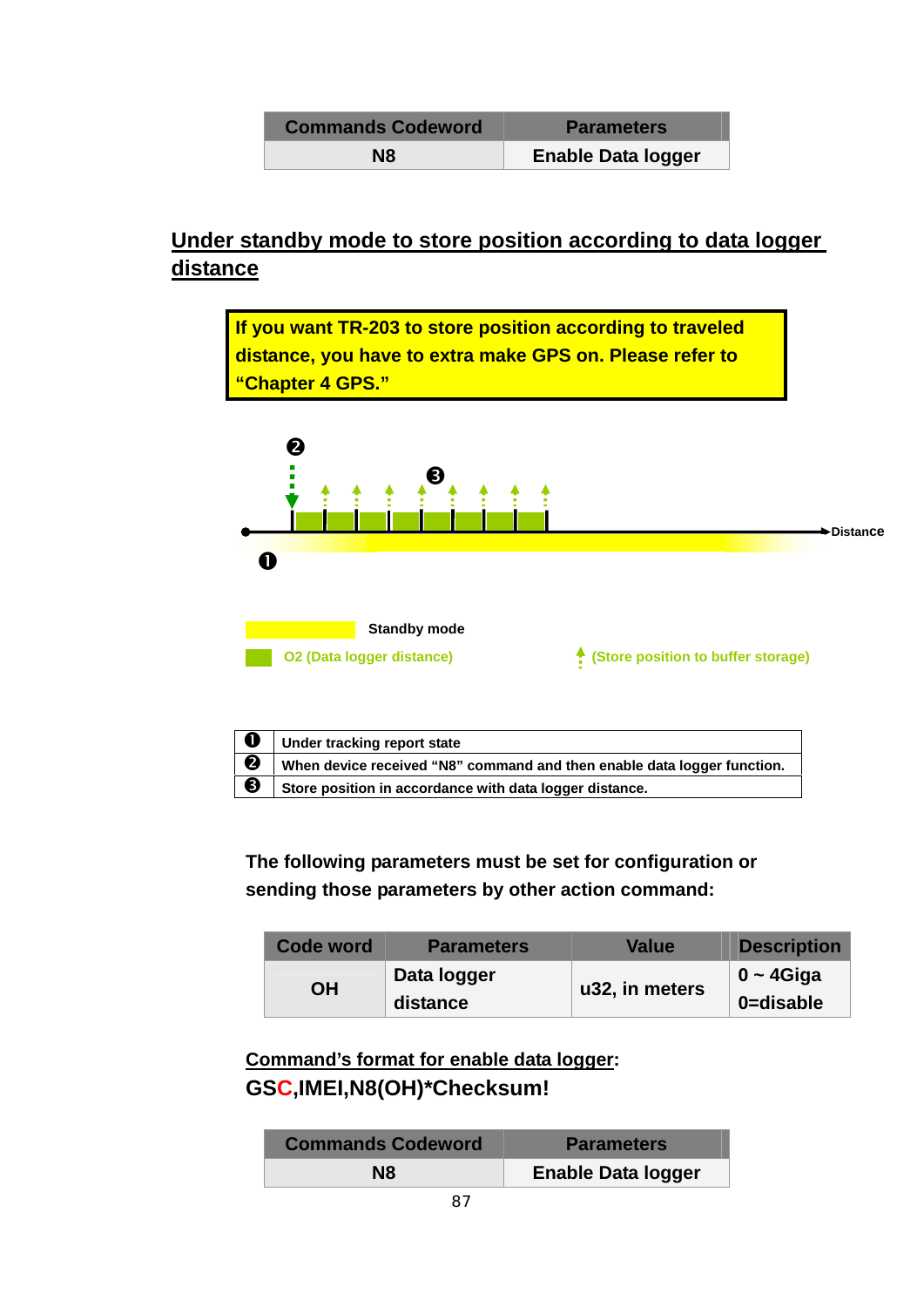| Commands Codeword | Parameters |
|---|---|
| N8 | Enable Data logger |

## Under standby mode to store position according to data logger distance

**If you want TR-203 to store position according to traveled distance, you have to extra make GPS on. Please refer to "Chapter 4 GPS."**

❷ ❸ Distance ❶

Standby mode

O2 (Data logger distance) (Store position to buffer storage)

| | |
|---|---|
| ❶ | Under tracking report state |
| ❷ | When device received "N8" command and then enable data logger function. |
| ❸ | Store position in accordance with data logger distance. |

**The following parameters must be set for configuration or sending those parameters by other action command:**

| Code word | Parameters | Value | Description |
|---|---|---|---|
| OH | Data logger distance | u32, in meters | 0 ~ 4Giga<br>0=disable |

**Command's format for enable data logger:**

**GSC,IMEI,N8(OH)*Checksum!**

| Commands Codeword | Parameters |
|---|---|
| N8 | Enable Data logger |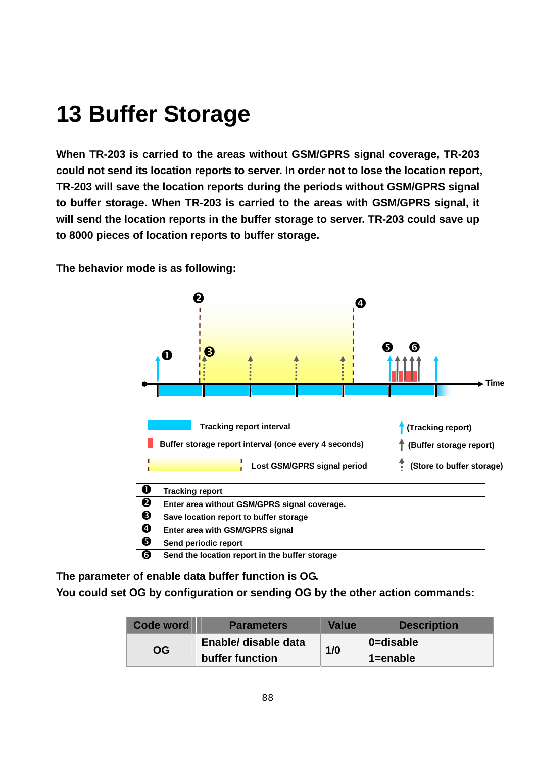# 13 Buffer Storage

**When TR-203 is carried to the areas without GSM/GPRS signal coverage, TR-203 could not send its location reports to server. In order not to lose the location report, TR-203 will save the location reports during the periods without GSM/GPRS signal to buffer storage. When TR-203 is carried to the areas with GSM/GPRS signal, it will send the location reports in the buffer storage to server. TR-203 could save up to 8000 pieces of location reports to buffer storage.**

**The behavior mode is as following:**

Time

Tracking report interval

Buffer storage report interval (once every 4 seconds)

Lost GSM/GPRS signal period

(Tracking report)

(Buffer storage report)

(Store to buffer storage)

| | |
|---|---|
| ❶ | Tracking report |
| ❷ | Enter area without GSM/GPRS signal coverage. |
| ❸ | Save location report to buffer storage |
| ❹ | Enter area with GSM/GPRS signal |
| ❺ | Send periodic report |
| ❻ | Send the location report in the buffer storage |

**The parameter of enable data buffer function is OG.**
**You could set OG by configuration or sending OG by the other action commands:**

| Code word | Parameters | Value | Description |
|---|---|---|---|
| OG | Enable/ disable data buffer function | 1/0 | 0=disable<br>1=enable |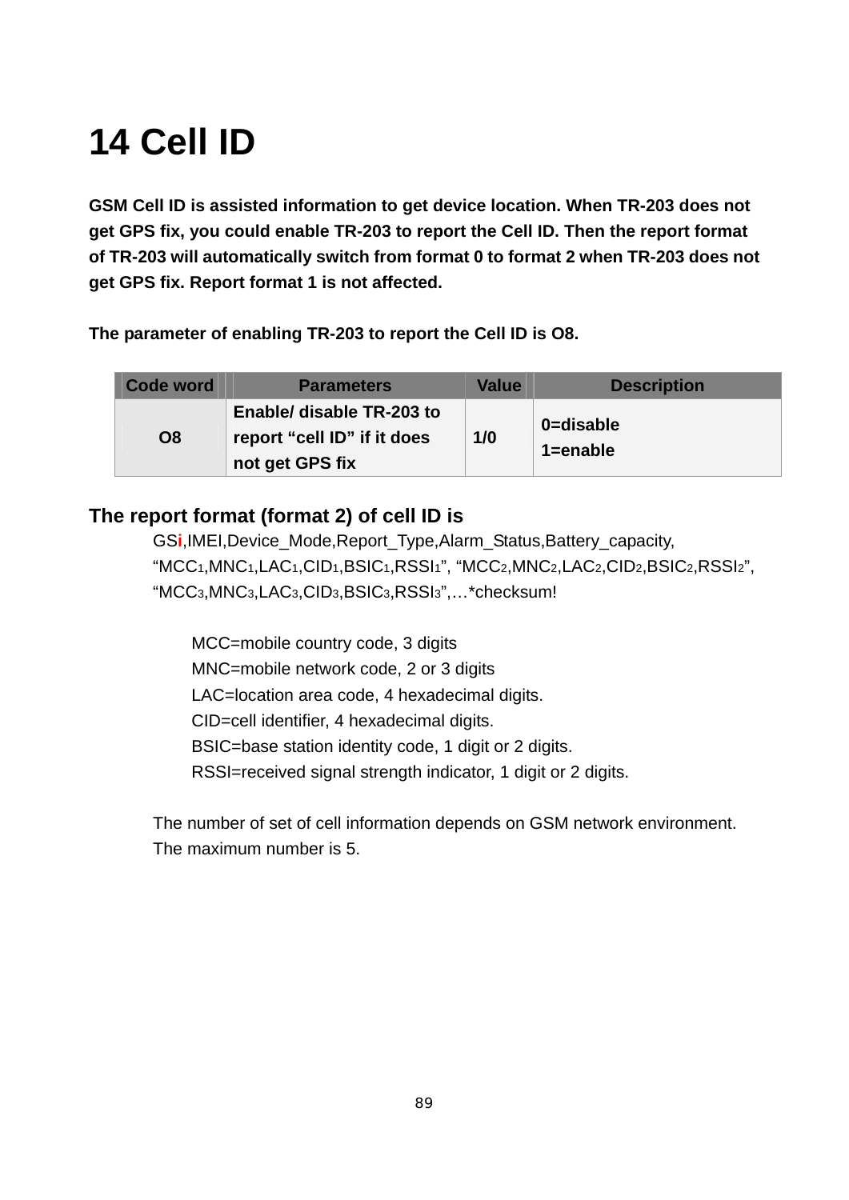# 14 Cell ID

**GSM Cell ID is assisted information to get device location. When TR-203 does not get GPS fix, you could enable TR-203 to report the Cell ID. Then the report format of TR-203 will automatically switch from format 0 to format 2 when TR-203 does not get GPS fix. Report format 1 is not affected.**

**The parameter of enabling TR-203 to report the Cell ID is O8.**

| Code word | Parameters | Value | Description |
|---|---|---|---|
| O8 | Enable/ disable TR-203 to report "cell ID" if it does not get GPS fix | 1/0 | 0=disable<br>1=enable |

**The report format (format 2) of cell ID is**

GSi,IMEI,Device_Mode,Report_Type,Alarm_Status,Battery_capacity, "$MCC_1$,$MNC_1$,$LAC_1$,$CID_1$,$BSIC_1$,$RSSI_1$", "$MCC_2$,$MNC_2$,$LAC_2$,$CID_2$,$BSIC_2$,$RSSI_2$", "$MCC_3$,$MNC_3$,$LAC_3$,$CID_3$,$BSIC_3$,$RSSI_3$",…*checksum!

MCC=mobile country code, 3 digits
MNC=mobile network code, 2 or 3 digits
LAC=location area code, 4 hexadecimal digits.
CID=cell identifier, 4 hexadecimal digits.
BSIC=base station identity code, 1 digit or 2 digits.
RSSI=received signal strength indicator, 1 digit or 2 digits.

The number of set of cell information depends on GSM network environment. The maximum number is 5.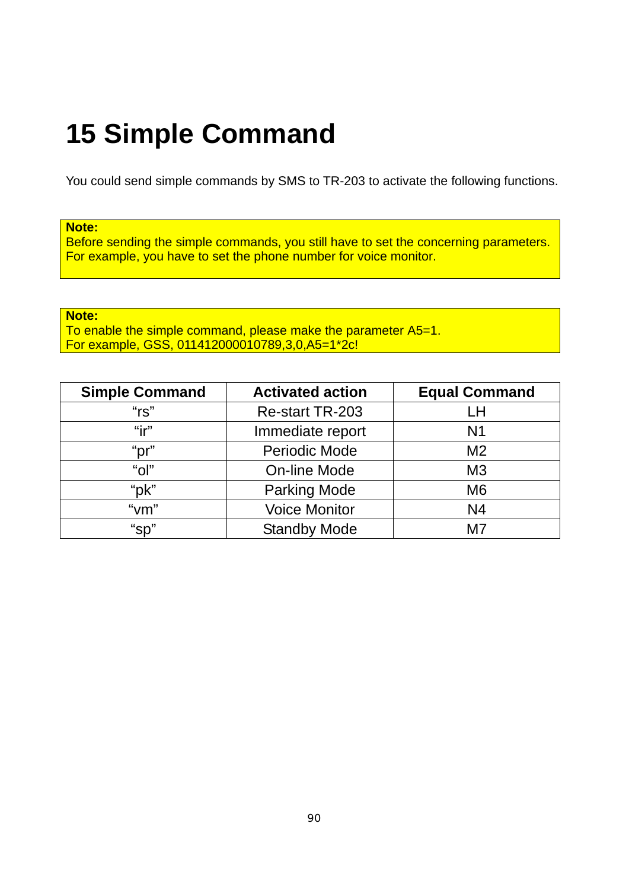# 15 Simple Command

You could send simple commands by SMS to TR-203 to activate the following functions.

**Note:**
Before sending the simple commands, you still have to set the concerning parameters.
For example, you have to set the phone number for voice monitor.

**Note:**
To enable the simple command, please make the parameter A5=1.
For example, GSS, 011412000010789,3,0,A5=1*2c!

| Simple Command | Activated action | Equal Command |
|---|---|---|
| “rs” | Re-start TR-203 | LH |
| “ir” | Immediate report | N1 |
| “pr” | Periodic Mode | M2 |
| “ol” | On-line Mode | M3 |
| “pk” | Parking Mode | M6 |
| “vm” | Voice Monitor | N4 |
| “sp” | Standby Mode | M7 |